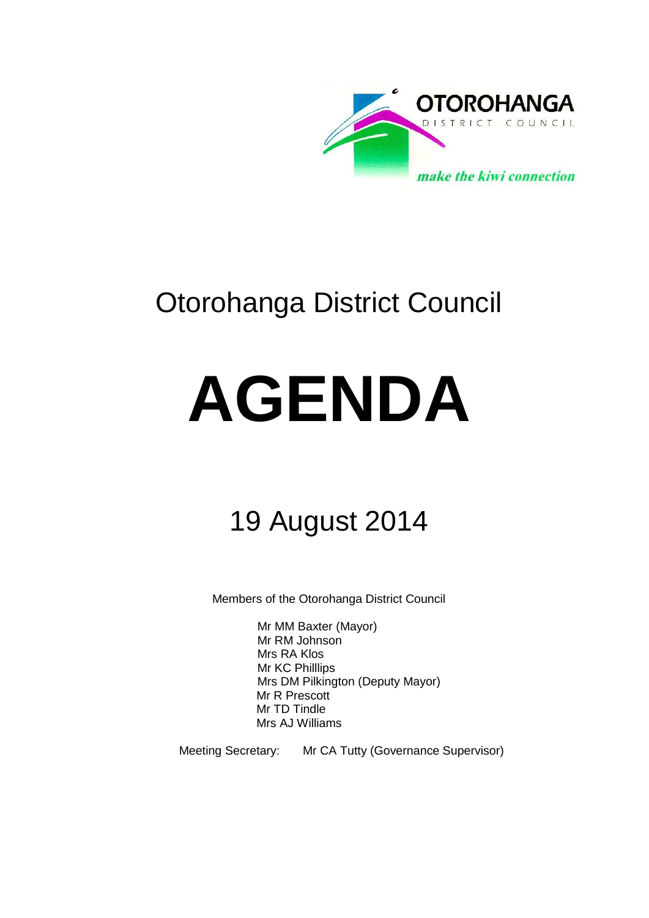OTOROHANGA

DISTRICT COUNCIL

*make the kiwi connection*

# Otorohanga District Council

# AGENDA

## 19 August 2014

Members of the Otorohanga District Council

Mr MM Baxter (Mayor)
Mr RM Johnson
Mrs RA Klos
Mr KC Philllips
Mrs DM Pilkington (Deputy Mayor)
Mr R Prescott
Mr TD Tindle
Mrs AJ Williams

Meeting Secretary: Mr CA Tutty (Governance Supervisor)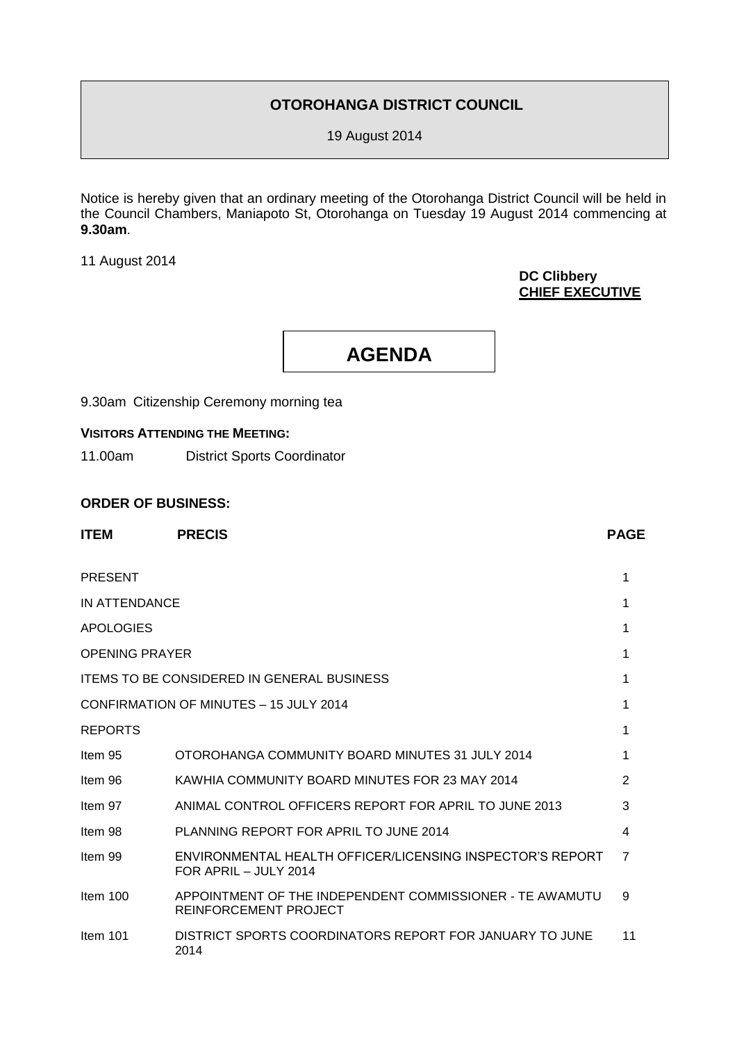# OTOROHANGA DISTRICT COUNCIL

19 August 2014

Notice is hereby given that an ordinary meeting of the Otorohanga District Council will be held in the Council Chambers, Maniapoto St, Otorohanga on Tuesday 19 August 2014 commencing at **9.30am**.

11 August 2014

**DC Clibbery**
**CHIEF EXECUTIVE**

# AGENDA

9.30am Citizenship Ceremony morning tea

**VISITORS ATTENDING THE MEETING:**

11.00am District Sports Coordinator

**ORDER OF BUSINESS:**

| ITEM | PRECIS | PAGE |
|---|---|---|
| PRESENT | | 1 |
| IN ATTENDANCE | | 1 |
| APOLOGIES | | 1 |
| OPENING PRAYER | | 1 |
| ITEMS TO BE CONSIDERED IN GENERAL BUSINESS | | 1 |
| CONFIRMATION OF MINUTES – 15 JULY 2014 | | 1 |
| REPORTS | | 1 |
| Item 95 | OTOROHANGA COMMUNITY BOARD MINUTES 31 JULY 2014 | 1 |
| Item 96 | KAWHIA COMMUNITY BOARD MINUTES FOR 23 MAY 2014 | 2 |
| Item 97 | ANIMAL CONTROL OFFICERS REPORT FOR APRIL TO JUNE 2013 | 3 |
| Item 98 | PLANNING REPORT FOR APRIL TO JUNE 2014 | 4 |
| Item 99 | ENVIRONMENTAL HEALTH OFFICER/LICENSING INSPECTOR'S REPORT FOR APRIL – JULY 2014 | 7 |
| Item 100 | APPOINTMENT OF THE INDEPENDENT COMMISSIONER - TE AWAMUTU REINFORCEMENT PROJECT | 9 |
| Item 101 | DISTRICT SPORTS COORDINATORS REPORT FOR JANUARY TO JUNE 2014 | 11 |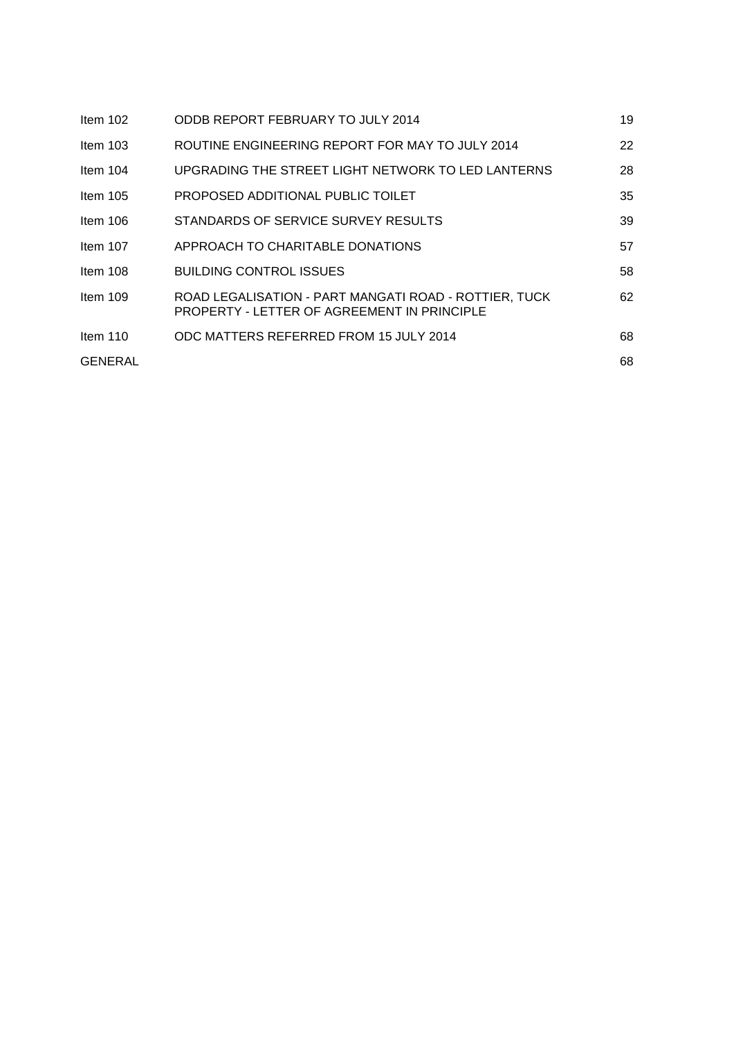| | | |
|---|---|---|
| Item 102 | ODDB REPORT FEBRUARY TO JULY 2014 | 19 |
| Item 103 | ROUTINE ENGINEERING REPORT FOR MAY TO JULY 2014 | 22 |
| Item 104 | UPGRADING THE STREET LIGHT NETWORK TO LED LANTERNS | 28 |
| Item 105 | PROPOSED ADDITIONAL PUBLIC TOILET | 35 |
| Item 106 | STANDARDS OF SERVICE SURVEY RESULTS | 39 |
| Item 107 | APPROACH TO CHARITABLE DONATIONS | 57 |
| Item 108 | BUILDING CONTROL ISSUES | 58 |
| Item 109 | ROAD LEGALISATION - PART MANGATI ROAD - ROTTIER, TUCK PROPERTY - LETTER OF AGREEMENT IN PRINCIPLE | 62 |
| Item 110 | ODC MATTERS REFERRED FROM 15 JULY 2014 | 68 |
| GENERAL | | 68 |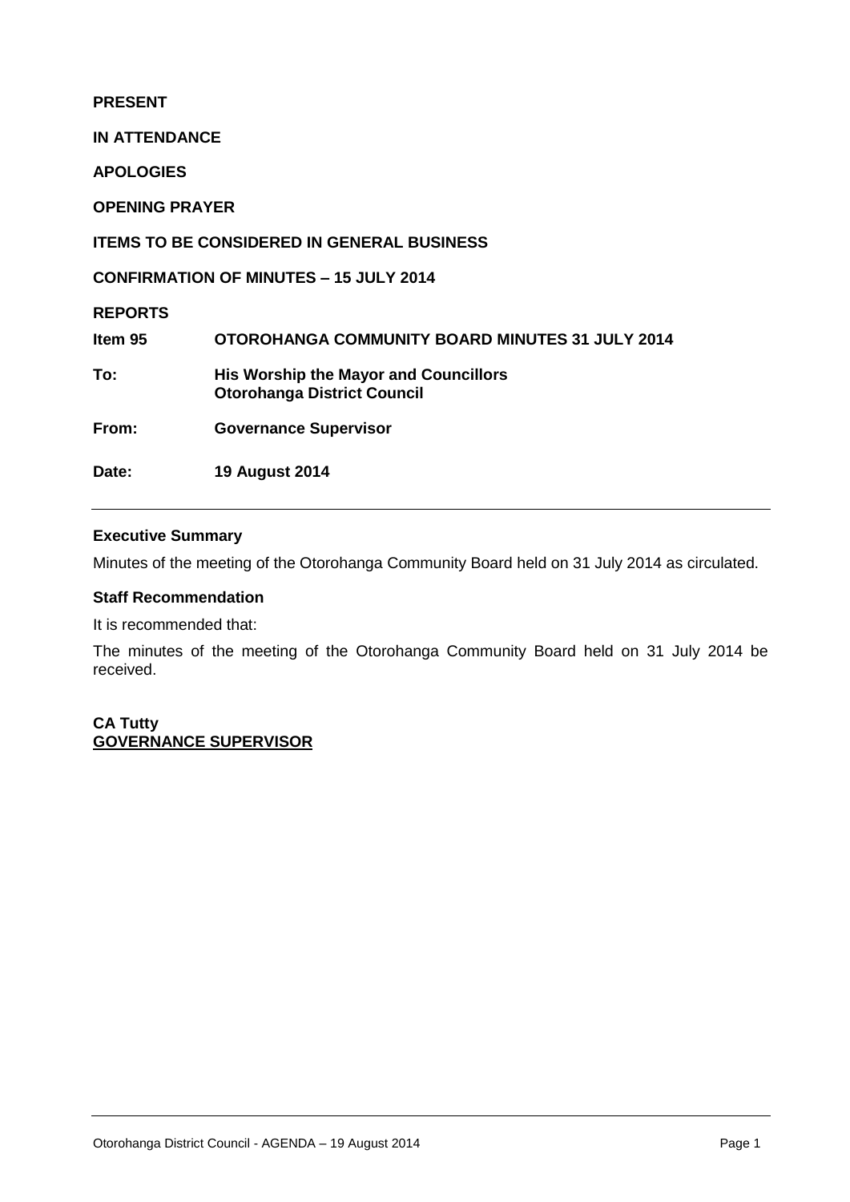**PRESENT**

**IN ATTENDANCE**

**APOLOGIES**

**OPENING PRAYER**

**ITEMS TO BE CONSIDERED IN GENERAL BUSINESS**

**CONFIRMATION OF MINUTES – 15 JULY 2014**

**REPORTS**

| | |
|---|---|
| **Item 95** | **OTOROHANGA COMMUNITY BOARD MINUTES 31 JULY 2014** |
| **To:** | **His Worship the Mayor and Councillors Otorohanga District Council** |
| **From:** | **Governance Supervisor** |
| **Date:** | **19 August 2014** |

---

### Executive Summary

Minutes of the meeting of the Otorohanga Community Board held on 31 July 2014 as circulated.

### Staff Recommendation

It is recommended that:

The minutes of the meeting of the Otorohanga Community Board held on 31 July 2014 be received.

**CA Tutty**
**GOVERNANCE SUPERVISOR**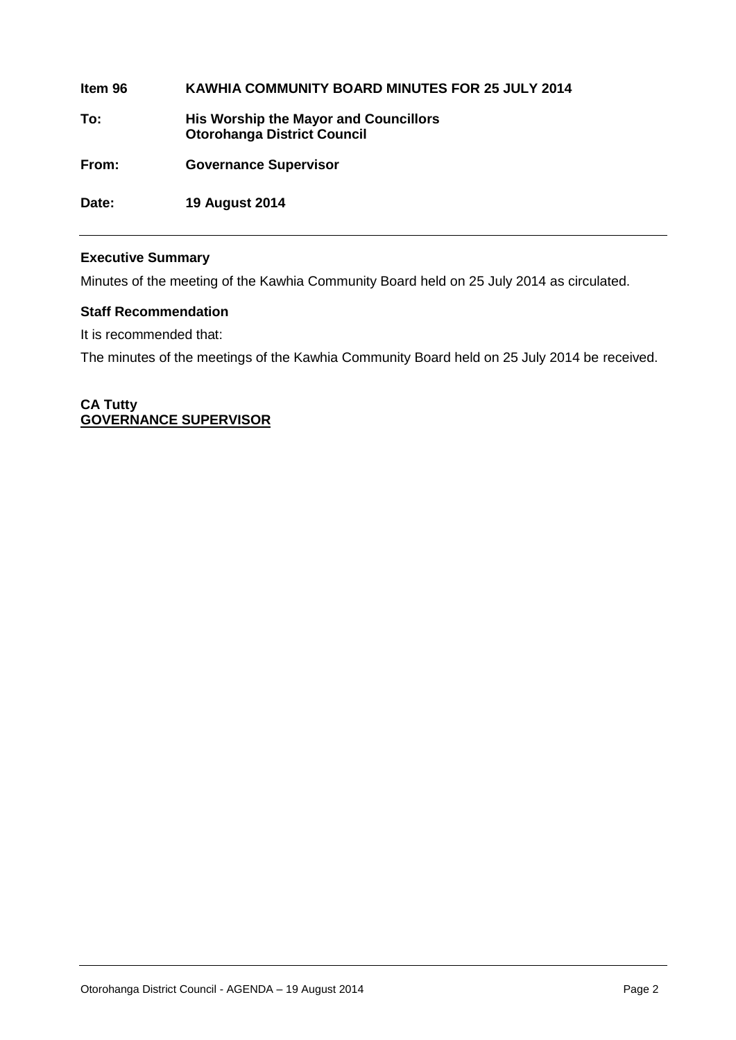**Item 96 KAWHIA COMMUNITY BOARD MINUTES FOR 25 JULY 2014**

**To: His Worship the Mayor and Councillors**
**Otorohanga District Council**

**From: Governance Supervisor**

**Date: 19 August 2014**

---

### Executive Summary

Minutes of the meeting of the Kawhia Community Board held on 25 July 2014 as circulated.

### Staff Recommendation

It is recommended that:

The minutes of the meetings of the Kawhia Community Board held on 25 July 2014 be received.

**CA Tutty**
**GOVERNANCE SUPERVISOR**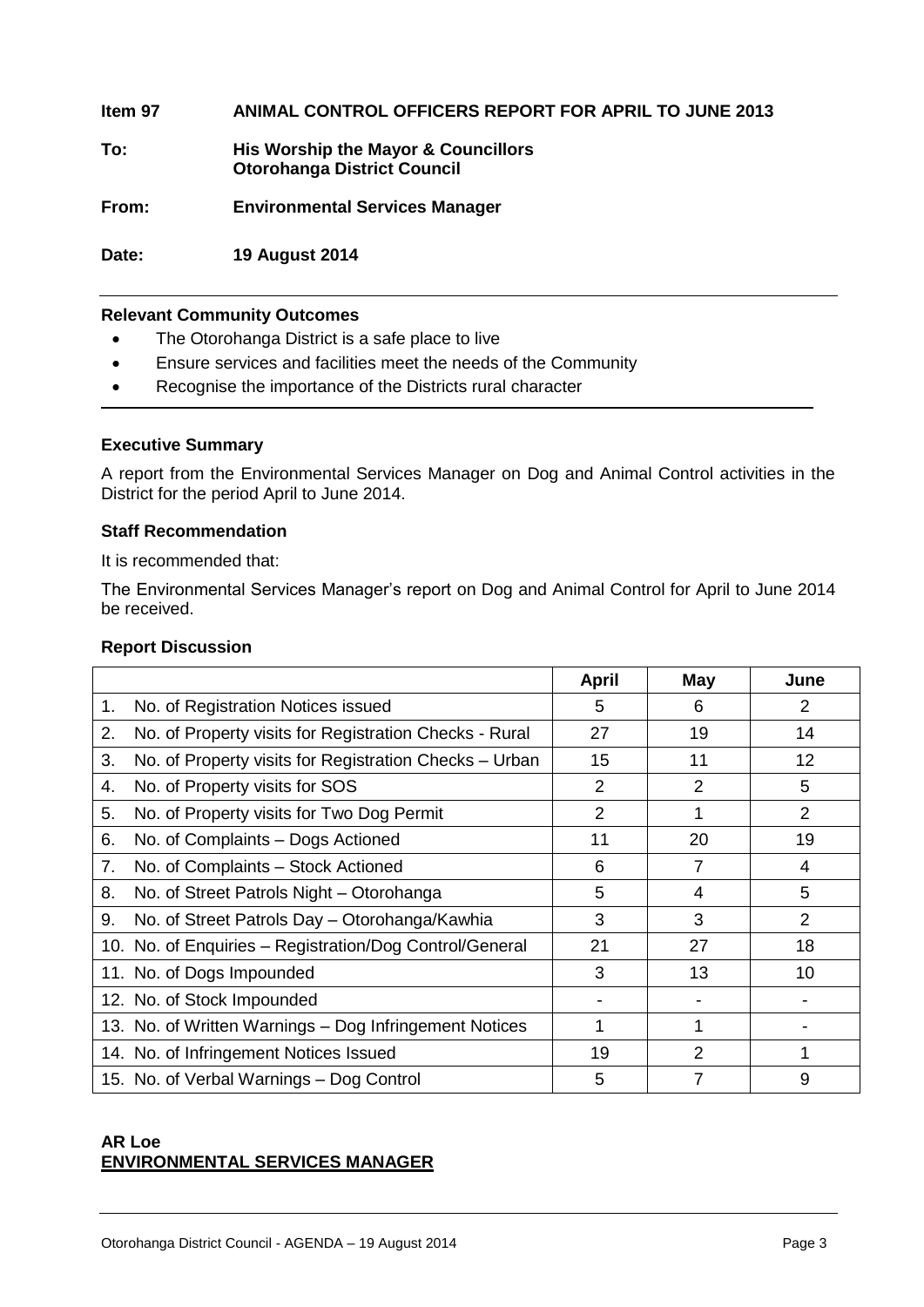**Item 97 ANIMAL CONTROL OFFICERS REPORT FOR APRIL TO JUNE 2013**

**To: His Worship the Mayor & Councillors**
**Otorohanga District Council**

**From: Environmental Services Manager**

**Date: 19 August 2014**

---

**Relevant Community Outcomes**

- The Otorohanga District is a safe place to live
- Ensure services and facilities meet the needs of the Community
- Recognise the importance of the Districts rural character

---

**Executive Summary**

A report from the Environmental Services Manager on Dog and Animal Control activities in the District for the period April to June 2014.

**Staff Recommendation**

It is recommended that:

The Environmental Services Manager's report on Dog and Animal Control for April to June 2014 be received.

**Report Discussion**

| | April | May | June |
|---|---|---|---|
| 1. No. of Registration Notices issued | 5 | 6 | 2 |
| 2. No. of Property visits for Registration Checks - Rural | 27 | 19 | 14 |
| 3. No. of Property visits for Registration Checks – Urban | 15 | 11 | 12 |
| 4. No. of Property visits for SOS | 2 | 2 | 5 |
| 5. No. of Property visits for Two Dog Permit | 2 | 1 | 2 |
| 6. No. of Complaints – Dogs Actioned | 11 | 20 | 19 |
| 7. No. of Complaints – Stock Actioned | 6 | 7 | 4 |
| 8. No. of Street Patrols Night – Otorohanga | 5 | 4 | 5 |
| 9. No. of Street Patrols Day – Otorohanga/Kawhia | 3 | 3 | 2 |
| 10. No. of Enquiries – Registration/Dog Control/General | 21 | 27 | 18 |
| 11. No. of Dogs Impounded | 3 | 13 | 10 |
| 12. No. of Stock Impounded | - | - | - |
| 13. No. of Written Warnings – Dog Infringement Notices | 1 | 1 | - |
| 14. No. of Infringement Notices Issued | 19 | 2 | 1 |
| 15. No. of Verbal Warnings – Dog Control | 5 | 7 | 9 |

**AR Loe**
**ENVIRONMENTAL SERVICES MANAGER**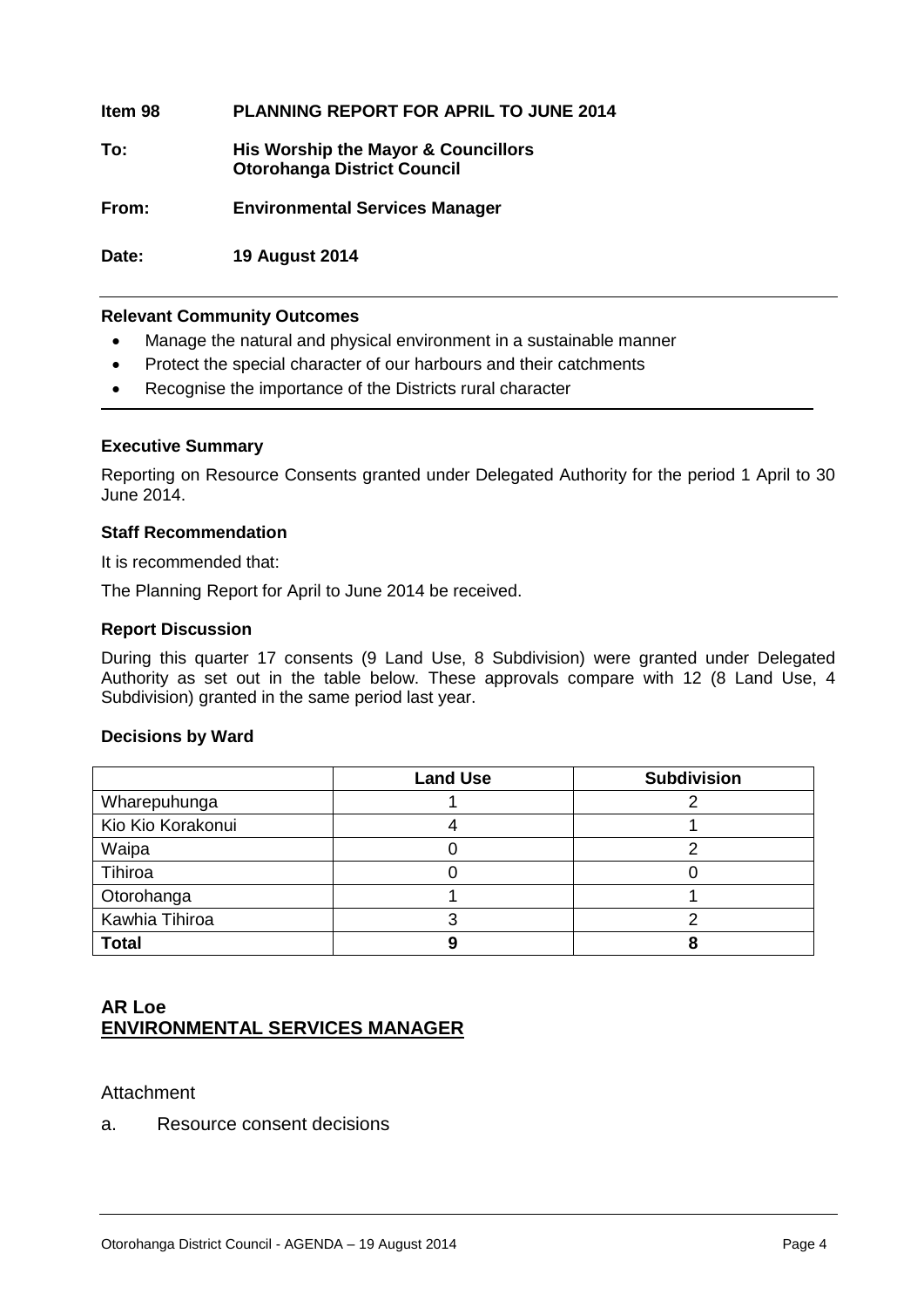**Item 98 PLANNING REPORT FOR APRIL TO JUNE 2014**

**To: His Worship the Mayor & Councillors**
**Otorohanga District Council**

**From: Environmental Services Manager**

**Date: 19 August 2014**

**Relevant Community Outcomes**

- Manage the natural and physical environment in a sustainable manner
- Protect the special character of our harbours and their catchments
- Recognise the importance of the Districts rural character

**Executive Summary**

Reporting on Resource Consents granted under Delegated Authority for the period 1 April to 30 June 2014.

**Staff Recommendation**

It is recommended that:

The Planning Report for April to June 2014 be received.

**Report Discussion**

During this quarter 17 consents (9 Land Use, 8 Subdivision) were granted under Delegated Authority as set out in the table below. These approvals compare with 12 (8 Land Use, 4 Subdivision) granted in the same period last year.

**Decisions by Ward**

| | Land Use | Subdivision |
|---|---|---|
| Wharepuhunga | 1 | 2 |
| Kio Kio Korakonui | 4 | 1 |
| Waipa | 0 | 2 |
| Tihiroa | 0 | 0 |
| Otorohanga | 1 | 1 |
| Kawhia Tihiroa | 3 | 2 |
| **Total** | **9** | **8** |

**AR Loe**
**ENVIRONMENTAL SERVICES MANAGER**

Attachment

a. Resource consent decisions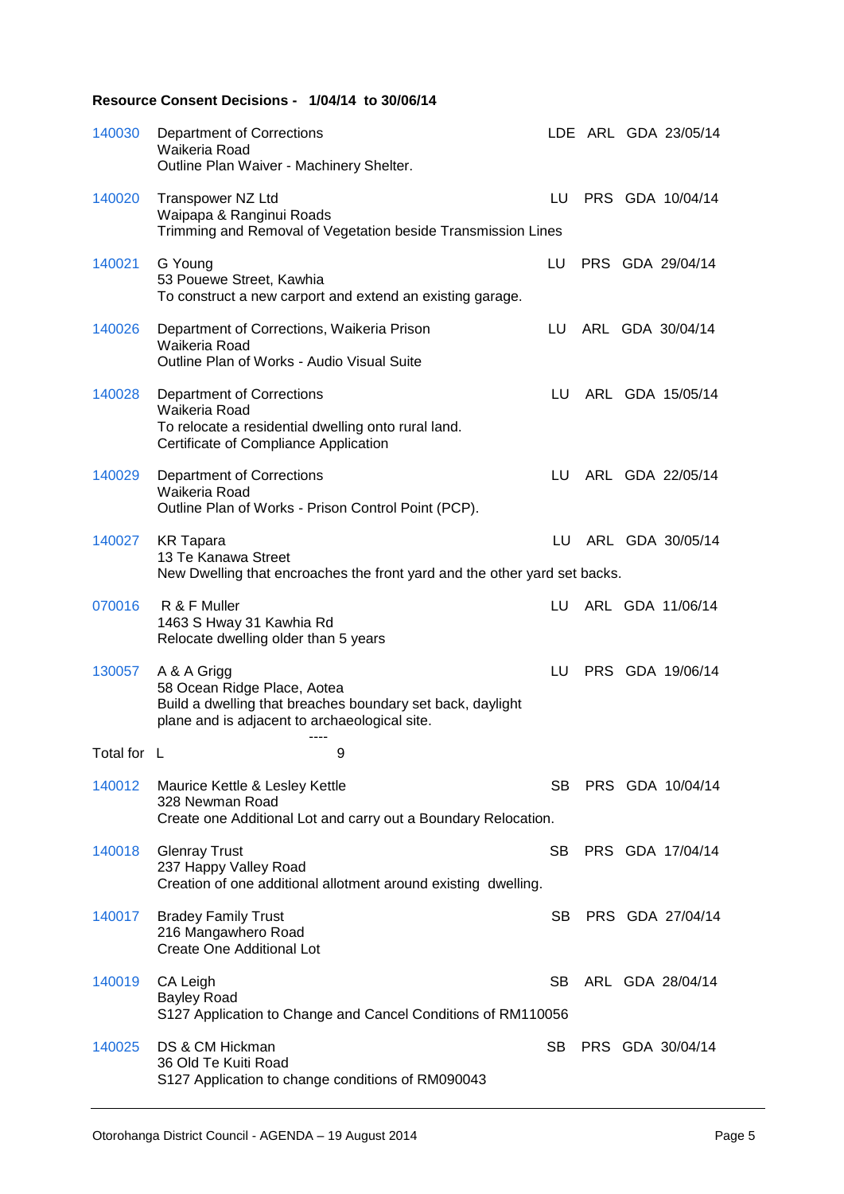**Resource Consent Decisions - 1/04/14 to 30/06/14**

| | | | | | |
|---|---|---|---|---|---|
| 140030 | Department of Corrections<br>Waikeria Road<br>Outline Plan Waiver - Machinery Shelter. | LDE | ARL | GDA | 23/05/14 |
| 140020 | Transpower NZ Ltd<br>Waipapa & Ranginui Roads<br>Trimming and Removal of Vegetation beside Transmission Lines | LU | PRS | GDA | 10/04/14 |
| 140021 | G Young<br>53 Pouewe Street, Kawhia<br>To construct a new carport and extend an existing garage. | LU | PRS | GDA | 29/04/14 |
| 140026 | Department of Corrections, Waikeria Prison<br>Waikeria Road<br>Outline Plan of Works - Audio Visual Suite | LU | ARL | GDA | 30/04/14 |
| 140028 | Department of Corrections<br>Waikeria Road<br>To relocate a residential dwelling onto rural land.<br>Certificate of Compliance Application | LU | ARL | GDA | 15/05/14 |
| 140029 | Department of Corrections<br>Waikeria Road<br>Outline Plan of Works - Prison Control Point (PCP). | LU | ARL | GDA | 22/05/14 |
| 140027 | KR Tapara<br>13 Te Kanawa Street<br>New Dwelling that encroaches the front yard and the other yard set backs. | LU | ARL | GDA | 30/05/14 |
| 070016 | R & F Muller<br>1463 S Hway 31 Kawhia Rd<br>Relocate dwelling older than 5 years | LU | ARL | GDA | 11/06/14 |
| 130057 | A & A Grigg<br>58 Ocean Ridge Place, Aotea<br>Build a dwelling that breaches boundary set back, daylight plane and is adjacent to archaeological site. | LU | PRS | GDA | 19/06/14 |
| Total for | L ---- 9 | | | | |
| 140012 | Maurice Kettle & Lesley Kettle<br>328 Newman Road<br>Create one Additional Lot and carry out a Boundary Relocation. | SB | PRS | GDA | 10/04/14 |
| 140018 | Glenray Trust<br>237 Happy Valley Road<br>Creation of one additional allotment around existing dwelling. | SB | PRS | GDA | 17/04/14 |
| 140017 | Bradey Family Trust<br>216 Mangawhero Road<br>Create One Additional Lot | SB | PRS | GDA | 27/04/14 |
| 140019 | CA Leigh<br>Bayley Road<br>S127 Application to Change and Cancel Conditions of RM110056 | SB | ARL | GDA | 28/04/14 |
| 140025 | DS & CM Hickman<br>36 Old Te Kuiti Road<br>S127 Application to change conditions of RM090043 | SB | PRS | GDA | 30/04/14 |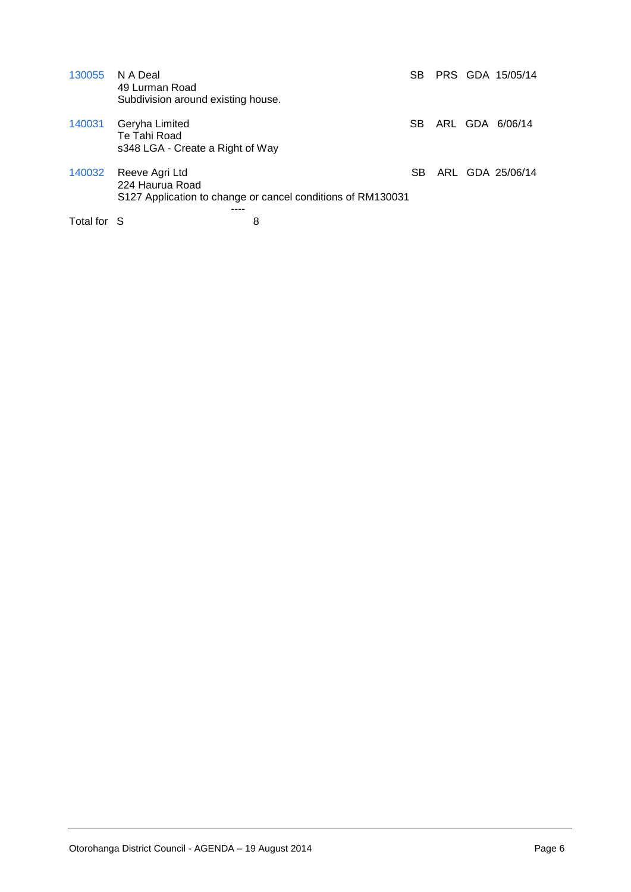| | | | | | |
|---|---|---|---|---|---|
| 130055 | N A Deal<br>49 Lurman Road<br>Subdivision around existing house. | SB | PRS | GDA | 15/05/14 |
| 140031 | Geryha Limited<br>Te Tahi Road<br>s348 LGA - Create a Right of Way | SB | ARL | GDA | 6/06/14 |
| 140032 | Reeve Agri Ltd<br>224 Haurua Road<br>S127 Application to change or cancel conditions of RM130031 | SB | ARL | GDA | 25/06/14 |

----

Total for S 8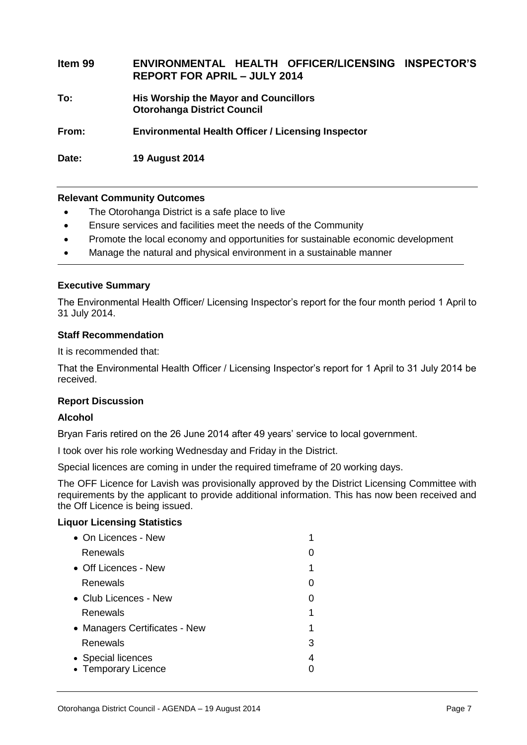| | |
|---|---|
| **Item 99** | **ENVIRONMENTAL HEALTH OFFICER/LICENSING INSPECTOR'S REPORT FOR APRIL – JULY 2014** |
| **To:** | **His Worship the Mayor and Councillors**<br>**Otorohanga District Council** |
| **From:** | **Environmental Health Officer / Licensing Inspector** |
| **Date:** | **19 August 2014** |

**Relevant Community Outcomes**

- The Otorohanga District is a safe place to live
- Ensure services and facilities meet the needs of the Community
- Promote the local economy and opportunities for sustainable economic development
- Manage the natural and physical environment in a sustainable manner

**Executive Summary**

The Environmental Health Officer/ Licensing Inspector's report for the four month period 1 April to 31 July 2014.

**Staff Recommendation**

It is recommended that:

That the Environmental Health Officer / Licensing Inspector's report for 1 April to 31 July 2014 be received.

**Report Discussion**

**Alcohol**

Bryan Faris retired on the 26 June 2014 after 49 years' service to local government.

I took over his role working Wednesday and Friday in the District.

Special licences are coming in under the required timeframe of 20 working days.

The OFF Licence for Lavish was provisionally approved by the District Licensing Committee with requirements by the applicant to provide additional information. This has now been received and the Off Licence is being issued.

**Liquor Licensing Statistics**

| | |
|---|---|
| • On Licences - New | 1 |
| Renewals | 0 |
| • Off Licences - New | 1 |
| Renewals | 0 |
| • Club Licences - New | 0 |
| Renewals | 1 |
| • Managers Certificates - New | 1 |
| Renewals | 3 |
| • Special licences | 4 |
| • Temporary Licence | 0 |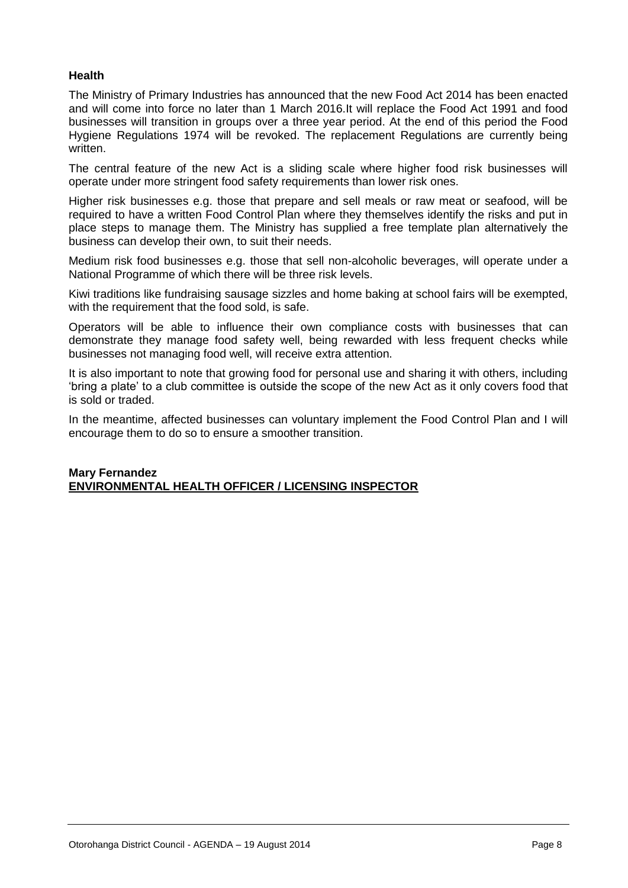### Health

The Ministry of Primary Industries has announced that the new Food Act 2014 has been enacted and will come into force no later than 1 March 2016.It will replace the Food Act 1991 and food businesses will transition in groups over a three year period. At the end of this period the Food Hygiene Regulations 1974 will be revoked. The replacement Regulations are currently being written.

The central feature of the new Act is a sliding scale where higher food risk businesses will operate under more stringent food safety requirements than lower risk ones.

Higher risk businesses e.g. those that prepare and sell meals or raw meat or seafood, will be required to have a written Food Control Plan where they themselves identify the risks and put in place steps to manage them. The Ministry has supplied a free template plan alternatively the business can develop their own, to suit their needs.

Medium risk food businesses e.g. those that sell non-alcoholic beverages, will operate under a National Programme of which there will be three risk levels.

Kiwi traditions like fundraising sausage sizzles and home baking at school fairs will be exempted, with the requirement that the food sold, is safe.

Operators will be able to influence their own compliance costs with businesses that can demonstrate they manage food safety well, being rewarded with less frequent checks while businesses not managing food well, will receive extra attention.

It is also important to note that growing food for personal use and sharing it with others, including 'bring a plate' to a club committee is outside the scope of the new Act as it only covers food that is sold or traded.

In the meantime, affected businesses can voluntary implement the Food Control Plan and I will encourage them to do so to ensure a smoother transition.

**Mary Fernandez**
**ENVIRONMENTAL HEALTH OFFICER / LICENSING INSPECTOR**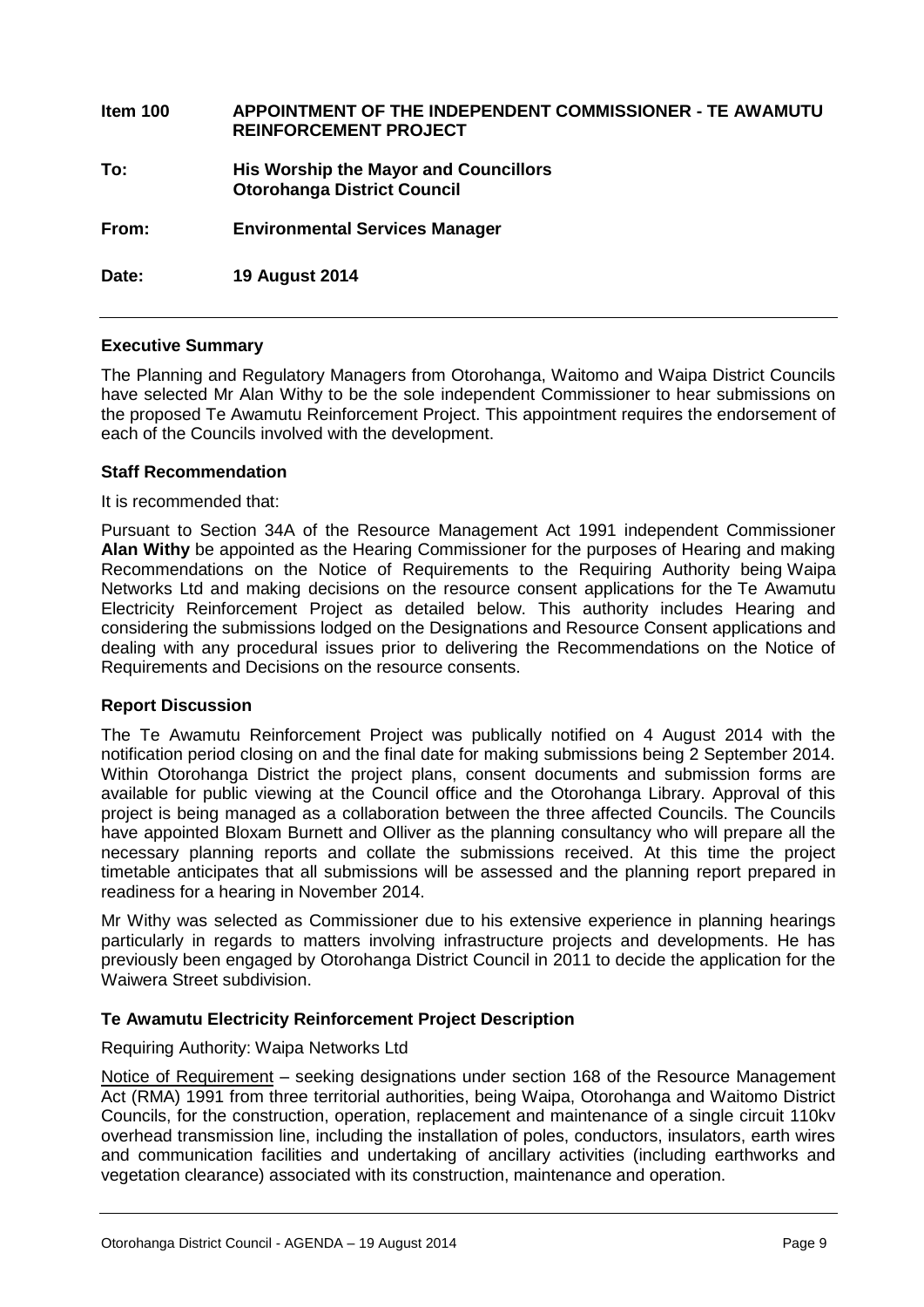**Item 100 APPOINTMENT OF THE INDEPENDENT COMMISSIONER - TE AWAMUTU REINFORCEMENT PROJECT**

**To: His Worship the Mayor and Councillors Otorohanga District Council**

**From: Environmental Services Manager**

**Date: 19 August 2014**

---

### Executive Summary

The Planning and Regulatory Managers from Otorohanga, Waitomo and Waipa District Councils have selected Mr Alan Withy to be the sole independent Commissioner to hear submissions on the proposed Te Awamutu Reinforcement Project. This appointment requires the endorsement of each of the Councils involved with the development.

### Staff Recommendation

It is recommended that:

Pursuant to Section 34A of the Resource Management Act 1991 independent Commissioner **Alan Withy** be appointed as the Hearing Commissioner for the purposes of Hearing and making Recommendations on the Notice of Requirements to the Requiring Authority being Waipa Networks Ltd and making decisions on the resource consent applications for the Te Awamutu Electricity Reinforcement Project as detailed below. This authority includes Hearing and considering the submissions lodged on the Designations and Resource Consent applications and dealing with any procedural issues prior to delivering the Recommendations on the Notice of Requirements and Decisions on the resource consents.

### Report Discussion

The Te Awamutu Reinforcement Project was publically notified on 4 August 2014 with the notification period closing on and the final date for making submissions being 2 September 2014. Within Otorohanga District the project plans, consent documents and submission forms are available for public viewing at the Council office and the Otorohanga Library. Approval of this project is being managed as a collaboration between the three affected Councils. The Councils have appointed Bloxam Burnett and Olliver as the planning consultancy who will prepare all the necessary planning reports and collate the submissions received. At this time the project timetable anticipates that all submissions will be assessed and the planning report prepared in readiness for a hearing in November 2014.

Mr Withy was selected as Commissioner due to his extensive experience in planning hearings particularly in regards to matters involving infrastructure projects and developments. He has previously been engaged by Otorohanga District Council in 2011 to decide the application for the Waiwera Street subdivision.

### Te Awamutu Electricity Reinforcement Project Description

Requiring Authority: Waipa Networks Ltd

Notice of Requirement – seeking designations under section 168 of the Resource Management Act (RMA) 1991 from three territorial authorities, being Waipa, Otorohanga and Waitomo District Councils, for the construction, operation, replacement and maintenance of a single circuit 110kv overhead transmission line, including the installation of poles, conductors, insulators, earth wires and communication facilities and undertaking of ancillary activities (including earthworks and vegetation clearance) associated with its construction, maintenance and operation.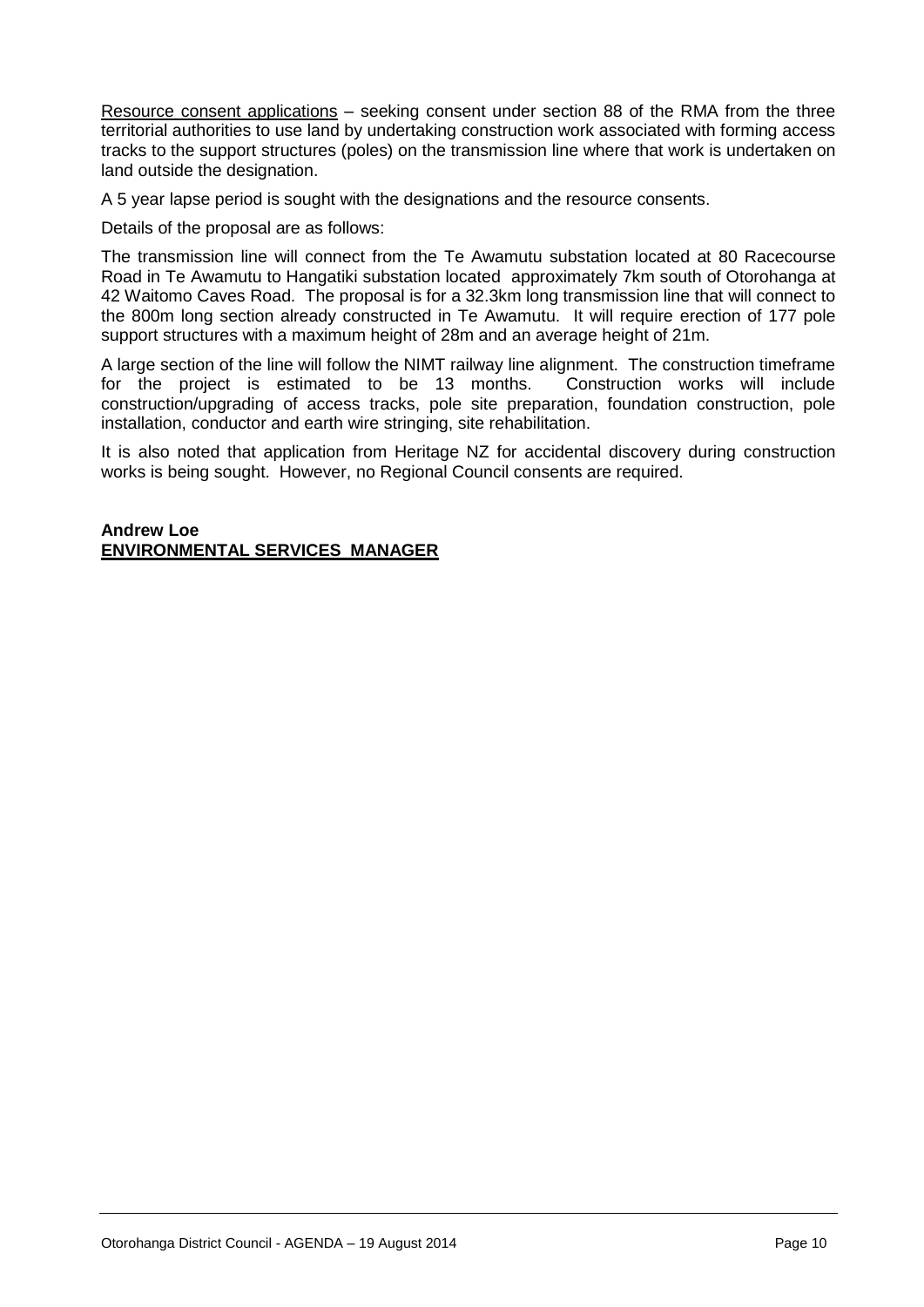Resource consent applications – seeking consent under section 88 of the RMA from the three territorial authorities to use land by undertaking construction work associated with forming access tracks to the support structures (poles) on the transmission line where that work is undertaken on land outside the designation.

A 5 year lapse period is sought with the designations and the resource consents.

Details of the proposal are as follows:

The transmission line will connect from the Te Awamutu substation located at 80 Racecourse Road in Te Awamutu to Hangatiki substation located approximately 7km south of Otorohanga at 42 Waitomo Caves Road. The proposal is for a 32.3km long transmission line that will connect to the 800m long section already constructed in Te Awamutu. It will require erection of 177 pole support structures with a maximum height of 28m and an average height of 21m.

A large section of the line will follow the NIMT railway line alignment. The construction timeframe for the project is estimated to be 13 months. Construction works will include construction/upgrading of access tracks, pole site preparation, foundation construction, pole installation, conductor and earth wire stringing, site rehabilitation.

It is also noted that application from Heritage NZ for accidental discovery during construction works is being sought. However, no Regional Council consents are required.

**Andrew Loe**
**ENVIRONMENTAL SERVICES MANAGER**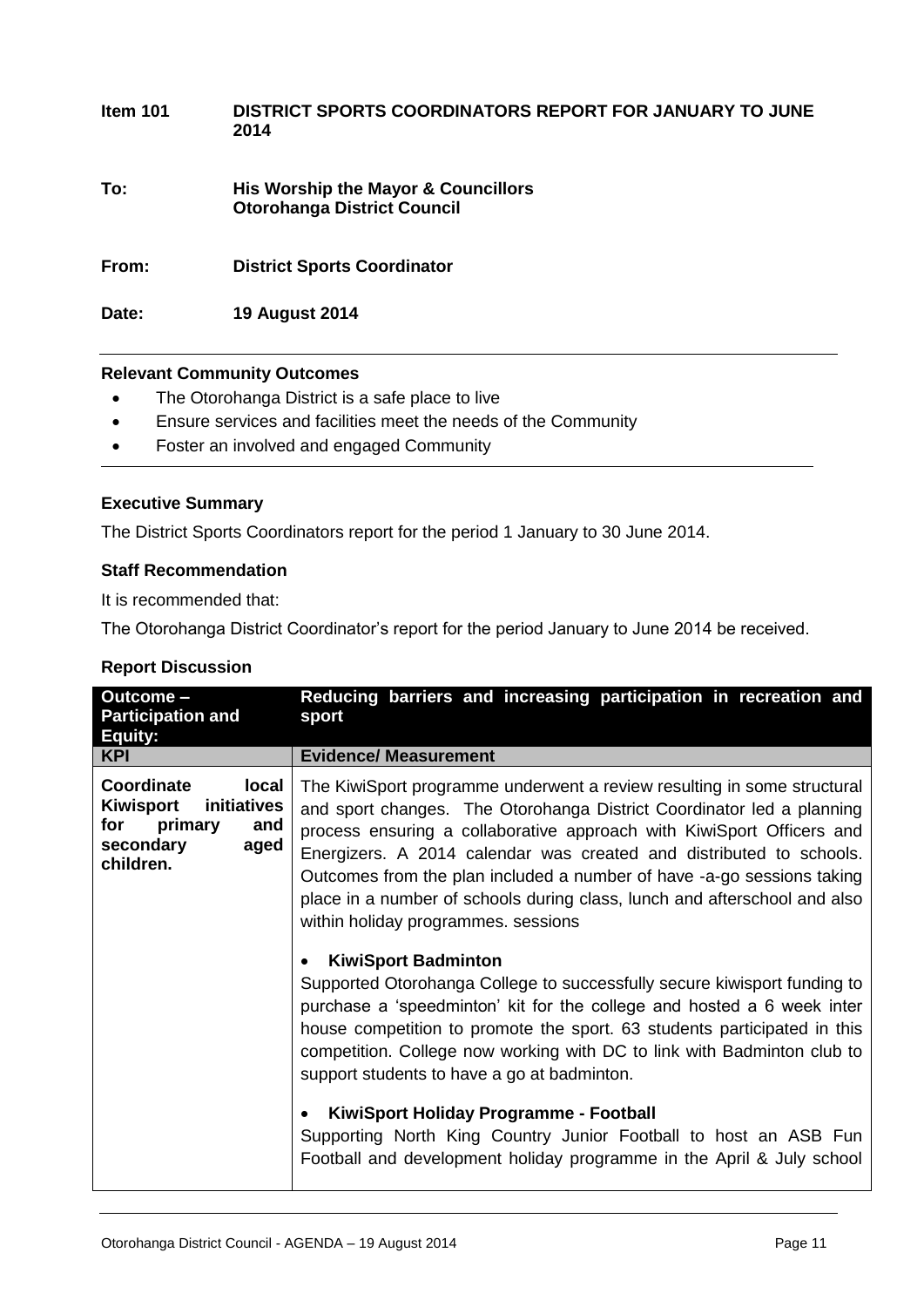**Item 101 DISTRICT SPORTS COORDINATORS REPORT FOR JANUARY TO JUNE 2014**

**To: His Worship the Mayor & Councillors**
**Otorohanga District Council**

**From: District Sports Coordinator**

**Date: 19 August 2014**

**Relevant Community Outcomes**

- The Otorohanga District is a safe place to live
- Ensure services and facilities meet the needs of the Community
- Foster an involved and engaged Community

**Executive Summary**

The District Sports Coordinators report for the period 1 January to 30 June 2014.

**Staff Recommendation**

It is recommended that:

The Otorohanga District Coordinator's report for the period January to June 2014 be received.

**Report Discussion**

| **Outcome – Participation and Equity:** | **Reducing barriers and increasing participation in recreation and sport** |
|---|---|
| **KPI** | **Evidence/ Measurement** |
| **Coordinate local Kiwisport initiatives for primary and secondary aged children.** | The KiwiSport programme underwent a review resulting in some structural and sport changes. The Otorohanga District Coordinator led a planning process ensuring a collaborative approach with KiwiSport Officers and Energizers. A 2014 calendar was created and distributed to schools. Outcomes from the plan included a number of have -a-go sessions taking place in a number of schools during class, lunch and afterschool and also within holiday programmes. sessions<br><br>• **KiwiSport Badminton**<br>Supported Otorohanga College to successfully secure kiwisport funding to purchase a 'speedminton' kit for the college and hosted a 6 week inter house competition to promote the sport. 63 students participated in this competition. College now working with DC to link with Badminton club to support students to have a go at badminton.<br><br>• **KiwiSport Holiday Programme - Football**<br>Supporting North King Country Junior Football to host an ASB Fun Football and development holiday programme in the April & July school |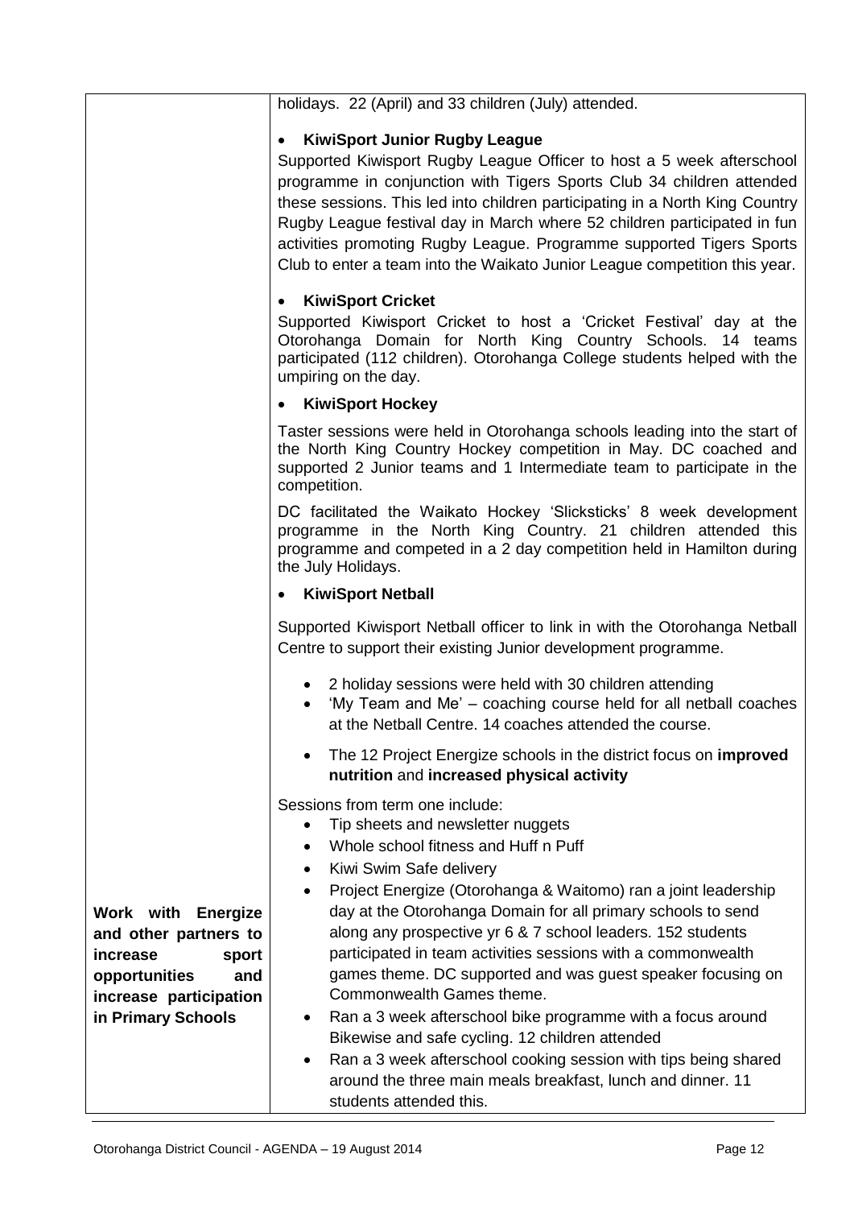| | |
|---|---|
| | holidays. 22 (April) and 33 children (July) attended. |
| | • **KiwiSport Junior Rugby League**<br>Supported Kiwisport Rugby League Officer to host a 5 week afterschool programme in conjunction with Tigers Sports Club 34 children attended these sessions. This led into children participating in a North King Country Rugby League festival day in March where 52 children participated in fun activities promoting Rugby League. Programme supported Tigers Sports Club to enter a team into the Waikato Junior League competition this year. |
| | • **KiwiSport Cricket**<br>Supported Kiwisport Cricket to host a 'Cricket Festival' day at the Otorohanga Domain for North King Country Schools. 14 teams participated (112 children). Otorohanga College students helped with the umpiring on the day. |
| | • **KiwiSport Hockey**<br>Taster sessions were held in Otorohanga schools leading into the start of the North King Country Hockey competition in May. DC coached and supported 2 Junior teams and 1 Intermediate team to participate in the competition.<br>DC facilitated the Waikato Hockey 'Slicksticks' 8 week development programme in the North King Country. 21 children attended this programme and competed in a 2 day competition held in Hamilton during the July Holidays. |
| | • **KiwiSport Netball**<br>Supported Kiwisport Netball officer to link in with the Otorohanga Netball Centre to support their existing Junior development programme.<br>• 2 holiday sessions were held with 30 children attending<br>• 'My Team and Me' – coaching course held for all netball coaches at the Netball Centre. 14 coaches attended the course. |
| **Work with Energize and other partners to increase sport opportunities and increase participation in Primary Schools** | • The 12 Project Energize schools in the district focus on **improved nutrition** and **increased physical activity**<br>Sessions from term one include:<br>• Tip sheets and newsletter nuggets<br>• Whole school fitness and Huff n Puff<br>• Kiwi Swim Safe delivery<br>• Project Energize (Otorohanga & Waitomo) ran a joint leadership day at the Otorohanga Domain for all primary schools to send along any prospective yr 6 & 7 school leaders. 152 students participated in team activities sessions with a commonwealth games theme. DC supported and was guest speaker focusing on Commonwealth Games theme.<br>• Ran a 3 week afterschool bike programme with a focus around Bikewise and safe cycling. 12 children attended<br>• Ran a 3 week afterschool cooking session with tips being shared around the three main meals breakfast, lunch and dinner. 11 students attended this. |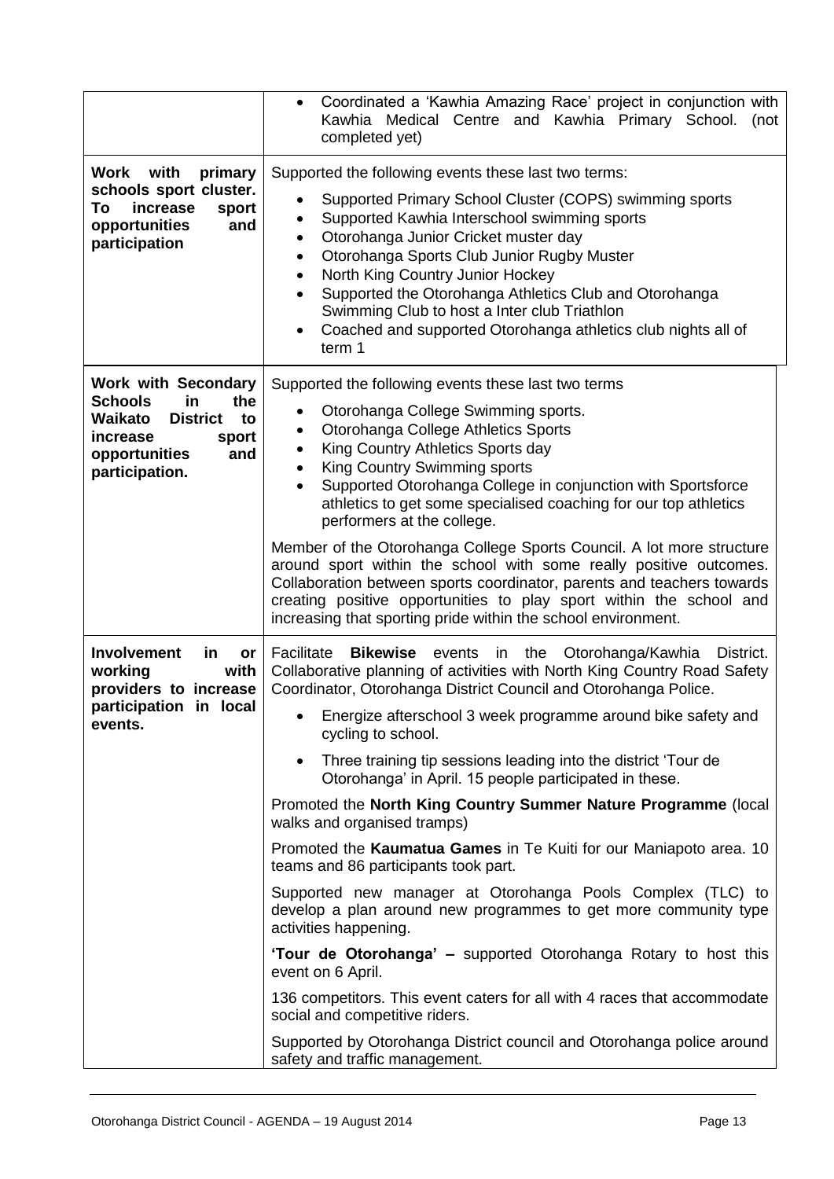| | |
|---|---|
| | • Coordinated a 'Kawhia Amazing Race' project in conjunction with Kawhia Medical Centre and Kawhia Primary School. (not completed yet) |
| **Work with primary schools sport cluster. To increase sport opportunities and participation** | Supported the following events these last two terms:<br>• Supported Primary School Cluster (COPS) swimming sports<br>• Supported Kawhia Interschool swimming sports<br>• Otorohanga Junior Cricket muster day<br>• Otorohanga Sports Club Junior Rugby Muster<br>• North King Country Junior Hockey<br>• Supported the Otorohanga Athletics Club and Otorohanga Swimming Club to host a Inter club Triathlon<br>• Coached and supported Otorohanga athletics club nights all of term 1 |
| **Work with Secondary Schools in the Waikato District to increase sport opportunities and participation.** | Supported the following events these last two terms<br>• Otorohanga College Swimming sports.<br>• Otorohanga College Athletics Sports<br>• King Country Athletics Sports day<br>• King Country Swimming sports<br>• Supported Otorohanga College in conjunction with Sportsforce athletics to get some specialised coaching for our top athletics performers at the college.<br><br>Member of the Otorohanga College Sports Council. A lot more structure around sport within the school with some really positive outcomes. Collaboration between sports coordinator, parents and teachers towards creating positive opportunities to play sport within the school and increasing that sporting pride within the school environment. |
| **Involvement in or working with providers to increase participation in local events.** | Facilitate **Bikewise** events in the Otorohanga/Kawhia District. Collaborative planning of activities with North King Country Road Safety Coordinator, Otorohanga District Council and Otorohanga Police.<br>• Energize afterschool 3 week programme around bike safety and cycling to school.<br>• Three training tip sessions leading into the district 'Tour de Otorohanga' in April. 15 people participated in these.<br><br>Promoted the **North King Country Summer Nature Programme** (local walks and organised tramps)<br><br>Promoted the **Kaumatua Games** in Te Kuiti for our Maniapoto area. 10 teams and 86 participants took part.<br><br>Supported new manager at Otorohanga Pools Complex (TLC) to develop a plan around new programmes to get more community type activities happening.<br><br>**'Tour de Otorohanga' –** supported Otorohanga Rotary to host this event on 6 April.<br><br>136 competitors. This event caters for all with 4 races that accommodate social and competitive riders.<br><br>Supported by Otorohanga District council and Otorohanga police around safety and traffic management. |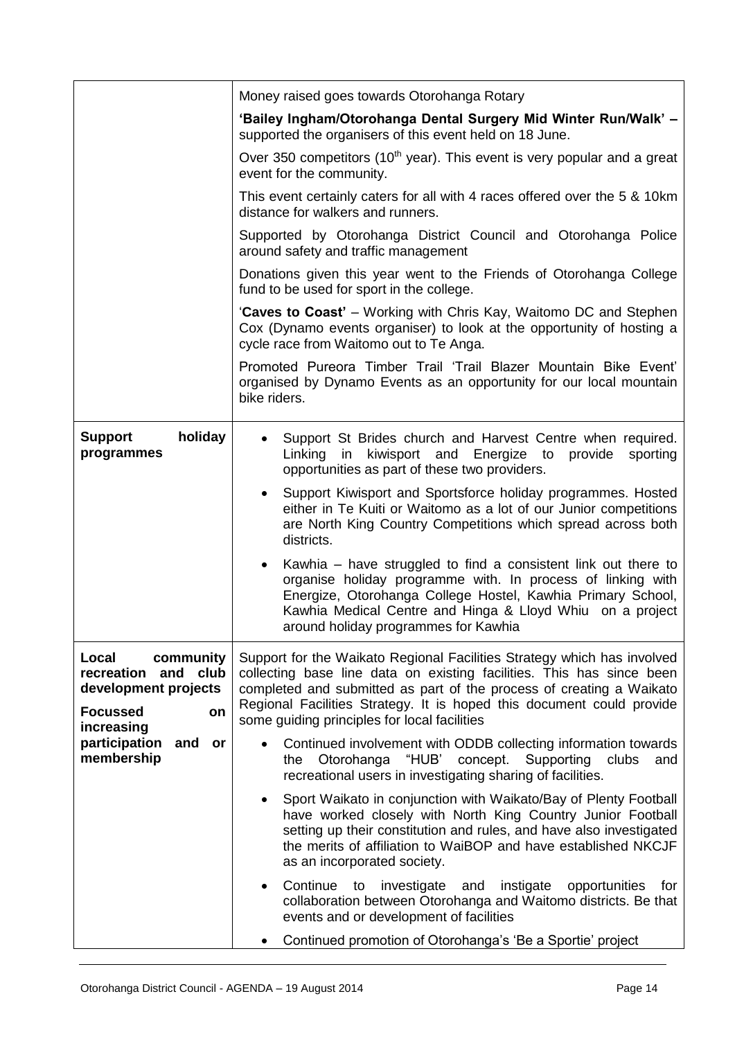| | |
|---|---|
| | Money raised goes towards Otorohanga Rotary<br><br>**'Bailey Ingham/Otorohanga Dental Surgery Mid Winter Run/Walk' –** supported the organisers of this event held on 18 June.<br><br>Over 350 competitors (10th year). This event is very popular and a great event for the community.<br><br>This event certainly caters for all with 4 races offered over the 5 & 10km distance for walkers and runners.<br><br>Supported by Otorohanga District Council and Otorohanga Police around safety and traffic management<br><br>Donations given this year went to the Friends of Otorohanga College fund to be used for sport in the college.<br><br>'**Caves to Coast'** – Working with Chris Kay, Waitomo DC and Stephen Cox (Dynamo events organiser) to look at the opportunity of hosting a cycle race from Waitomo out to Te Anga.<br><br>Promoted Pureora Timber Trail 'Trail Blazer Mountain Bike Event' organised by Dynamo Events as an opportunity for our local mountain bike riders. |
| **Support holiday programmes** | • Support St Brides church and Harvest Centre when required. Linking in kiwisport and Energize to provide sporting opportunities as part of these two providers.<br>• Support Kiwisport and Sportsforce holiday programmes. Hosted either in Te Kuiti or Waitomo as a lot of our Junior competitions are North King Country Competitions which spread across both districts.<br>• Kawhia – have struggled to find a consistent link out there to organise holiday programme with. In process of linking with Energize, Otorohanga College Hostel, Kawhia Primary School, Kawhia Medical Centre and Hinga & Lloyd Whiu on a project around holiday programmes for Kawhia |
| **Local community recreation and club development projects**<br><br>**Focussed on increasing participation and or membership** | Support for the Waikato Regional Facilities Strategy which has involved collecting base line data on existing facilities. This has since been completed and submitted as part of the process of creating a Waikato Regional Facilities Strategy. It is hoped this document could provide some guiding principles for local facilities<br>• Continued involvement with ODDB collecting information towards the Otorohanga "HUB' concept. Supporting clubs and recreational users in investigating sharing of facilities.<br>• Sport Waikato in conjunction with Waikato/Bay of Plenty Football have worked closely with North King Country Junior Football setting up their constitution and rules, and have also investigated the merits of affiliation to WaiBOP and have established NKCJF as an incorporated society.<br>• Continue to investigate and instigate opportunities for collaboration between Otorohanga and Waitomo districts. Be that events and or development of facilities<br>• Continued promotion of Otorohanga's 'Be a Sportie' project |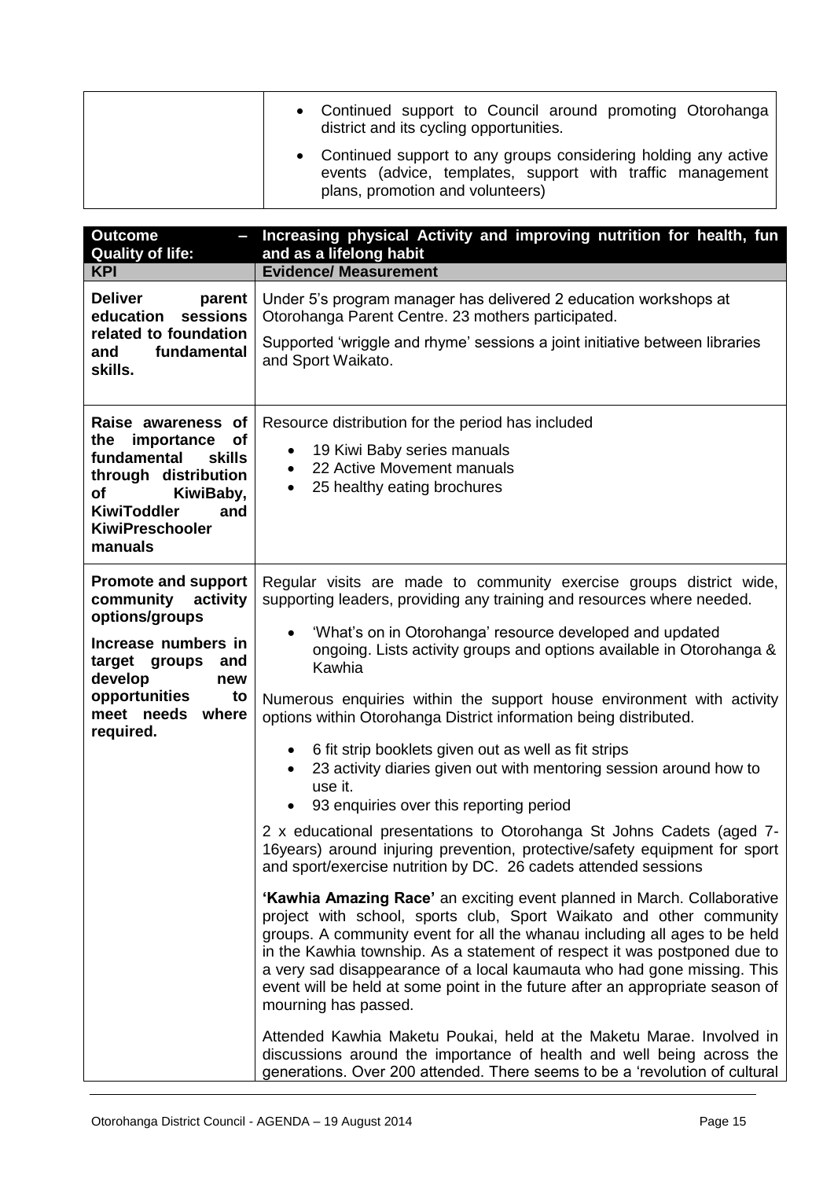| | |
|---|---|
| | • Continued support to Council around promoting Otorohanga district and its cycling opportunities.<br>• Continued support to any groups considering holding any active events (advice, templates, support with traffic management plans, promotion and volunteers) |

| **Outcome – Quality of life:** | **Increasing physical Activity and improving nutrition for health, fun and as a lifelong habit** |
|---|---|
| **KPI** | **Evidence/ Measurement** |
| **Deliver parent education sessions related to foundation and fundamental skills.** | Under 5's program manager has delivered 2 education workshops at Otorohanga Parent Centre. 23 mothers participated.<br>Supported 'wriggle and rhyme' sessions a joint initiative between libraries and Sport Waikato. |
| **Raise awareness of the importance of fundamental skills through distribution of KiwiBaby, KiwiToddler and KiwiPreschooler manuals** | Resource distribution for the period has included<br>• 19 Kiwi Baby series manuals<br>• 22 Active Movement manuals<br>• 25 healthy eating brochures |
| **Promote and support community activity options/groups**<br>**Increase numbers in target groups and develop new opportunities to meet needs where required.** | Regular visits are made to community exercise groups district wide, supporting leaders, providing any training and resources where needed.<br>• 'What's on in Otorohanga' resource developed and updated ongoing. Lists activity groups and options available in Otorohanga & Kawhia<br>Numerous enquiries within the support house environment with activity options within Otorohanga District information being distributed.<br>• 6 fit strip booklets given out as well as fit strips<br>• 23 activity diaries given out with mentoring session around how to use it.<br>• 93 enquiries over this reporting period<br>2 x educational presentations to Otorohanga St Johns Cadets (aged 7-16years) around injuring prevention, protective/safety equipment for sport and sport/exercise nutrition by DC. 26 cadets attended sessions<br>**'Kawhia Amazing Race'** an exciting event planned in March. Collaborative project with school, sports club, Sport Waikato and other community groups. A community event for all the whanau including all ages to be held in the Kawhia township. As a statement of respect it was postponed due to a very sad disappearance of a local kaumauta who had gone missing. This event will be held at some point in the future after an appropriate season of mourning has passed.<br>Attended Kawhia Maketu Poukai, held at the Maketu Marae. Involved in discussions around the importance of health and well being across the generations. Over 200 attended. There seems to be a 'revolution of cultural |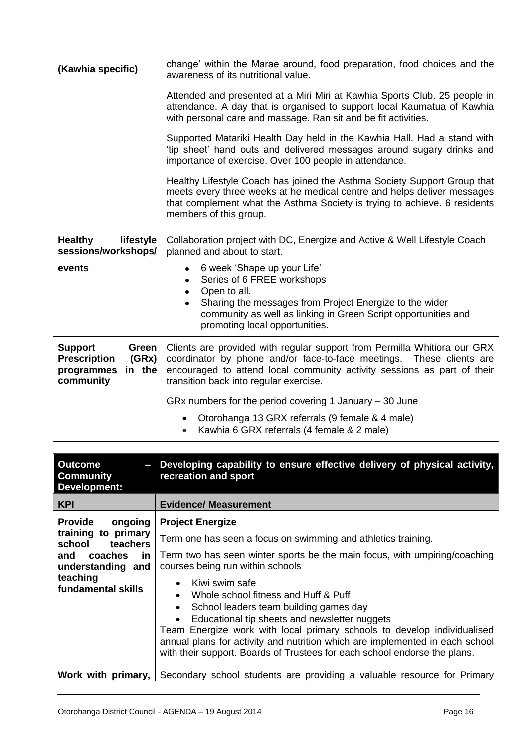| | |
|---|---|
| (Kawhia specific) | change' within the Marae around, food preparation, food choices and the awareness of its nutritional value.<br><br>Attended and presented at a Miri Miri at Kawhia Sports Club. 25 people in attendance. A day that is organised to support local Kaumatua of Kawhia with personal care and massage. Ran sit and be fit activities.<br><br>Supported Matariki Health Day held in the Kawhia Hall. Had a stand with 'tip sheet' hand outs and delivered messages around sugary drinks and importance of exercise. Over 100 people in attendance.<br><br>Healthy Lifestyle Coach has joined the Asthma Society Support Group that meets every three weeks at he medical centre and helps deliver messages that complement what the Asthma Society is trying to achieve. 6 residents members of this group. |
| **Healthy lifestyle sessions/workshops/ events** | Collaboration project with DC, Energize and Active & Well Lifestyle Coach planned and about to start.<br><br>• 6 week 'Shape up your Life'<br>• Series of 6 FREE workshops<br>• Open to all.<br>• Sharing the messages from Project Energize to the wider community as well as linking in Green Script opportunities and promoting local opportunities. |
| **Support Green Prescription (GRx) programmes in the community** | Clients are provided with regular support from Permilla Whitiora our GRX coordinator by phone and/or face-to-face meetings. These clients are encouraged to attend local community activity sessions as part of their transition back into regular exercise.<br><br>GRx numbers for the period covering 1 January – 30 June<br><br>• Otorohanga 13 GRX referrals (9 female & 4 male)<br>• Kawhia 6 GRX referrals (4 female & 2 male) |

| **Outcome – Community Development:** | **Developing capability to ensure effective delivery of physical activity, recreation and sport** |
|---|---|
| **KPI** | **Evidence/ Measurement** |
| **Provide ongoing training to primary school teachers and coaches in understanding and teaching fundamental skills** | **Project Energize**<br><br>Term one has seen a focus on swimming and athletics training.<br><br>Term two has seen winter sports be the main focus, with umpiring/coaching courses being run within schools<br><br>• Kiwi swim safe<br>• Whole school fitness and Huff & Puff<br>• School leaders team building games day<br>• Educational tip sheets and newsletter nuggets<br><br>Team Energize work with local primary schools to develop individualised annual plans for activity and nutrition which are implemented in each school with their support. Boards of Trustees for each school endorse the plans. |
| **Work with primary,** | Secondary school students are providing a valuable resource for Primary |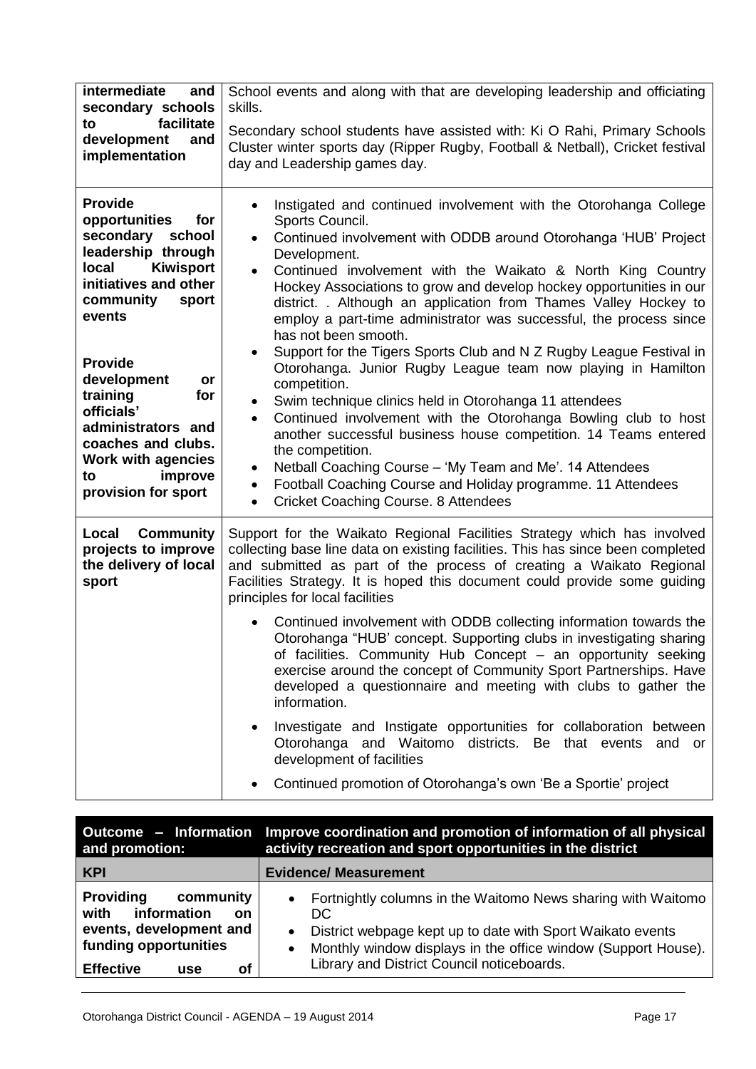| | |
|---|---|
| **intermediate and secondary schools to facilitate development and implementation** | School events and along with that are developing leadership and officiating skills.<br><br>Secondary school students have assisted with: Ki O Rahi, Primary Schools Cluster winter sports day (Ripper Rugby, Football & Netball), Cricket festival day and Leadership games day. |
| **Provide opportunities for secondary school leadership through local Kiwisport initiatives and other community sport events**<br><br>**Provide development or training for officials' administrators and coaches and clubs. Work with agencies to improve provision for sport** | • Instigated and continued involvement with the Otorohanga College Sports Council.<br>• Continued involvement with ODDB around Otorohanga 'HUB' Project Development.<br>• Continued involvement with the Waikato & North King Country Hockey Associations to grow and develop hockey opportunities in our district. . Although an application from Thames Valley Hockey to employ a part-time administrator was successful, the process since has not been smooth.<br>• Support for the Tigers Sports Club and N Z Rugby League Festival in Otorohanga. Junior Rugby League team now playing in Hamilton competition.<br>• Swim technique clinics held in Otorohanga 11 attendees<br>• Continued involvement with the Otorohanga Bowling club to host another successful business house competition. 14 Teams entered the competition.<br>• Netball Coaching Course – 'My Team and Me'. 14 Attendees<br>• Football Coaching Course and Holiday programme. 11 Attendees<br>• Cricket Coaching Course. 8 Attendees |
| **Local Community projects to improve the delivery of local sport** | Support for the Waikato Regional Facilities Strategy which has involved collecting base line data on existing facilities. This has since been completed and submitted as part of the process of creating a Waikato Regional Facilities Strategy. It is hoped this document could provide some guiding principles for local facilities<br><br>• Continued involvement with ODDB collecting information towards the Otorohanga "HUB' concept. Supporting clubs in investigating sharing of facilities. Community Hub Concept – an opportunity seeking exercise around the concept of Community Sport Partnerships. Have developed a questionnaire and meeting with clubs to gather the information.<br><br>• Investigate and Instigate opportunities for collaboration between Otorohanga and Waitomo districts. Be that events and or development of facilities<br><br>• Continued promotion of Otorohanga's own 'Be a Sportie' project |

| **Outcome – Information and promotion:** | **Improve coordination and promotion of information of all physical activity recreation and sport opportunities in the district** |
|---|---|
| **KPI** | **Evidence/ Measurement** |
| **Providing community with information on events, development and funding opportunities**<br><br>**Effective use of** | • Fortnightly columns in the Waitomo News sharing with Waitomo DC<br>• District webpage kept up to date with Sport Waikato events<br>• Monthly window displays in the office window (Support House). Library and District Council noticeboards. |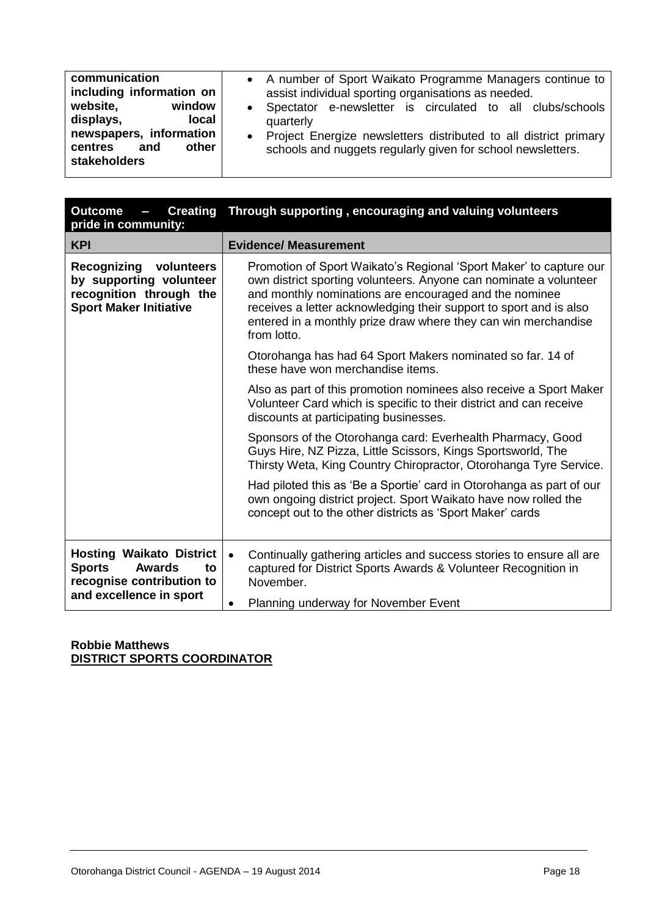| | |
|---|---|
| **communication including information on website, window displays, local newspapers, information centres and other stakeholders** | • A number of Sport Waikato Programme Managers continue to assist individual sporting organisations as needed.<br>• Spectator e-newsletter is circulated to all clubs/schools quarterly<br>• Project Energize newsletters distributed to all district primary schools and nuggets regularly given for school newsletters. |

| **Outcome – Creating pride in community:** | **Through supporting , encouraging and valuing volunteers** |
|---|---|
| **KPI** | **Evidence/ Measurement** |
| **Recognizing volunteers by supporting volunteer recognition through the Sport Maker Initiative** | Promotion of Sport Waikato's Regional 'Sport Maker' to capture our own district sporting volunteers. Anyone can nominate a volunteer and monthly nominations are encouraged and the nominee receives a letter acknowledging their support to sport and is also entered in a monthly prize draw where they can win merchandise from lotto.<br><br>Otorohanga has had 64 Sport Makers nominated so far. 14 of these have won merchandise items.<br><br>Also as part of this promotion nominees also receive a Sport Maker Volunteer Card which is specific to their district and can receive discounts at participating businesses.<br><br>Sponsors of the Otorohanga card: Everhealth Pharmacy, Good Guys Hire, NZ Pizza, Little Scissors, Kings Sportsworld, The Thirsty Weta, King Country Chiropractor, Otorohanga Tyre Service.<br><br>Had piloted this as 'Be a Sportie' card in Otorohanga as part of our own ongoing district project. Sport Waikato have now rolled the concept out to the other districts as 'Sport Maker' cards |
| **Hosting Waikato District Sports Awards to recognise contribution to and excellence in sport** | • Continually gathering articles and success stories to ensure all are captured for District Sports Awards & Volunteer Recognition in November.<br>• Planning underway for November Event |

**Robbie Matthews**
**DISTRICT SPORTS COORDINATOR**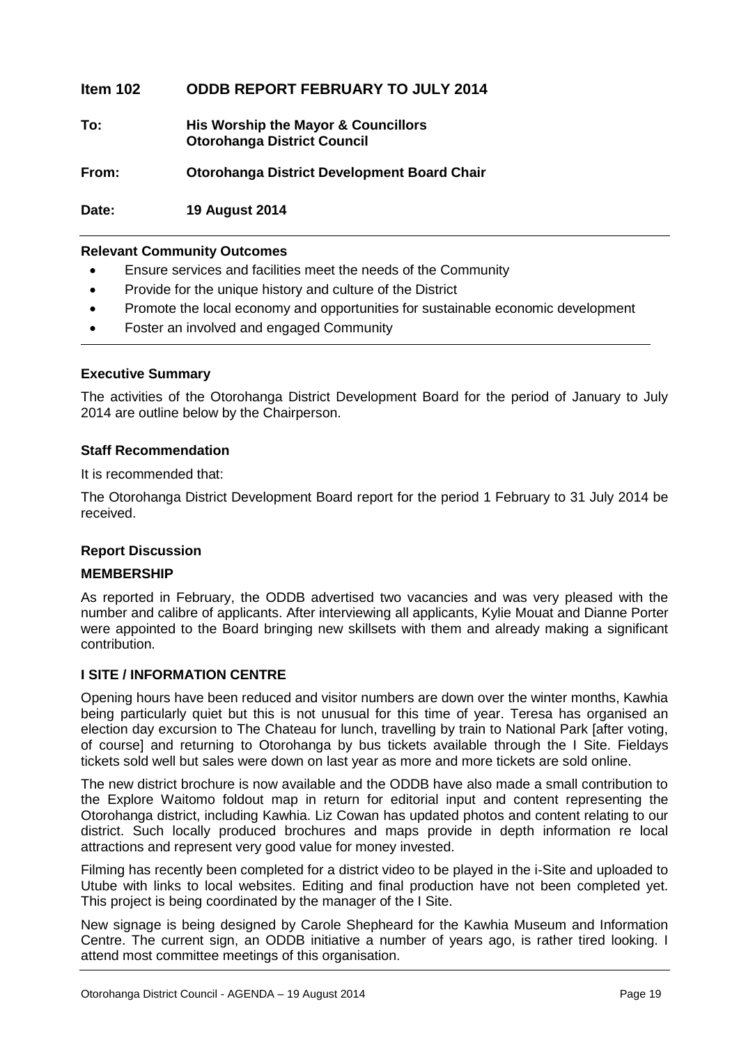# Item 102 ODDB REPORT FEBRUARY TO JULY 2014

**To:** **His Worship the Mayor & Councillors**
**Otorohanga District Council**

**From:** **Otorohanga District Development Board Chair**

**Date:** **19 August 2014**

---

**Relevant Community Outcomes**

- Ensure services and facilities meet the needs of the Community
- Provide for the unique history and culture of the District
- Promote the local economy and opportunities for sustainable economic development
- Foster an involved and engaged Community

---

**Executive Summary**

The activities of the Otorohanga District Development Board for the period of January to July 2014 are outline below by the Chairperson.

**Staff Recommendation**

It is recommended that:

The Otorohanga District Development Board report for the period 1 February to 31 July 2014 be received.

**Report Discussion**

**MEMBERSHIP**

As reported in February, the ODDB advertised two vacancies and was very pleased with the number and calibre of applicants. After interviewing all applicants, Kylie Mouat and Dianne Porter were appointed to the Board bringing new skillsets with them and already making a significant contribution.

**I SITE / INFORMATION CENTRE**

Opening hours have been reduced and visitor numbers are down over the winter months, Kawhia being particularly quiet but this is not unusual for this time of year. Teresa has organised an election day excursion to The Chateau for lunch, travelling by train to National Park [after voting, of course] and returning to Otorohanga by bus tickets available through the I Site. Fieldays tickets sold well but sales were down on last year as more and more tickets are sold online.

The new district brochure is now available and the ODDB have also made a small contribution to the Explore Waitomo foldout map in return for editorial input and content representing the Otorohanga district, including Kawhia. Liz Cowan has updated photos and content relating to our district. Such locally produced brochures and maps provide in depth information re local attractions and represent very good value for money invested.

Filming has recently been completed for a district video to be played in the i-Site and uploaded to Utube with links to local websites. Editing and final production have not been completed yet. This project is being coordinated by the manager of the I Site.

New signage is being designed by Carole Shepheard for the Kawhia Museum and Information Centre. The current sign, an ODDB initiative a number of years ago, is rather tired looking. I attend most committee meetings of this organisation.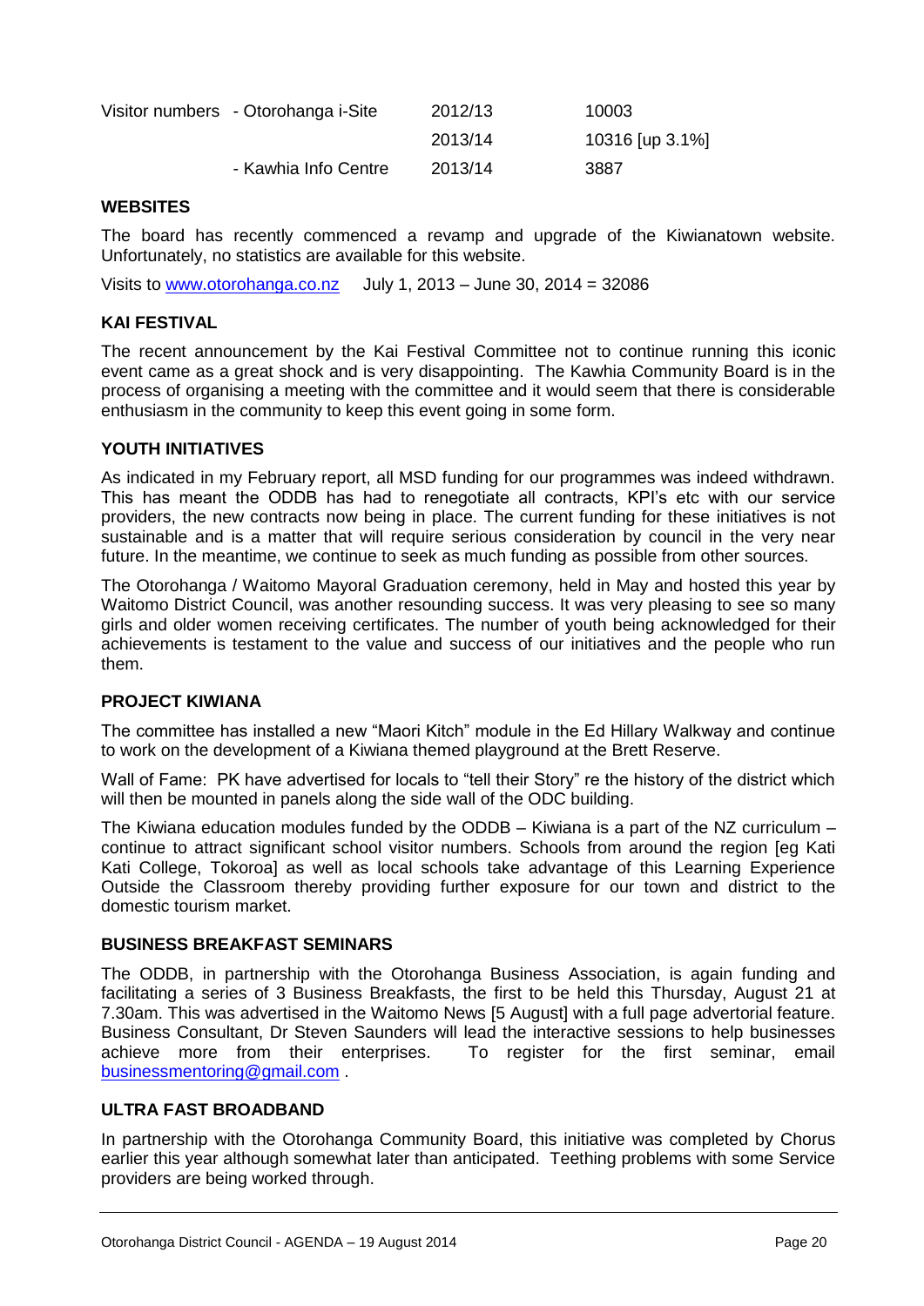| Visitor numbers | - Otorohanga i-Site | 2012/13 | 10003 |
| --- | --- | --- | --- |
| | | 2013/14 | 10316 [up 3.1%] |
| | - Kawhia Info Centre | 2013/14 | 3887 |

**WEBSITES**

The board has recently commenced a revamp and upgrade of the Kiwianatown website. Unfortunately, no statistics are available for this website.

Visits to www.otorohanga.co.nz July 1, 2013 – June 30, 2014 = 32086

**KAI FESTIVAL**

The recent announcement by the Kai Festival Committee not to continue running this iconic event came as a great shock and is very disappointing. The Kawhia Community Board is in the process of organising a meeting with the committee and it would seem that there is considerable enthusiasm in the community to keep this event going in some form.

**YOUTH INITIATIVES**

As indicated in my February report, all MSD funding for our programmes was indeed withdrawn. This has meant the ODDB has had to renegotiate all contracts, KPI's etc with our service providers, the new contracts now being in place. The current funding for these initiatives is not sustainable and is a matter that will require serious consideration by council in the very near future. In the meantime, we continue to seek as much funding as possible from other sources.

The Otorohanga / Waitomo Mayoral Graduation ceremony, held in May and hosted this year by Waitomo District Council, was another resounding success. It was very pleasing to see so many girls and older women receiving certificates. The number of youth being acknowledged for their achievements is testament to the value and success of our initiatives and the people who run them.

**PROJECT KIWIANA**

The committee has installed a new "Maori Kitch" module in the Ed Hillary Walkway and continue to work on the development of a Kiwiana themed playground at the Brett Reserve.

Wall of Fame: PK have advertised for locals to "tell their Story" re the history of the district which will then be mounted in panels along the side wall of the ODC building.

The Kiwiana education modules funded by the ODDB – Kiwiana is a part of the NZ curriculum – continue to attract significant school visitor numbers. Schools from around the region [eg Kati Kati College, Tokoroa] as well as local schools take advantage of this Learning Experience Outside the Classroom thereby providing further exposure for our town and district to the domestic tourism market.

**BUSINESS BREAKFAST SEMINARS**

The ODDB, in partnership with the Otorohanga Business Association, is again funding and facilitating a series of 3 Business Breakfasts, the first to be held this Thursday, August 21 at 7.30am. This was advertised in the Waitomo News [5 August] with a full page advertorial feature. Business Consultant, Dr Steven Saunders will lead the interactive sessions to help businesses achieve more from their enterprises. To register for the first seminar, email businessmentoring@gmail.com .

**ULTRA FAST BROADBAND**

In partnership with the Otorohanga Community Board, this initiative was completed by Chorus earlier this year although somewhat later than anticipated. Teething problems with some Service providers are being worked through.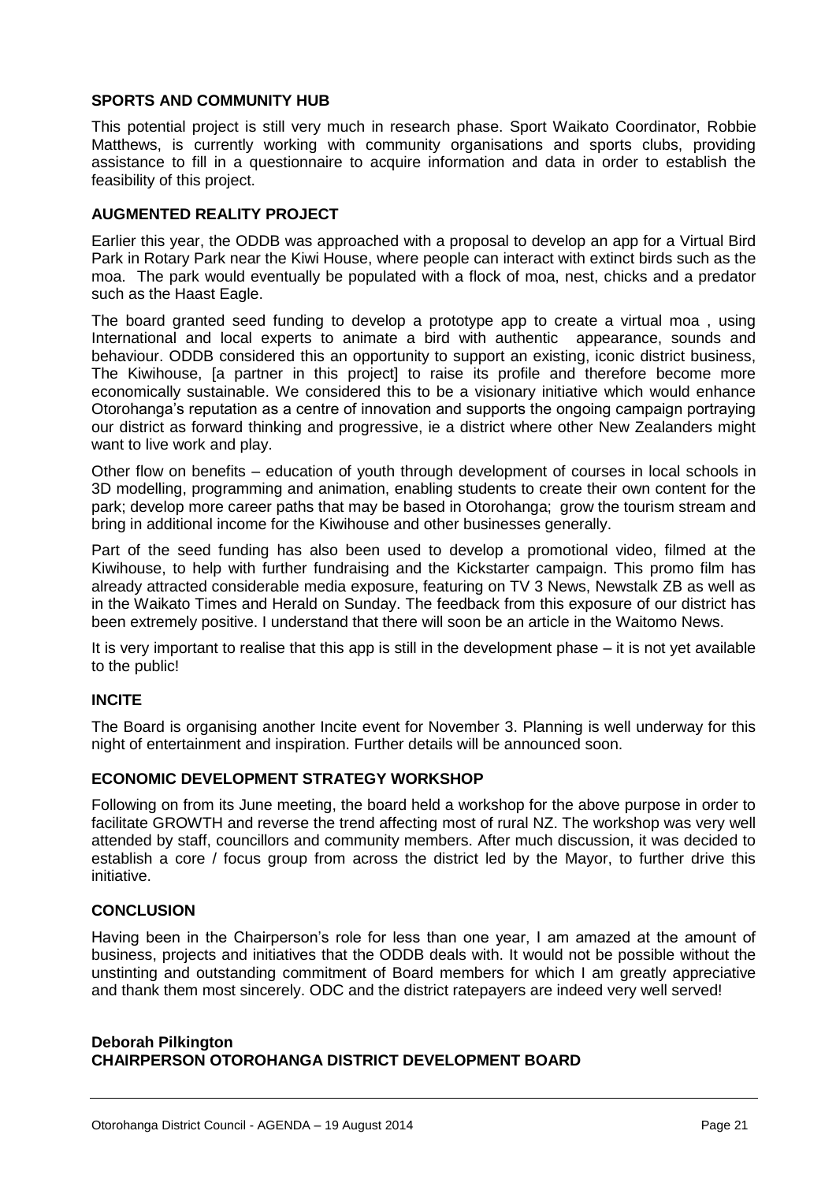**SPORTS AND COMMUNITY HUB**

This potential project is still very much in research phase. Sport Waikato Coordinator, Robbie Matthews, is currently working with community organisations and sports clubs, providing assistance to fill in a questionnaire to acquire information and data in order to establish the feasibility of this project.

**AUGMENTED REALITY PROJECT**

Earlier this year, the ODDB was approached with a proposal to develop an app for a Virtual Bird Park in Rotary Park near the Kiwi House, where people can interact with extinct birds such as the moa. The park would eventually be populated with a flock of moa, nest, chicks and a predator such as the Haast Eagle.

The board granted seed funding to develop a prototype app to create a virtual moa , using International and local experts to animate a bird with authentic appearance, sounds and behaviour. ODDB considered this an opportunity to support an existing, iconic district business, The Kiwihouse, [a partner in this project] to raise its profile and therefore become more economically sustainable. We considered this to be a visionary initiative which would enhance Otorohanga's reputation as a centre of innovation and supports the ongoing campaign portraying our district as forward thinking and progressive, ie a district where other New Zealanders might want to live work and play.

Other flow on benefits – education of youth through development of courses in local schools in 3D modelling, programming and animation, enabling students to create their own content for the park; develop more career paths that may be based in Otorohanga; grow the tourism stream and bring in additional income for the Kiwihouse and other businesses generally.

Part of the seed funding has also been used to develop a promotional video, filmed at the Kiwihouse, to help with further fundraising and the Kickstarter campaign. This promo film has already attracted considerable media exposure, featuring on TV 3 News, Newstalk ZB as well as in the Waikato Times and Herald on Sunday. The feedback from this exposure of our district has been extremely positive. I understand that there will soon be an article in the Waitomo News.

It is very important to realise that this app is still in the development phase – it is not yet available to the public!

**INCITE**

The Board is organising another Incite event for November 3. Planning is well underway for this night of entertainment and inspiration. Further details will be announced soon.

**ECONOMIC DEVELOPMENT STRATEGY WORKSHOP**

Following on from its June meeting, the board held a workshop for the above purpose in order to facilitate GROWTH and reverse the trend affecting most of rural NZ. The workshop was very well attended by staff, councillors and community members. After much discussion, it was decided to establish a core / focus group from across the district led by the Mayor, to further drive this initiative.

**CONCLUSION**

Having been in the Chairperson's role for less than one year, I am amazed at the amount of business, projects and initiatives that the ODDB deals with. It would not be possible without the unstinting and outstanding commitment of Board members for which I am greatly appreciative and thank them most sincerely. ODC and the district ratepayers are indeed very well served!

**Deborah Pilkington**
**CHAIRPERSON OTOROHANGA DISTRICT DEVELOPMENT BOARD**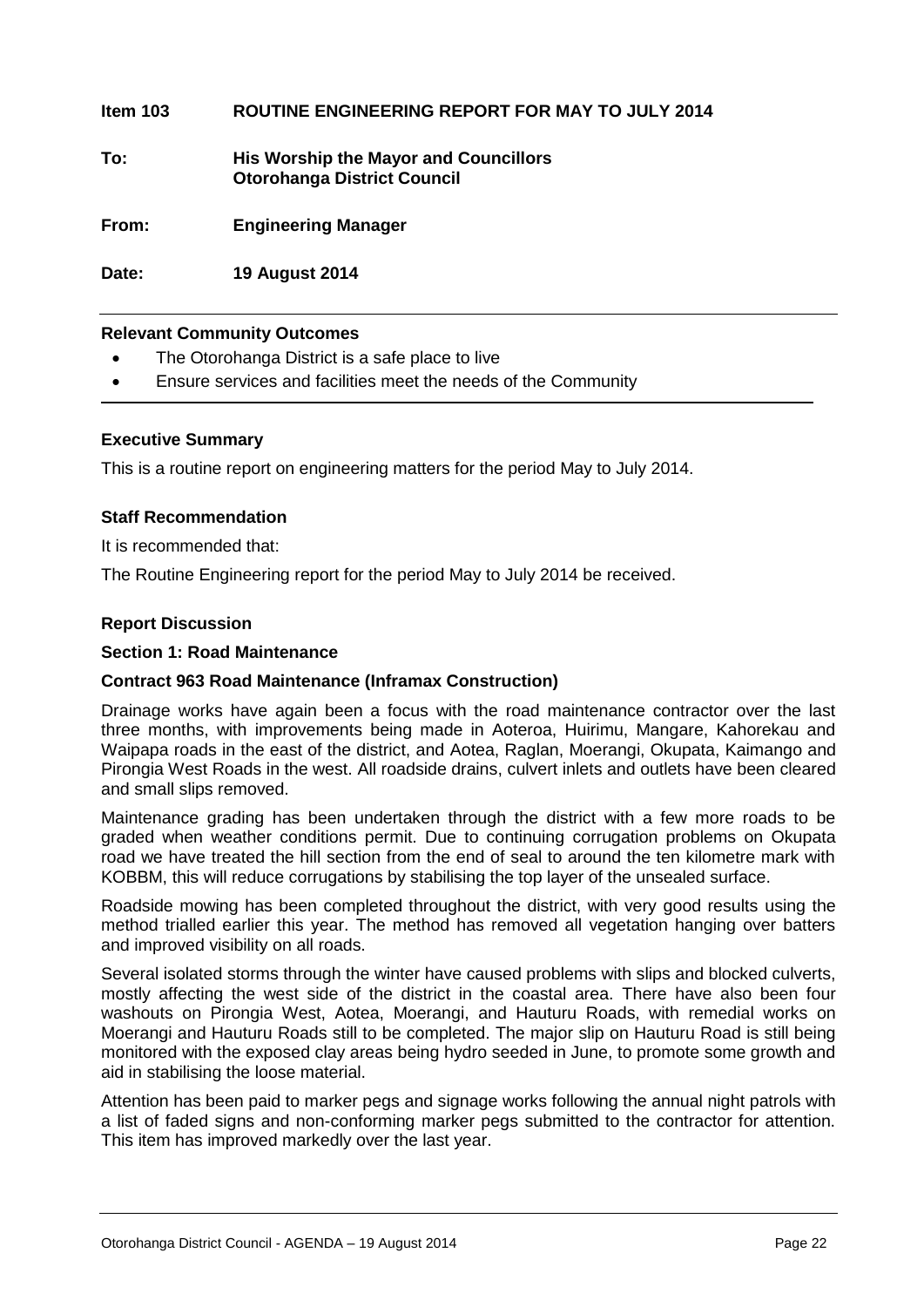**Item 103 ROUTINE ENGINEERING REPORT FOR MAY TO JULY 2014**

**To: His Worship the Mayor and Councillors Otorohanga District Council**

**From: Engineering Manager**

**Date: 19 August 2014**

---

**Relevant Community Outcomes**

- The Otorohanga District is a safe place to live
- Ensure services and facilities meet the needs of the Community

---

**Executive Summary**

This is a routine report on engineering matters for the period May to July 2014.

**Staff Recommendation**

It is recommended that:

The Routine Engineering report for the period May to July 2014 be received.

**Report Discussion**

**Section 1: Road Maintenance**

**Contract 963 Road Maintenance (Inframax Construction)**

Drainage works have again been a focus with the road maintenance contractor over the last three months, with improvements being made in Aoteroa, Huirimu, Mangare, Kahorekau and Waipapa roads in the east of the district, and Aotea, Raglan, Moerangi, Okupata, Kaimango and Pirongia West Roads in the west. All roadside drains, culvert inlets and outlets have been cleared and small slips removed.

Maintenance grading has been undertaken through the district with a few more roads to be graded when weather conditions permit. Due to continuing corrugation problems on Okupata road we have treated the hill section from the end of seal to around the ten kilometre mark with KOBBM, this will reduce corrugations by stabilising the top layer of the unsealed surface.

Roadside mowing has been completed throughout the district, with very good results using the method trialled earlier this year. The method has removed all vegetation hanging over batters and improved visibility on all roads.

Several isolated storms through the winter have caused problems with slips and blocked culverts, mostly affecting the west side of the district in the coastal area. There have also been four washouts on Pirongia West, Aotea, Moerangi, and Hauturu Roads, with remedial works on Moerangi and Hauturu Roads still to be completed. The major slip on Hauturu Road is still being monitored with the exposed clay areas being hydro seeded in June, to promote some growth and aid in stabilising the loose material.

Attention has been paid to marker pegs and signage works following the annual night patrols with a list of faded signs and non-conforming marker pegs submitted to the contractor for attention. This item has improved markedly over the last year.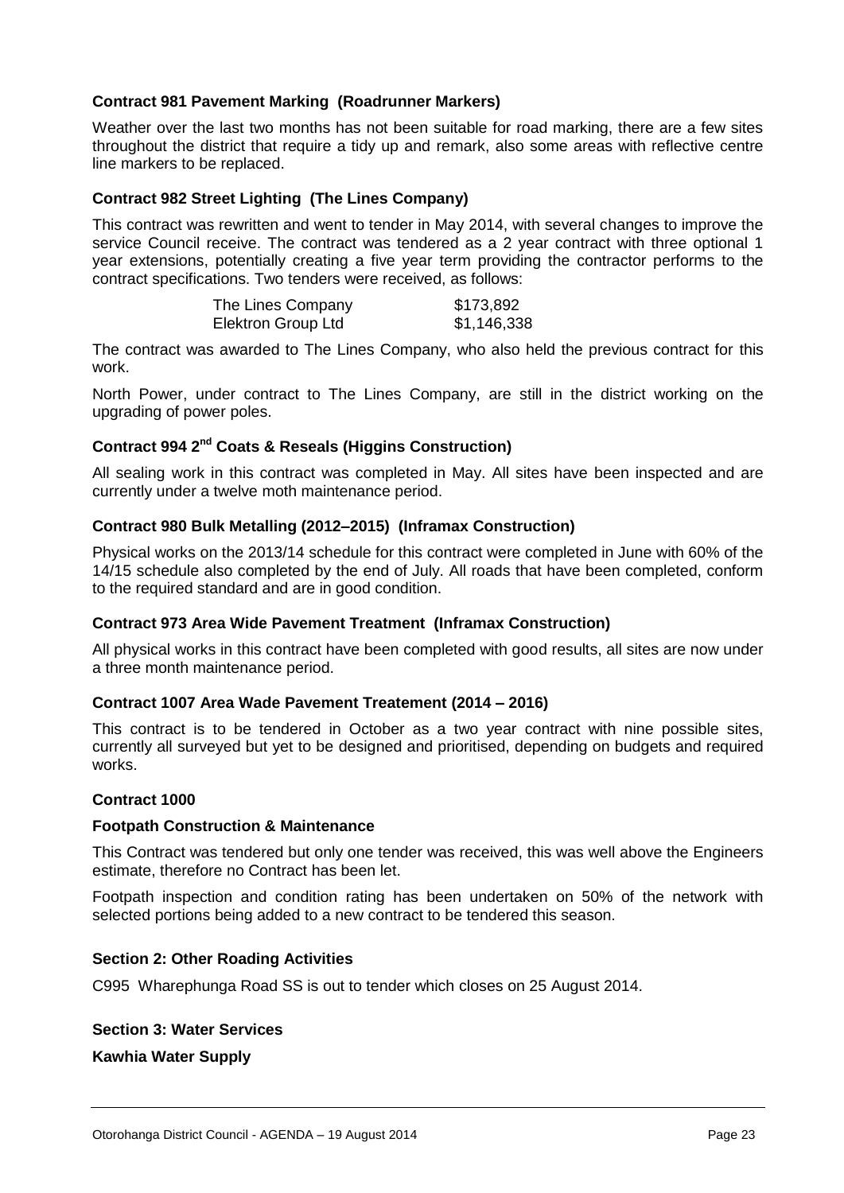**Contract 981 Pavement Marking (Roadrunner Markers)**

Weather over the last two months has not been suitable for road marking, there are a few sites throughout the district that require a tidy up and remark, also some areas with reflective centre line markers to be replaced.

**Contract 982 Street Lighting (The Lines Company)**

This contract was rewritten and went to tender in May 2014, with several changes to improve the service Council receive. The contract was tendered as a 2 year contract with three optional 1 year extensions, potentially creating a five year term providing the contractor performs to the contract specifications. Two tenders were received, as follows:

| | |
|---|---|
| The Lines Company | \$173,892 |
| Elektron Group Ltd | \$1,146,338 |

The contract was awarded to The Lines Company, who also held the previous contract for this work.

North Power, under contract to The Lines Company, are still in the district working on the upgrading of power poles.

**Contract 994 2nd Coats & Reseals (Higgins Construction)**

All sealing work in this contract was completed in May. All sites have been inspected and are currently under a twelve moth maintenance period.

**Contract 980 Bulk Metalling (2012–2015) (Inframax Construction)**

Physical works on the 2013/14 schedule for this contract were completed in June with 60% of the 14/15 schedule also completed by the end of July. All roads that have been completed, conform to the required standard and are in good condition.

**Contract 973 Area Wide Pavement Treatment (Inframax Construction)**

All physical works in this contract have been completed with good results, all sites are now under a three month maintenance period.

**Contract 1007 Area Wade Pavement Treatement (2014 – 2016)**

This contract is to be tendered in October as a two year contract with nine possible sites, currently all surveyed but yet to be designed and prioritised, depending on budgets and required works.

**Contract 1000**

**Footpath Construction & Maintenance**

This Contract was tendered but only one tender was received, this was well above the Engineers estimate, therefore no Contract has been let.

Footpath inspection and condition rating has been undertaken on 50% of the network with selected portions being added to a new contract to be tendered this season.

**Section 2: Other Roading Activities**

C995 Wharephunga Road SS is out to tender which closes on 25 August 2014.

**Section 3: Water Services**

**Kawhia Water Supply**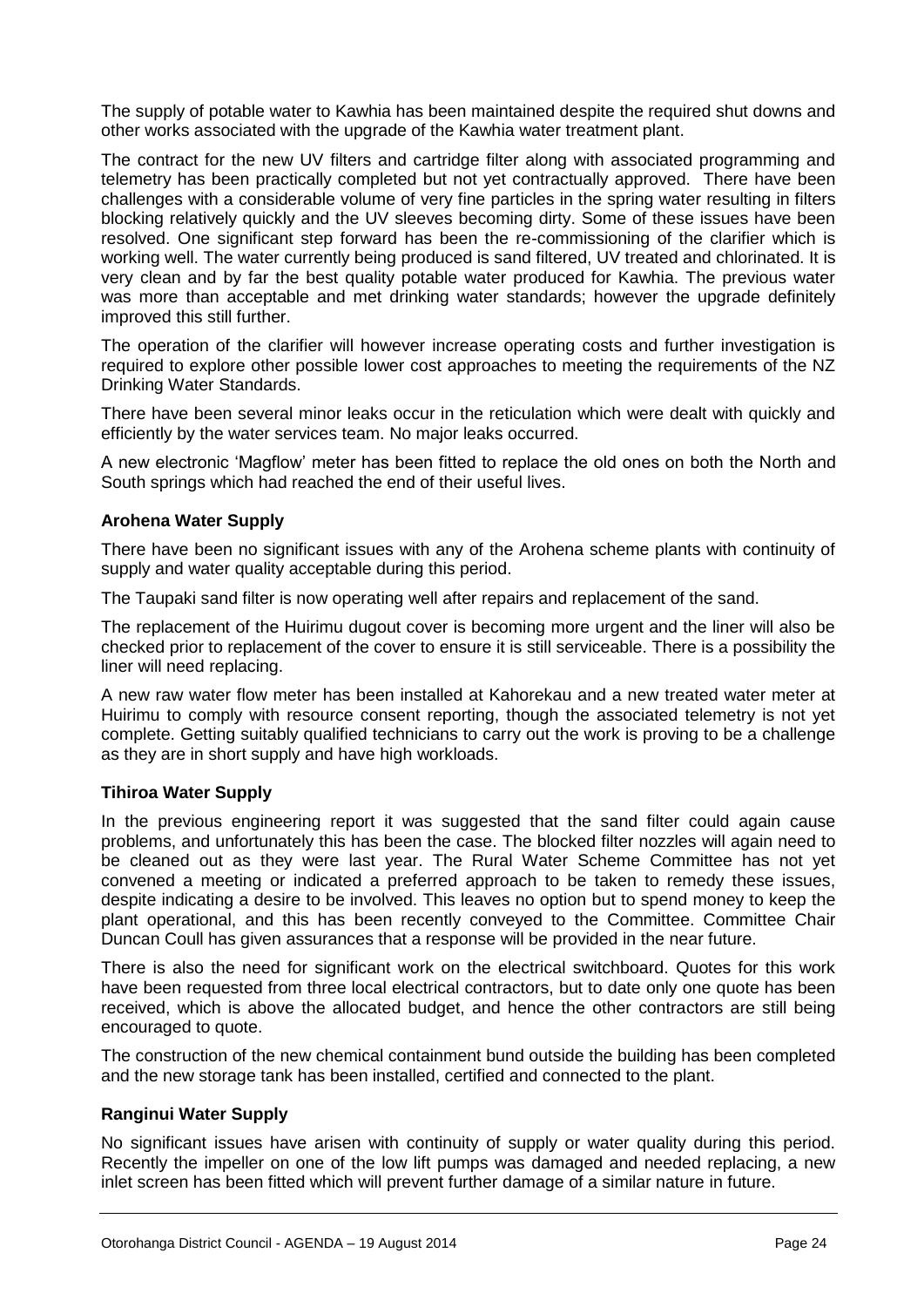The supply of potable water to Kawhia has been maintained despite the required shut downs and other works associated with the upgrade of the Kawhia water treatment plant.

The contract for the new UV filters and cartridge filter along with associated programming and telemetry has been practically completed but not yet contractually approved. There have been challenges with a considerable volume of very fine particles in the spring water resulting in filters blocking relatively quickly and the UV sleeves becoming dirty. Some of these issues have been resolved. One significant step forward has been the re-commissioning of the clarifier which is working well. The water currently being produced is sand filtered, UV treated and chlorinated. It is very clean and by far the best quality potable water produced for Kawhia. The previous water was more than acceptable and met drinking water standards; however the upgrade definitely improved this still further.

The operation of the clarifier will however increase operating costs and further investigation is required to explore other possible lower cost approaches to meeting the requirements of the NZ Drinking Water Standards.

There have been several minor leaks occur in the reticulation which were dealt with quickly and efficiently by the water services team. No major leaks occurred.

A new electronic 'Magflow' meter has been fitted to replace the old ones on both the North and South springs which had reached the end of their useful lives.

**Arohena Water Supply**

There have been no significant issues with any of the Arohena scheme plants with continuity of supply and water quality acceptable during this period.

The Taupaki sand filter is now operating well after repairs and replacement of the sand.

The replacement of the Huirimu dugout cover is becoming more urgent and the liner will also be checked prior to replacement of the cover to ensure it is still serviceable. There is a possibility the liner will need replacing.

A new raw water flow meter has been installed at Kahorekau and a new treated water meter at Huirimu to comply with resource consent reporting, though the associated telemetry is not yet complete. Getting suitably qualified technicians to carry out the work is proving to be a challenge as they are in short supply and have high workloads.

**Tihiroa Water Supply**

In the previous engineering report it was suggested that the sand filter could again cause problems, and unfortunately this has been the case. The blocked filter nozzles will again need to be cleaned out as they were last year. The Rural Water Scheme Committee has not yet convened a meeting or indicated a preferred approach to be taken to remedy these issues, despite indicating a desire to be involved. This leaves no option but to spend money to keep the plant operational, and this has been recently conveyed to the Committee. Committee Chair Duncan Coull has given assurances that a response will be provided in the near future.

There is also the need for significant work on the electrical switchboard. Quotes for this work have been requested from three local electrical contractors, but to date only one quote has been received, which is above the allocated budget, and hence the other contractors are still being encouraged to quote.

The construction of the new chemical containment bund outside the building has been completed and the new storage tank has been installed, certified and connected to the plant.

**Ranginui Water Supply**

No significant issues have arisen with continuity of supply or water quality during this period. Recently the impeller on one of the low lift pumps was damaged and needed replacing, a new inlet screen has been fitted which will prevent further damage of a similar nature in future.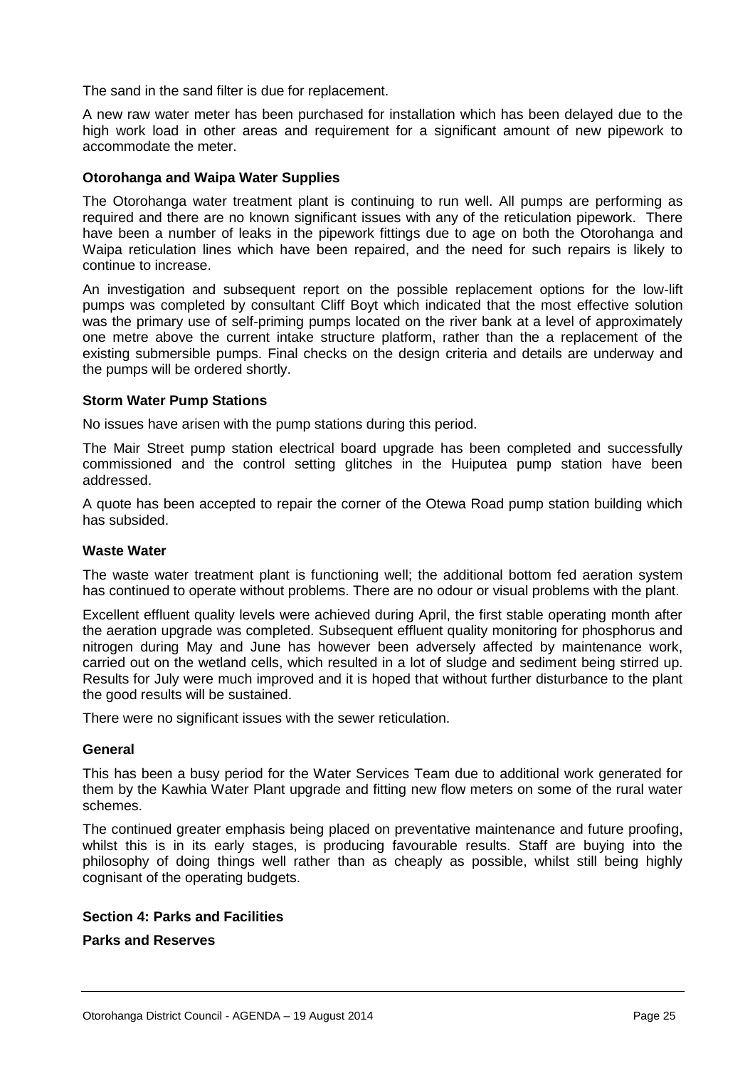The sand in the sand filter is due for replacement.

A new raw water meter has been purchased for installation which has been delayed due to the high work load in other areas and requirement for a significant amount of new pipework to accommodate the meter.

**Otorohanga and Waipa Water Supplies**

The Otorohanga water treatment plant is continuing to run well. All pumps are performing as required and there are no known significant issues with any of the reticulation pipework. There have been a number of leaks in the pipework fittings due to age on both the Otorohanga and Waipa reticulation lines which have been repaired, and the need for such repairs is likely to continue to increase.

An investigation and subsequent report on the possible replacement options for the low-lift pumps was completed by consultant Cliff Boyt which indicated that the most effective solution was the primary use of self-priming pumps located on the river bank at a level of approximately one metre above the current intake structure platform, rather than the a replacement of the existing submersible pumps. Final checks on the design criteria and details are underway and the pumps will be ordered shortly.

**Storm Water Pump Stations**

No issues have arisen with the pump stations during this period.

The Mair Street pump station electrical board upgrade has been completed and successfully commissioned and the control setting glitches in the Huiputea pump station have been addressed.

A quote has been accepted to repair the corner of the Otewa Road pump station building which has subsided.

**Waste Water**

The waste water treatment plant is functioning well; the additional bottom fed aeration system has continued to operate without problems. There are no odour or visual problems with the plant.

Excellent effluent quality levels were achieved during April, the first stable operating month after the aeration upgrade was completed. Subsequent effluent quality monitoring for phosphorus and nitrogen during May and June has however been adversely affected by maintenance work, carried out on the wetland cells, which resulted in a lot of sludge and sediment being stirred up. Results for July were much improved and it is hoped that without further disturbance to the plant the good results will be sustained.

There were no significant issues with the sewer reticulation.

**General**

This has been a busy period for the Water Services Team due to additional work generated for them by the Kawhia Water Plant upgrade and fitting new flow meters on some of the rural water schemes.

The continued greater emphasis being placed on preventative maintenance and future proofing, whilst this is in its early stages, is producing favourable results. Staff are buying into the philosophy of doing things well rather than as cheaply as possible, whilst still being highly cognisant of the operating budgets.

**Section 4: Parks and Facilities**

**Parks and Reserves**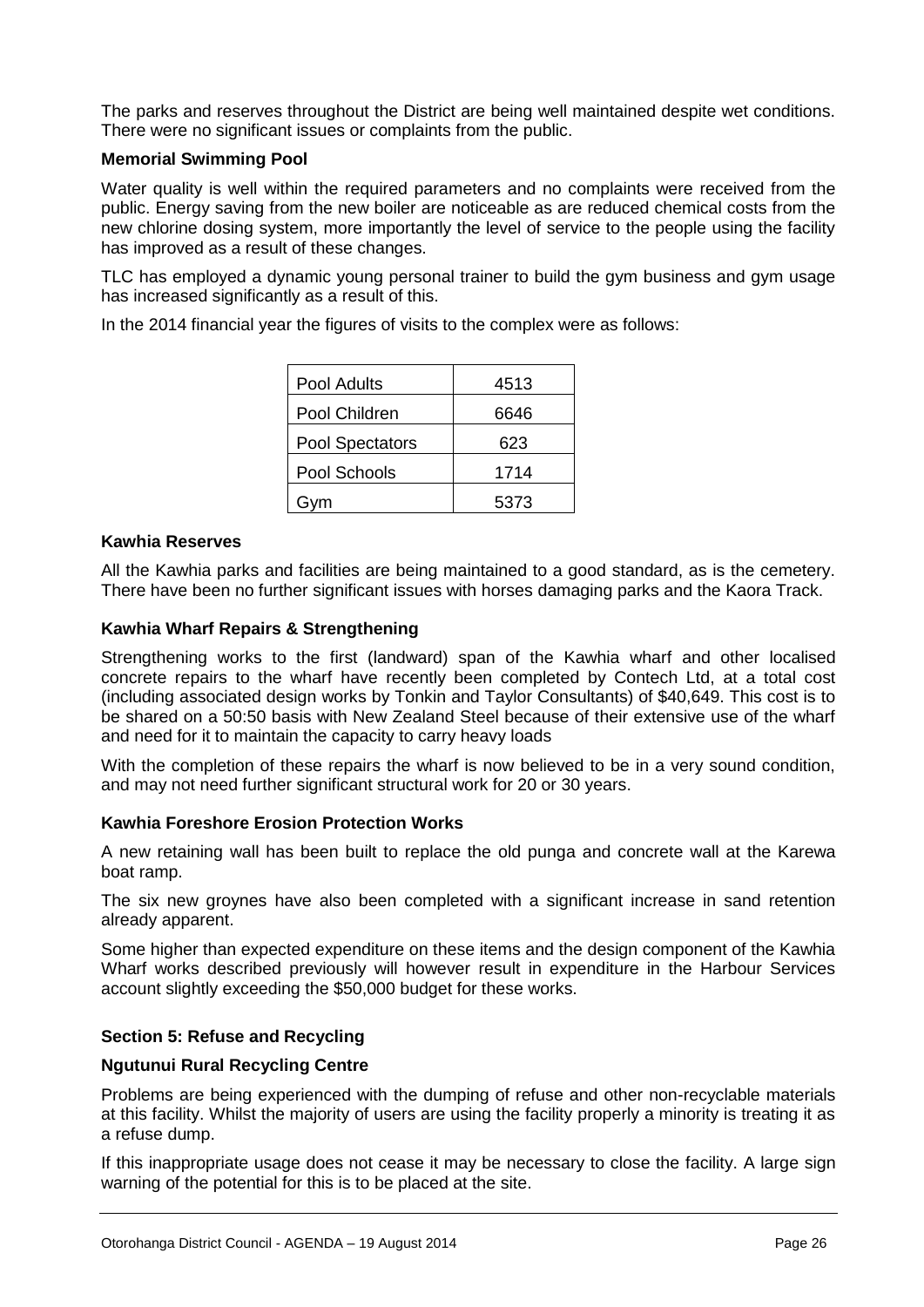The parks and reserves throughout the District are being well maintained despite wet conditions. There were no significant issues or complaints from the public.

**Memorial Swimming Pool**

Water quality is well within the required parameters and no complaints were received from the public. Energy saving from the new boiler are noticeable as are reduced chemical costs from the new chlorine dosing system, more importantly the level of service to the people using the facility has improved as a result of these changes.

TLC has employed a dynamic young personal trainer to build the gym business and gym usage has increased significantly as a result of this.

In the 2014 financial year the figures of visits to the complex were as follows:

| | |
|---|---|
| Pool Adults | 4513 |
| Pool Children | 6646 |
| Pool Spectators | 623 |
| Pool Schools | 1714 |
| Gym | 5373 |

**Kawhia Reserves**

All the Kawhia parks and facilities are being maintained to a good standard, as is the cemetery. There have been no further significant issues with horses damaging parks and the Kaora Track.

**Kawhia Wharf Repairs & Strengthening**

Strengthening works to the first (landward) span of the Kawhia wharf and other localised concrete repairs to the wharf have recently been completed by Contech Ltd, at a total cost (including associated design works by Tonkin and Taylor Consultants) of $40,649. This cost is to be shared on a 50:50 basis with New Zealand Steel because of their extensive use of the wharf and need for it to maintain the capacity to carry heavy loads

With the completion of these repairs the wharf is now believed to be in a very sound condition, and may not need further significant structural work for 20 or 30 years.

**Kawhia Foreshore Erosion Protection Works**

A new retaining wall has been built to replace the old punga and concrete wall at the Karewa boat ramp.

The six new groynes have also been completed with a significant increase in sand retention already apparent.

Some higher than expected expenditure on these items and the design component of the Kawhia Wharf works described previously will however result in expenditure in the Harbour Services account slightly exceeding the $50,000 budget for these works.

**Section 5: Refuse and Recycling**

**Ngutunui Rural Recycling Centre**

Problems are being experienced with the dumping of refuse and other non-recyclable materials at this facility. Whilst the majority of users are using the facility properly a minority is treating it as a refuse dump.

If this inappropriate usage does not cease it may be necessary to close the facility. A large sign warning of the potential for this is to be placed at the site.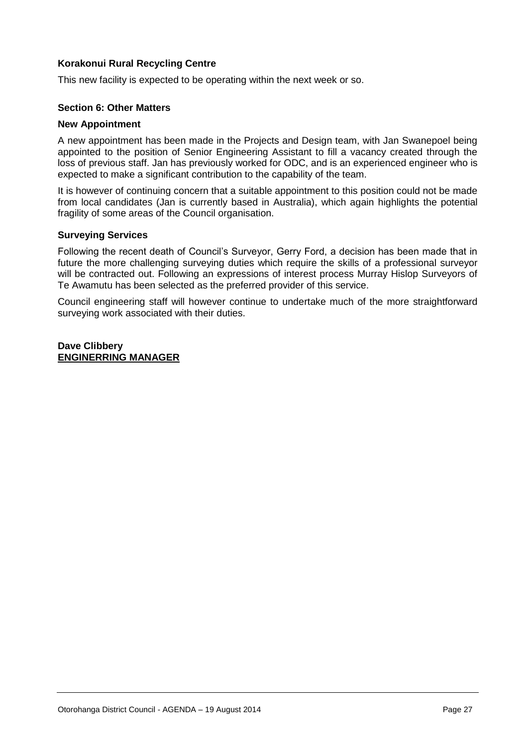**Korakonui Rural Recycling Centre**

This new facility is expected to be operating within the next week or so.

**Section 6: Other Matters**

**New Appointment**

A new appointment has been made in the Projects and Design team, with Jan Swanepoel being appointed to the position of Senior Engineering Assistant to fill a vacancy created through the loss of previous staff. Jan has previously worked for ODC, and is an experienced engineer who is expected to make a significant contribution to the capability of the team.

It is however of continuing concern that a suitable appointment to this position could not be made from local candidates (Jan is currently based in Australia), which again highlights the potential fragility of some areas of the Council organisation.

**Surveying Services**

Following the recent death of Council's Surveyor, Gerry Ford, a decision has been made that in future the more challenging surveying duties which require the skills of a professional surveyor will be contracted out. Following an expressions of interest process Murray Hislop Surveyors of Te Awamutu has been selected as the preferred provider of this service.

Council engineering staff will however continue to undertake much of the more straightforward surveying work associated with their duties.

**Dave Clibbery**
**ENGINERRING MANAGER**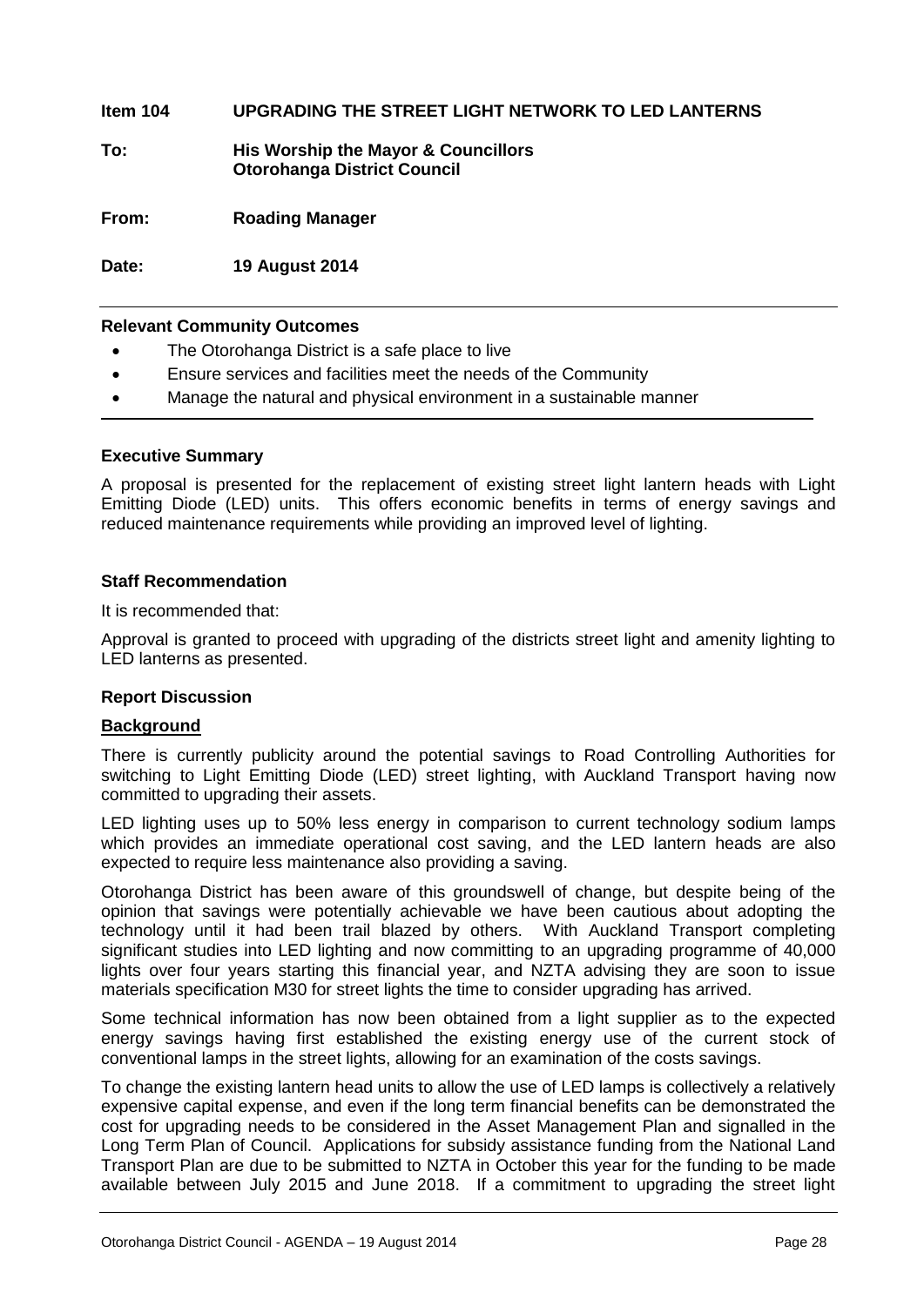**Item 104 UPGRADING THE STREET LIGHT NETWORK TO LED LANTERNS**

**To: His Worship the Mayor & Councillors**
**Otorohanga District Council**

**From: Roading Manager**

**Date: 19 August 2014**

---

**Relevant Community Outcomes**

- The Otorohanga District is a safe place to live
- Ensure services and facilities meet the needs of the Community
- Manage the natural and physical environment in a sustainable manner

---

**Executive Summary**

A proposal is presented for the replacement of existing street light lantern heads with Light Emitting Diode (LED) units. This offers economic benefits in terms of energy savings and reduced maintenance requirements while providing an improved level of lighting.

**Staff Recommendation**

It is recommended that:

Approval is granted to proceed with upgrading of the districts street light and amenity lighting to LED lanterns as presented.

**Report Discussion**

**Background**

There is currently publicity around the potential savings to Road Controlling Authorities for switching to Light Emitting Diode (LED) street lighting, with Auckland Transport having now committed to upgrading their assets.

LED lighting uses up to 50% less energy in comparison to current technology sodium lamps which provides an immediate operational cost saving, and the LED lantern heads are also expected to require less maintenance also providing a saving.

Otorohanga District has been aware of this groundswell of change, but despite being of the opinion that savings were potentially achievable we have been cautious about adopting the technology until it had been trail blazed by others. With Auckland Transport completing significant studies into LED lighting and now committing to an upgrading programme of 40,000 lights over four years starting this financial year, and NZTA advising they are soon to issue materials specification M30 for street lights the time to consider upgrading has arrived.

Some technical information has now been obtained from a light supplier as to the expected energy savings having first established the existing energy use of the current stock of conventional lamps in the street lights, allowing for an examination of the costs savings.

To change the existing lantern head units to allow the use of LED lamps is collectively a relatively expensive capital expense, and even if the long term financial benefits can be demonstrated the cost for upgrading needs to be considered in the Asset Management Plan and signalled in the Long Term Plan of Council. Applications for subsidy assistance funding from the National Land Transport Plan are due to be submitted to NZTA in October this year for the funding to be made available between July 2015 and June 2018. If a commitment to upgrading the street light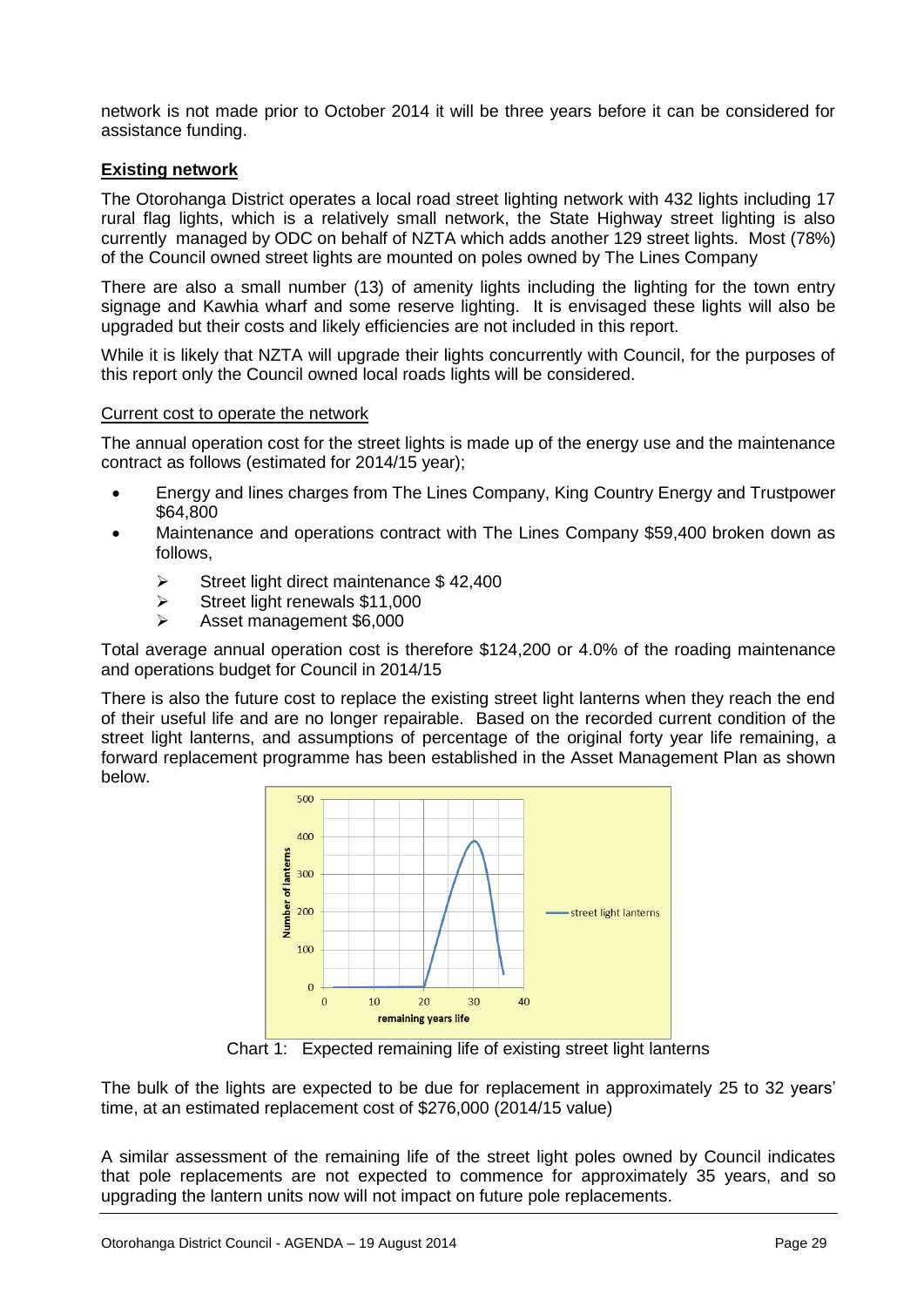network is not made prior to October 2014 it will be three years before it can be considered for assistance funding.

## Existing network

The Otorohanga District operates a local road street lighting network with 432 lights including 17 rural flag lights, which is a relatively small network, the State Highway street lighting is also currently managed by ODC on behalf of NZTA which adds another 129 street lights. Most (78%) of the Council owned street lights are mounted on poles owned by The Lines Company

There are also a small number (13) of amenity lights including the lighting for the town entry signage and Kawhia wharf and some reserve lighting. It is envisaged these lights will also be upgraded but their costs and likely efficiencies are not included in this report.

While it is likely that NZTA will upgrade their lights concurrently with Council, for the purposes of this report only the Council owned local roads lights will be considered.

### Current cost to operate the network

The annual operation cost for the street lights is made up of the energy use and the maintenance contract as follows (estimated for 2014/15 year);

- Energy and lines charges from The Lines Company, King Country Energy and Trustpower $64,800
- Maintenance and operations contract with The Lines Company $59,400 broken down as follows,
  - Street light direct maintenance $ 42,400
  - Street light renewals $11,000
  - Asset management $6,000

Total average annual operation cost is therefore $124,200 or 4.0% of the roading maintenance and operations budget for Council in 2014/15

There is also the future cost to replace the existing street light lanterns when they reach the end of their useful life and are no longer repairable. Based on the recorded current condition of the street light lanterns, and assumptions of percentage of the original forty year life remaining, a forward replacement programme has been established in the Asset Management Plan as shown below.

Chart 1: Expected remaining life of existing street light lanterns

The bulk of the lights are expected to be due for replacement in approximately 25 to 32 years' time, at an estimated replacement cost of $276,000 (2014/15 value)

A similar assessment of the remaining life of the street light poles owned by Council indicates that pole replacements are not expected to commence for approximately 35 years, and so upgrading the lantern units now will not impact on future pole replacements.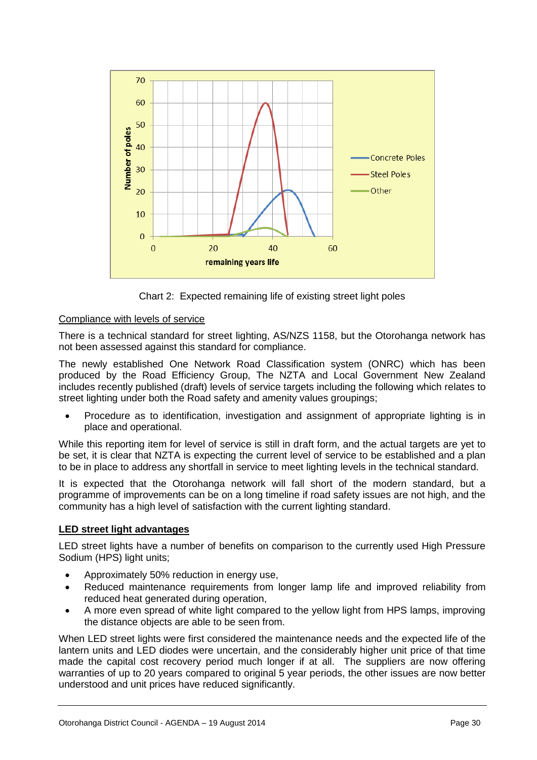Chart 2: Expected remaining life of existing street light poles

Compliance with levels of service

There is a technical standard for street lighting, AS/NZS 1158, but the Otorohanga network has not been assessed against this standard for compliance.

The newly established One Network Road Classification system (ONRC) which has been produced by the Road Efficiency Group, The NZTA and Local Government New Zealand includes recently published (draft) levels of service targets including the following which relates to street lighting under both the Road safety and amenity values groupings;

- Procedure as to identification, investigation and assignment of appropriate lighting is in place and operational.

While this reporting item for level of service is still in draft form, and the actual targets are yet to be set, it is clear that NZTA is expecting the current level of service to be established and a plan to be in place to address any shortfall in service to meet lighting levels in the technical standard.

It is expected that the Otorohanga network will fall short of the modern standard, but a programme of improvements can be on a long timeline if road safety issues are not high, and the community has a high level of satisfaction with the current lighting standard.

**LED street light advantages**

LED street lights have a number of benefits on comparison to the currently used High Pressure Sodium (HPS) light units;

- Approximately 50% reduction in energy use,
- Reduced maintenance requirements from longer lamp life and improved reliability from reduced heat generated during operation,
- A more even spread of white light compared to the yellow light from HPS lamps, improving the distance objects are able to be seen from.

When LED street lights were first considered the maintenance needs and the expected life of the lantern units and LED diodes were uncertain, and the considerably higher unit price of that time made the capital cost recovery period much longer if at all. The suppliers are now offering warranties of up to 20 years compared to original 5 year periods, the other issues are now better understood and unit prices have reduced significantly.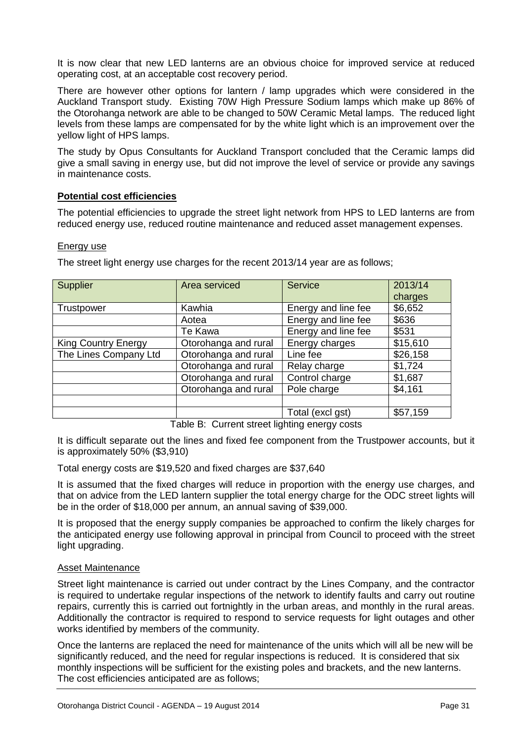It is now clear that new LED lanterns are an obvious choice for improved service at reduced operating cost, at an acceptable cost recovery period.

There are however other options for lantern / lamp upgrades which were considered in the Auckland Transport study. Existing 70W High Pressure Sodium lamps which make up 86% of the Otorohanga network are able to be changed to 50W Ceramic Metal lamps. The reduced light levels from these lamps are compensated for by the white light which is an improvement over the yellow light of HPS lamps.

The study by Opus Consultants for Auckland Transport concluded that the Ceramic lamps did give a small saving in energy use, but did not improve the level of service or provide any savings in maintenance costs.

**Potential cost efficiencies**

The potential efficiencies to upgrade the street light network from HPS to LED lanterns are from reduced energy use, reduced routine maintenance and reduced asset management expenses.

Energy use

The street light energy use charges for the recent 2013/14 year are as follows;

| Supplier | Area serviced | Service | 2013/14 charges |
|---|---|---|---|
| Trustpower | Kawhia | Energy and line fee | $6,652 |
| | Aotea | Energy and line fee | $636 |
| | Te Kawa | Energy and line fee | $531 |
| King Country Energy | Otorohanga and rural | Energy charges | $15,610 |
| The Lines Company Ltd | Otorohanga and rural | Line fee | $26,158 |
| | Otorohanga and rural | Relay charge | $1,724 |
| | Otorohanga and rural | Control charge | $1,687 |
| | Otorohanga and rural | Pole charge | $4,161 |
| | | | |
| | | Total (excl gst) | $57,159 |

Table B: Current street lighting energy costs

It is difficult separate out the lines and fixed fee component from the Trustpower accounts, but it is approximately 50% ($3,910)

Total energy costs are $19,520 and fixed charges are $37,640

It is assumed that the fixed charges will reduce in proportion with the energy use charges, and that on advice from the LED lantern supplier the total energy charge for the ODC street lights will be in the order of $18,000 per annum, an annual saving of $39,000.

It is proposed that the energy supply companies be approached to confirm the likely charges for the anticipated energy use following approval in principal from Council to proceed with the street light upgrading.

Asset Maintenance

Street light maintenance is carried out under contract by the Lines Company, and the contractor is required to undertake regular inspections of the network to identify faults and carry out routine repairs, currently this is carried out fortnightly in the urban areas, and monthly in the rural areas. Additionally the contractor is required to respond to service requests for light outages and other works identified by members of the community.

Once the lanterns are replaced the need for maintenance of the units which will all be new will be significantly reduced, and the need for regular inspections is reduced. It is considered that six monthly inspections will be sufficient for the existing poles and brackets, and the new lanterns. The cost efficiencies anticipated are as follows;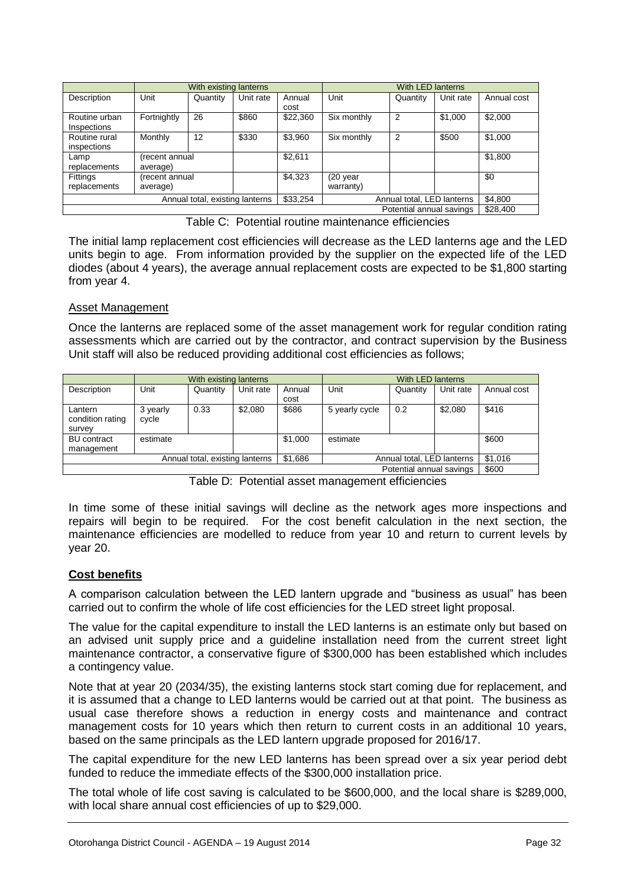| | With existing lanterns | | | | With LED lanterns | | | |
|---|---|---|---|---|---|---|---|---|
| Description | Unit | Quantity | Unit rate | Annual cost | Unit | Quantity | Unit rate | Annual cost |
| Routine urban Inspections | Fortnightly | 26 | $860 | $22,360 | Six monthly | 2 | $1,000 | $2,000 |
| Routine rural inspections | Monthly | 12 | $330 | $3,960 | Six monthly | 2 | $500 | $1,000 |
| Lamp replacements | (recent annual average) | | | $2,611 | | | | $1,800 |
| Fittings replacements | (recent annual average) | | | $4,323 | (20 year warranty) | | | $0 |
| Annual total, existing lanterns | | | | $33,254 | Annual total, LED lanterns | | | $4,800 |
| Potential annual savings | | | | | | | | $28,400 |

Table C: Potential routine maintenance efficiencies

The initial lamp replacement cost efficiencies will decrease as the LED lanterns age and the LED units begin to age. From information provided by the supplier on the expected life of the LED diodes (about 4 years), the average annual replacement costs are expected to be $1,800 starting from year 4.

Asset Management

Once the lanterns are replaced some of the asset management work for regular condition rating assessments which are carried out by the contractor, and contract supervision by the Business Unit staff will also be reduced providing additional cost efficiencies as follows;

| | With existing lanterns | | | | With LED lanterns | | | |
|---|---|---|---|---|---|---|---|---|
| Description | Unit | Quantity | Unit rate | Annual cost | Unit | Quantity | Unit rate | Annual cost |
| Lantern condition rating survey | 3 yearly cycle | 0.33 | $2,080 | $686 | 5 yearly cycle | 0.2 | $2,080 | $416 |
| BU contract management | estimate | | | $1,000 | estimate | | | $600 |
| Annual total, existing lanterns | | | | $1,686 | Annual total, LED lanterns | | | $1,016 |
| Potential annual savings | | | | | | | | $600 |

Table D: Potential asset management efficiencies

In time some of these initial savings will decline as the network ages more inspections and repairs will begin to be required. For the cost benefit calculation in the next section, the maintenance efficiencies are modelled to reduce from year 10 and return to current levels by year 20.

**Cost benefits**

A comparison calculation between the LED lantern upgrade and "business as usual" has been carried out to confirm the whole of life cost efficiencies for the LED street light proposal.

The value for the capital expenditure to install the LED lanterns is an estimate only but based on an advised unit supply price and a guideline installation need from the current street light maintenance contractor, a conservative figure of $300,000 has been established which includes a contingency value.

Note that at year 20 (2034/35), the existing lanterns stock start coming due for replacement, and it is assumed that a change to LED lanterns would be carried out at that point. The business as usual case therefore shows a reduction in energy costs and maintenance and contract management costs for 10 years which then return to current costs in an additional 10 years, based on the same principals as the LED lantern upgrade proposed for 2016/17.

The capital expenditure for the new LED lanterns has been spread over a six year period debt funded to reduce the immediate effects of the $300,000 installation price.

The total whole of life cost saving is calculated to be $600,000, and the local share is $289,000, with local share annual cost efficiencies of up to $29,000.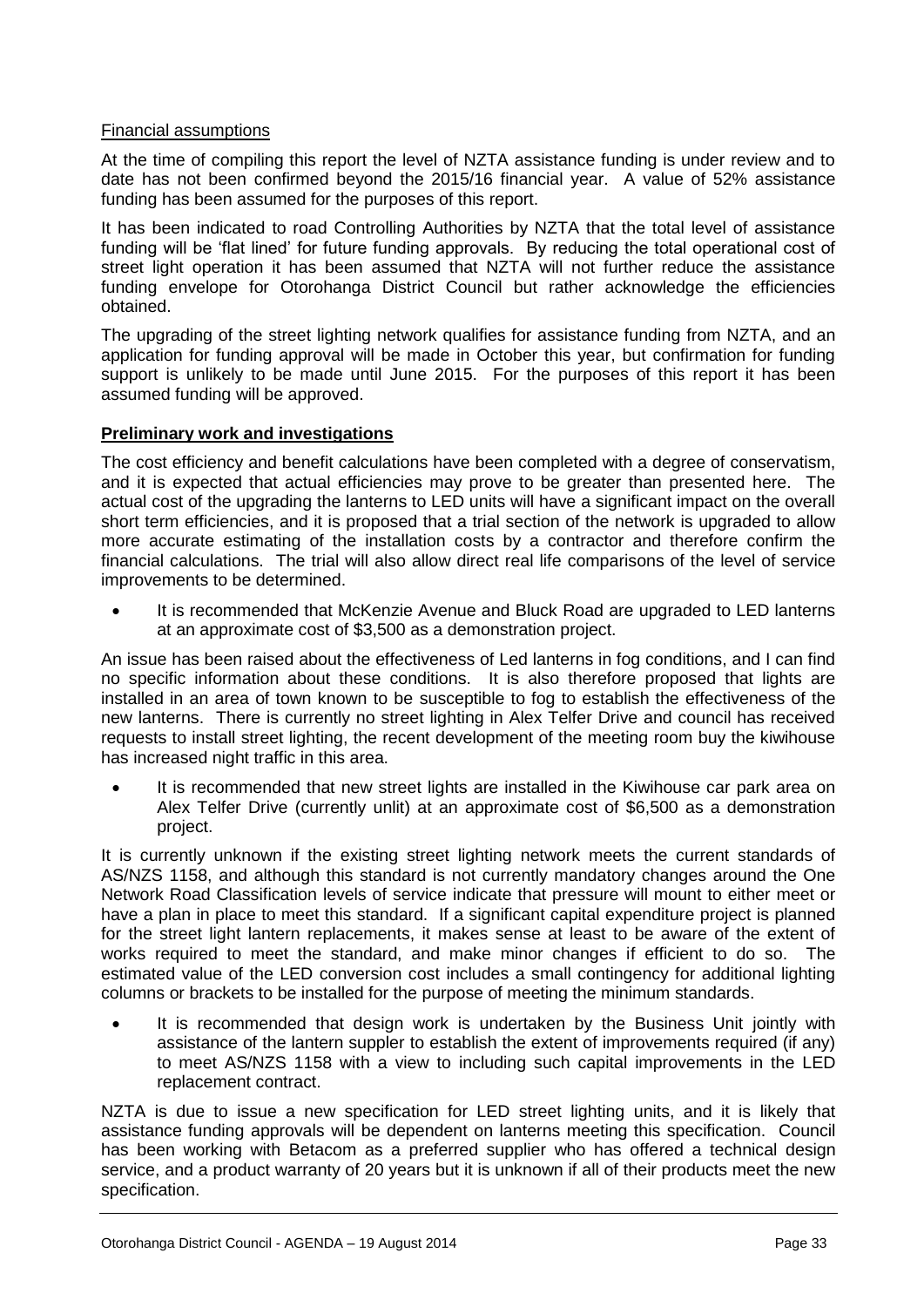Financial assumptions

At the time of compiling this report the level of NZTA assistance funding is under review and to date has not been confirmed beyond the 2015/16 financial year. A value of 52% assistance funding has been assumed for the purposes of this report.

It has been indicated to road Controlling Authorities by NZTA that the total level of assistance funding will be 'flat lined' for future funding approvals. By reducing the total operational cost of street light operation it has been assumed that NZTA will not further reduce the assistance funding envelope for Otorohanga District Council but rather acknowledge the efficiencies obtained.

The upgrading of the street lighting network qualifies for assistance funding from NZTA, and an application for funding approval will be made in October this year, but confirmation for funding support is unlikely to be made until June 2015. For the purposes of this report it has been assumed funding will be approved.

**Preliminary work and investigations**

The cost efficiency and benefit calculations have been completed with a degree of conservatism, and it is expected that actual efficiencies may prove to be greater than presented here. The actual cost of the upgrading the lanterns to LED units will have a significant impact on the overall short term efficiencies, and it is proposed that a trial section of the network is upgraded to allow more accurate estimating of the installation costs by a contractor and therefore confirm the financial calculations. The trial will also allow direct real life comparisons of the level of service improvements to be determined.

- It is recommended that McKenzie Avenue and Bluck Road are upgraded to LED lanterns at an approximate cost of $3,500 as a demonstration project.

An issue has been raised about the effectiveness of Led lanterns in fog conditions, and I can find no specific information about these conditions. It is also therefore proposed that lights are installed in an area of town known to be susceptible to fog to establish the effectiveness of the new lanterns. There is currently no street lighting in Alex Telfer Drive and council has received requests to install street lighting, the recent development of the meeting room buy the kiwihouse has increased night traffic in this area.

- It is recommended that new street lights are installed in the Kiwihouse car park area on Alex Telfer Drive (currently unlit) at an approximate cost of $6,500 as a demonstration project.

It is currently unknown if the existing street lighting network meets the current standards of AS/NZS 1158, and although this standard is not currently mandatory changes around the One Network Road Classification levels of service indicate that pressure will mount to either meet or have a plan in place to meet this standard. If a significant capital expenditure project is planned for the street light lantern replacements, it makes sense at least to be aware of the extent of works required to meet the standard, and make minor changes if efficient to do so. The estimated value of the LED conversion cost includes a small contingency for additional lighting columns or brackets to be installed for the purpose of meeting the minimum standards.

- It is recommended that design work is undertaken by the Business Unit jointly with assistance of the lantern suppler to establish the extent of improvements required (if any) to meet AS/NZS 1158 with a view to including such capital improvements in the LED replacement contract.

NZTA is due to issue a new specification for LED street lighting units, and it is likely that assistance funding approvals will be dependent on lanterns meeting this specification. Council has been working with Betacom as a preferred supplier who has offered a technical design service, and a product warranty of 20 years but it is unknown if all of their products meet the new specification.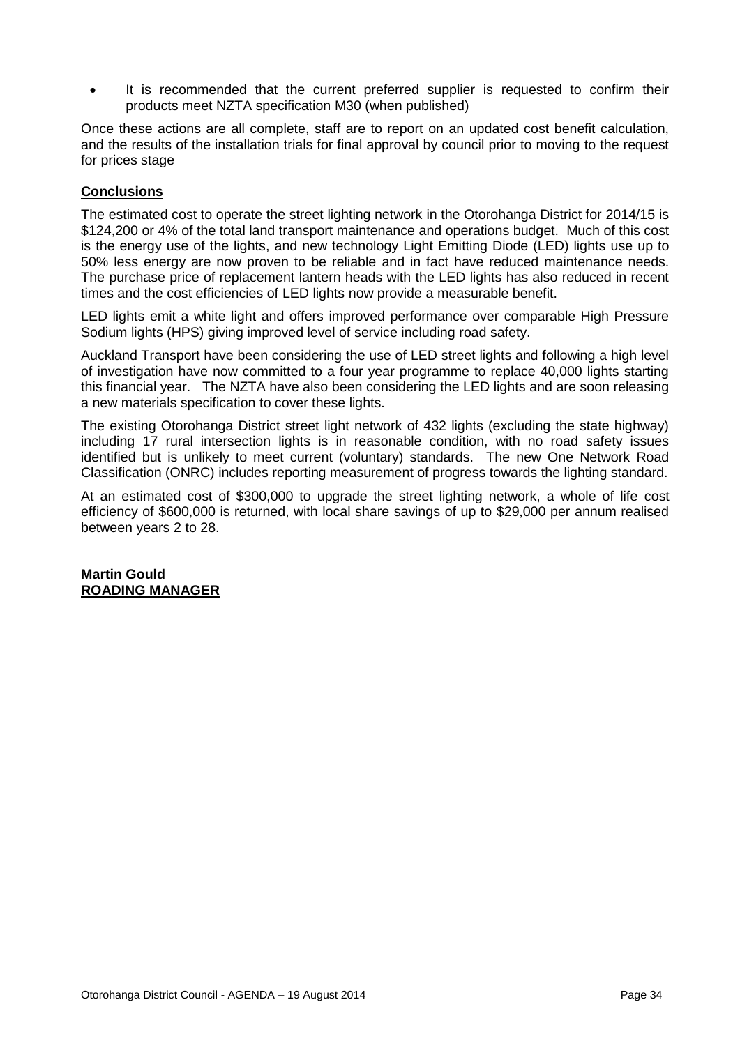- It is recommended that the current preferred supplier is requested to confirm their products meet NZTA specification M30 (when published)

Once these actions are all complete, staff are to report on an updated cost benefit calculation, and the results of the installation trials for final approval by council prior to moving to the request for prices stage

**Conclusions**

The estimated cost to operate the street lighting network in the Otorohanga District for 2014/15 is $124,200 or 4% of the total land transport maintenance and operations budget. Much of this cost is the energy use of the lights, and new technology Light Emitting Diode (LED) lights use up to 50% less energy are now proven to be reliable and in fact have reduced maintenance needs. The purchase price of replacement lantern heads with the LED lights has also reduced in recent times and the cost efficiencies of LED lights now provide a measurable benefit.

LED lights emit a white light and offers improved performance over comparable High Pressure Sodium lights (HPS) giving improved level of service including road safety.

Auckland Transport have been considering the use of LED street lights and following a high level of investigation have now committed to a four year programme to replace 40,000 lights starting this financial year. The NZTA have also been considering the LED lights and are soon releasing a new materials specification to cover these lights.

The existing Otorohanga District street light network of 432 lights (excluding the state highway) including 17 rural intersection lights is in reasonable condition, with no road safety issues identified but is unlikely to meet current (voluntary) standards. The new One Network Road Classification (ONRC) includes reporting measurement of progress towards the lighting standard.

At an estimated cost of $300,000 to upgrade the street lighting network, a whole of life cost efficiency of $600,000 is returned, with local share savings of up to $29,000 per annum realised between years 2 to 28.

**Martin Gould**
**ROADING MANAGER**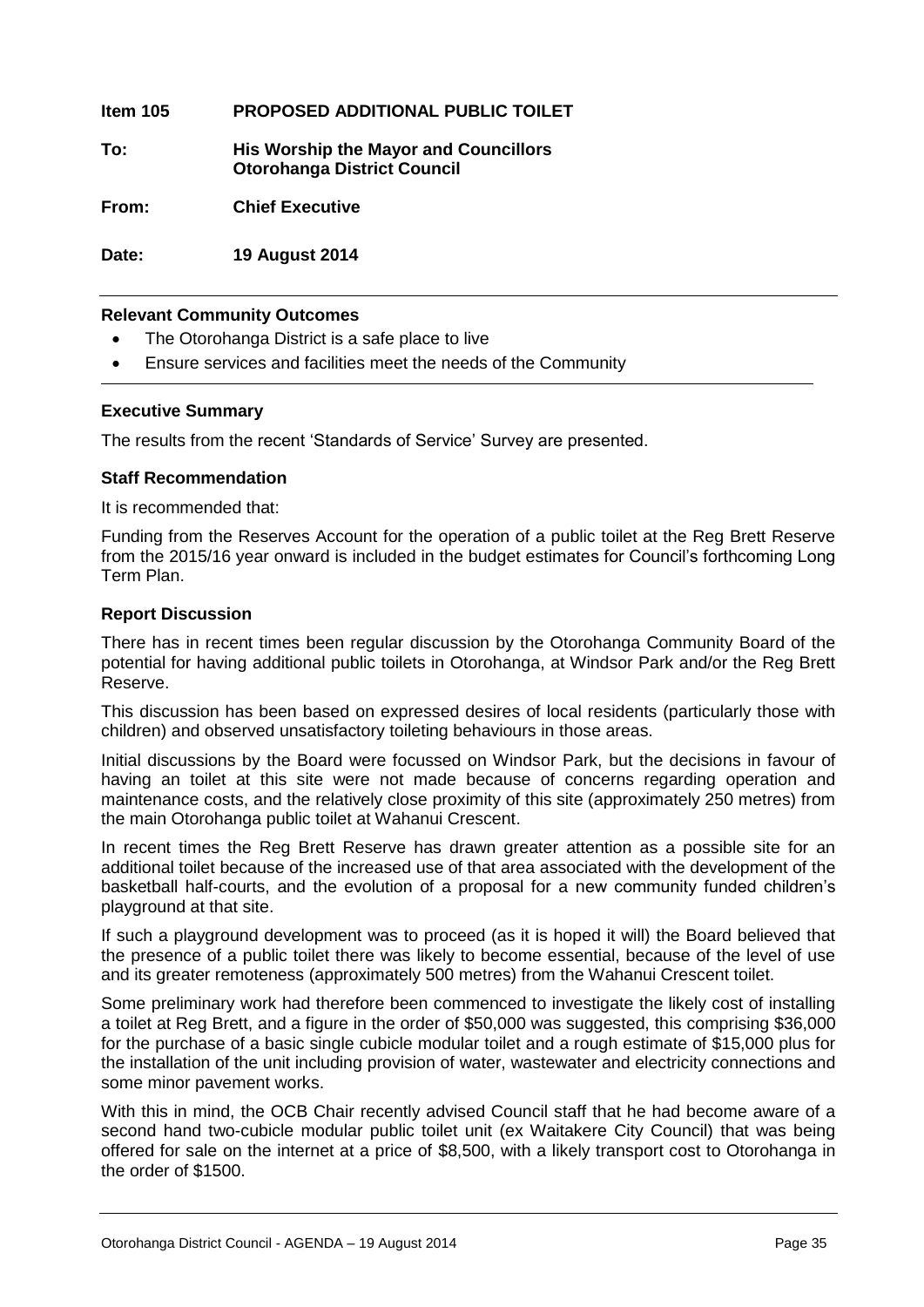**Item 105 PROPOSED ADDITIONAL PUBLIC TOILET**

**To: His Worship the Mayor and Councillors**
**Otorohanga District Council**

**From: Chief Executive**

**Date: 19 August 2014**

**Relevant Community Outcomes**

- The Otorohanga District is a safe place to live
- Ensure services and facilities meet the needs of the Community

**Executive Summary**

The results from the recent 'Standards of Service' Survey are presented.

**Staff Recommendation**

It is recommended that:

Funding from the Reserves Account for the operation of a public toilet at the Reg Brett Reserve from the 2015/16 year onward is included in the budget estimates for Council's forthcoming Long Term Plan.

**Report Discussion**

There has in recent times been regular discussion by the Otorohanga Community Board of the potential for having additional public toilets in Otorohanga, at Windsor Park and/or the Reg Brett Reserve.

This discussion has been based on expressed desires of local residents (particularly those with children) and observed unsatisfactory toileting behaviours in those areas.

Initial discussions by the Board were focussed on Windsor Park, but the decisions in favour of having an toilet at this site were not made because of concerns regarding operation and maintenance costs, and the relatively close proximity of this site (approximately 250 metres) from the main Otorohanga public toilet at Wahanui Crescent.

In recent times the Reg Brett Reserve has drawn greater attention as a possible site for an additional toilet because of the increased use of that area associated with the development of the basketball half-courts, and the evolution of a proposal for a new community funded children's playground at that site.

If such a playground development was to proceed (as it is hoped it will) the Board believed that the presence of a public toilet there was likely to become essential, because of the level of use and its greater remoteness (approximately 500 metres) from the Wahanui Crescent toilet.

Some preliminary work had therefore been commenced to investigate the likely cost of installing a toilet at Reg Brett, and a figure in the order of $50,000 was suggested, this comprising $36,000 for the purchase of a basic single cubicle modular toilet and a rough estimate of $15,000 plus for the installation of the unit including provision of water, wastewater and electricity connections and some minor pavement works.

With this in mind, the OCB Chair recently advised Council staff that he had become aware of a second hand two-cubicle modular public toilet unit (ex Waitakere City Council) that was being offered for sale on the internet at a price of $8,500, with a likely transport cost to Otorohanga in the order of $1500.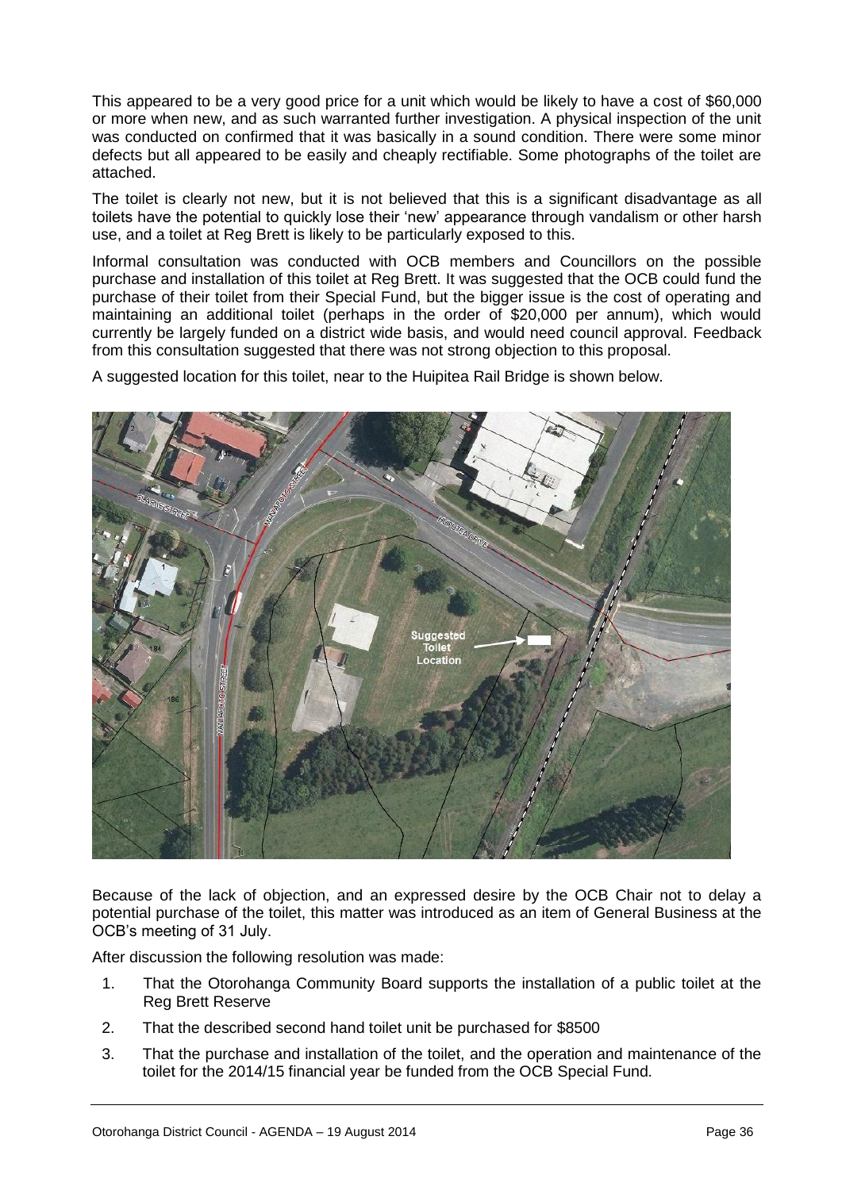This appeared to be a very good price for a unit which would be likely to have a cost of $60,000 or more when new, and as such warranted further investigation. A physical inspection of the unit was conducted on confirmed that it was basically in a sound condition. There were some minor defects but all appeared to be easily and cheaply rectifiable. Some photographs of the toilet are attached.

The toilet is clearly not new, but it is not believed that this is a significant disadvantage as all toilets have the potential to quickly lose their 'new' appearance through vandalism or other harsh use, and a toilet at Reg Brett is likely to be particularly exposed to this.

Informal consultation was conducted with OCB members and Councillors on the possible purchase and installation of this toilet at Reg Brett. It was suggested that the OCB could fund the purchase of their toilet from their Special Fund, but the bigger issue is the cost of operating and maintaining an additional toilet (perhaps in the order of $20,000 per annum), which would currently be largely funded on a district wide basis, and would need council approval. Feedback from this consultation suggested that there was not strong objection to this proposal.

A suggested location for this toilet, near to the Huipitea Rail Bridge is shown below.

Because of the lack of objection, and an expressed desire by the OCB Chair not to delay a potential purchase of the toilet, this matter was introduced as an item of General Business at the OCB's meeting of 31 July.

After discussion the following resolution was made:

1. That the Otorohanga Community Board supports the installation of a public toilet at the Reg Brett Reserve
2. That the described second hand toilet unit be purchased for $8500
3. That the purchase and installation of the toilet, and the operation and maintenance of the toilet for the 2014/15 financial year be funded from the OCB Special Fund.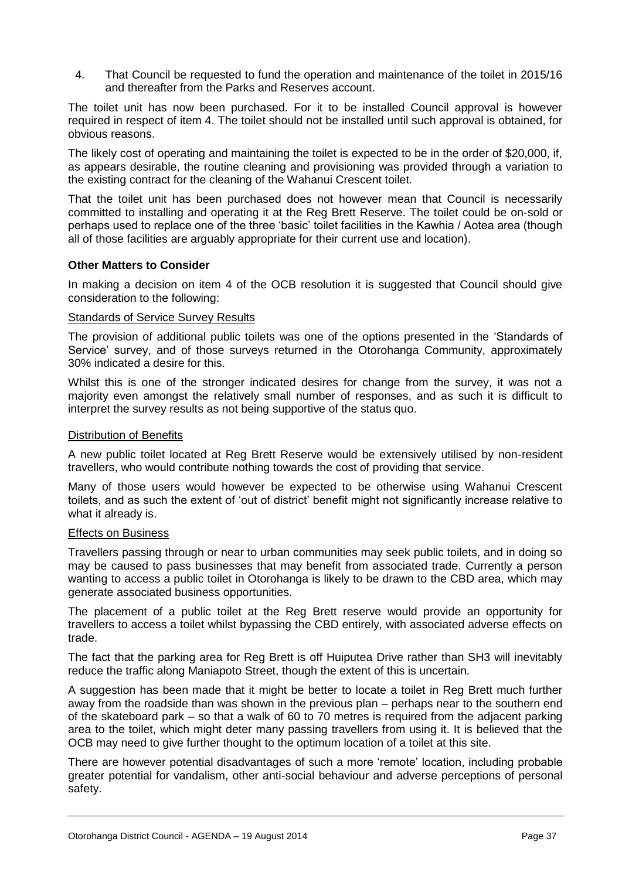4. That Council be requested to fund the operation and maintenance of the toilet in 2015/16 and thereafter from the Parks and Reserves account.

The toilet unit has now been purchased. For it to be installed Council approval is however required in respect of item 4. The toilet should not be installed until such approval is obtained, for obvious reasons.

The likely cost of operating and maintaining the toilet is expected to be in the order of $20,000, if, as appears desirable, the routine cleaning and provisioning was provided through a variation to the existing contract for the cleaning of the Wahanui Crescent toilet.

That the toilet unit has been purchased does not however mean that Council is necessarily committed to installing and operating it at the Reg Brett Reserve. The toilet could be on-sold or perhaps used to replace one of the three 'basic' toilet facilities in the Kawhia / Aotea area (though all of those facilities are arguably appropriate for their current use and location).

**Other Matters to Consider**

In making a decision on item 4 of the OCB resolution it is suggested that Council should give consideration to the following:

Standards of Service Survey Results

The provision of additional public toilets was one of the options presented in the 'Standards of Service' survey, and of those surveys returned in the Otorohanga Community, approximately 30% indicated a desire for this.

Whilst this is one of the stronger indicated desires for change from the survey, it was not a majority even amongst the relatively small number of responses, and as such it is difficult to interpret the survey results as not being supportive of the status quo.

Distribution of Benefits

A new public toilet located at Reg Brett Reserve would be extensively utilised by non-resident travellers, who would contribute nothing towards the cost of providing that service.

Many of those users would however be expected to be otherwise using Wahanui Crescent toilets, and as such the extent of 'out of district' benefit might not significantly increase relative to what it already is.

Effects on Business

Travellers passing through or near to urban communities may seek public toilets, and in doing so may be caused to pass businesses that may benefit from associated trade. Currently a person wanting to access a public toilet in Otorohanga is likely to be drawn to the CBD area, which may generate associated business opportunities.

The placement of a public toilet at the Reg Brett reserve would provide an opportunity for travellers to access a toilet whilst bypassing the CBD entirely, with associated adverse effects on trade.

The fact that the parking area for Reg Brett is off Huiputea Drive rather than SH3 will inevitably reduce the traffic along Maniapoto Street, though the extent of this is uncertain.

A suggestion has been made that it might be better to locate a toilet in Reg Brett much further away from the roadside than was shown in the previous plan – perhaps near to the southern end of the skateboard park – so that a walk of 60 to 70 metres is required from the adjacent parking area to the toilet, which might deter many passing travellers from using it. It is believed that the OCB may need to give further thought to the optimum location of a toilet at this site.

There are however potential disadvantages of such a more 'remote' location, including probable greater potential for vandalism, other anti-social behaviour and adverse perceptions of personal safety.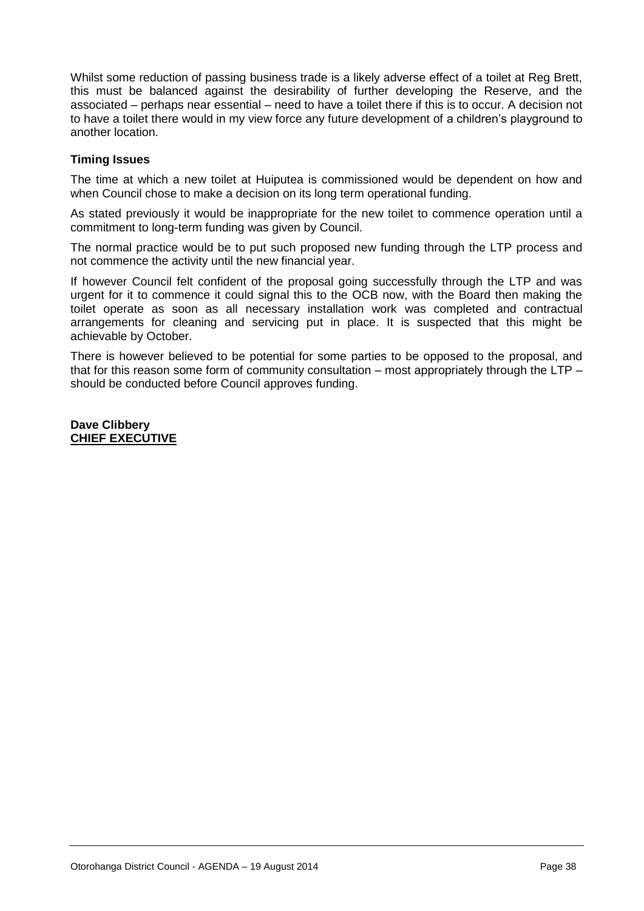Whilst some reduction of passing business trade is a likely adverse effect of a toilet at Reg Brett, this must be balanced against the desirability of further developing the Reserve, and the associated – perhaps near essential – need to have a toilet there if this is to occur. A decision not to have a toilet there would in my view force any future development of a children's playground to another location.

**Timing Issues**

The time at which a new toilet at Huiputea is commissioned would be dependent on how and when Council chose to make a decision on its long term operational funding.

As stated previously it would be inappropriate for the new toilet to commence operation until a commitment to long-term funding was given by Council.

The normal practice would be to put such proposed new funding through the LTP process and not commence the activity until the new financial year.

If however Council felt confident of the proposal going successfully through the LTP and was urgent for it to commence it could signal this to the OCB now, with the Board then making the toilet operate as soon as all necessary installation work was completed and contractual arrangements for cleaning and servicing put in place. It is suspected that this might be achievable by October.

There is however believed to be potential for some parties to be opposed to the proposal, and that for this reason some form of community consultation – most appropriately through the LTP – should be conducted before Council approves funding.

**Dave Clibbery**
**CHIEF EXECUTIVE**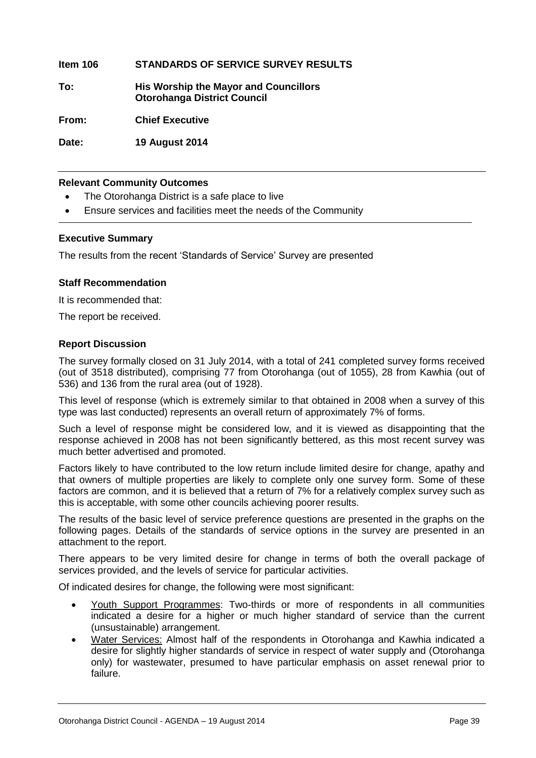**Item 106 STANDARDS OF SERVICE SURVEY RESULTS**

**To: His Worship the Mayor and Councillors**
**Otorohanga District Council**

**From: Chief Executive**

**Date: 19 August 2014**

---

**Relevant Community Outcomes**

- The Otorohanga District is a safe place to live
- Ensure services and facilities meet the needs of the Community

---

**Executive Summary**

The results from the recent 'Standards of Service' Survey are presented

**Staff Recommendation**

It is recommended that:

The report be received.

**Report Discussion**

The survey formally closed on 31 July 2014, with a total of 241 completed survey forms received (out of 3518 distributed), comprising 77 from Otorohanga (out of 1055), 28 from Kawhia (out of 536) and 136 from the rural area (out of 1928).

This level of response (which is extremely similar to that obtained in 2008 when a survey of this type was last conducted) represents an overall return of approximately 7% of forms.

Such a level of response might be considered low, and it is viewed as disappointing that the response achieved in 2008 has not been significantly bettered, as this most recent survey was much better advertised and promoted.

Factors likely to have contributed to the low return include limited desire for change, apathy and that owners of multiple properties are likely to complete only one survey form. Some of these factors are common, and it is believed that a return of 7% for a relatively complex survey such as this is acceptable, with some other councils achieving poorer results.

The results of the basic level of service preference questions are presented in the graphs on the following pages. Details of the standards of service options in the survey are presented in an attachment to the report.

There appears to be very limited desire for change in terms of both the overall package of services provided, and the levels of service for particular activities.

Of indicated desires for change, the following were most significant:

- Youth Support Programmes: Two-thirds or more of respondents in all communities indicated a desire for a higher or much higher standard of service than the current (unsustainable) arrangement.
- Water Services: Almost half of the respondents in Otorohanga and Kawhia indicated a desire for slightly higher standards of service in respect of water supply and (Otorohanga only) for wastewater, presumed to have particular emphasis on asset renewal prior to failure.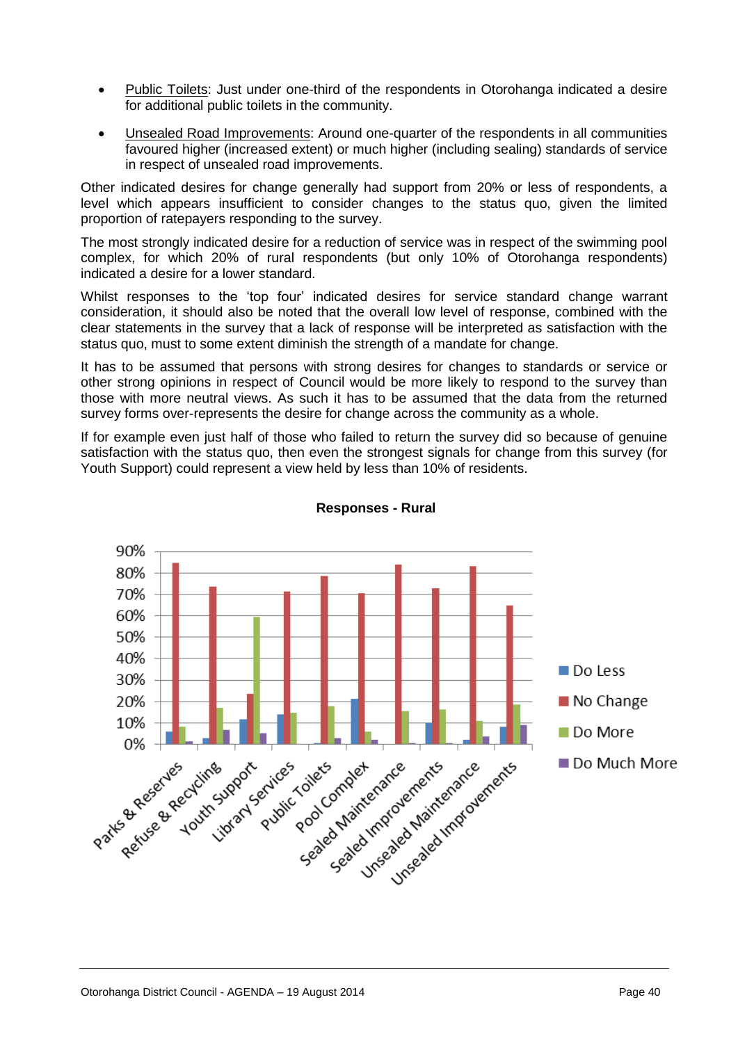- Public Toilets: Just under one-third of the respondents in Otorohanga indicated a desire for additional public toilets in the community.
- Unsealed Road Improvements: Around one-quarter of the respondents in all communities favoured higher (increased extent) or much higher (including sealing) standards of service in respect of unsealed road improvements.

Other indicated desires for change generally had support from 20% or less of respondents, a level which appears insufficient to consider changes to the status quo, given the limited proportion of ratepayers responding to the survey.

The most strongly indicated desire for a reduction of service was in respect of the swimming pool complex, for which 20% of rural respondents (but only 10% of Otorohanga respondents) indicated a desire for a lower standard.

Whilst responses to the 'top four' indicated desires for service standard change warrant consideration, it should also be noted that the overall low level of response, combined with the clear statements in the survey that a lack of response will be interpreted as satisfaction with the status quo, must to some extent diminish the strength of a mandate for change.

It has to be assumed that persons with strong desires for changes to standards or service or other strong opinions in respect of Council would be more likely to respond to the survey than those with more neutral views. As such it has to be assumed that the data from the returned survey forms over-represents the desire for change across the community as a whole.

If for example even just half of those who failed to return the survey did so because of genuine satisfaction with the status quo, then even the strongest signals for change from this survey (for Youth Support) could represent a view held by less than 10% of residents.

**Responses - Rural**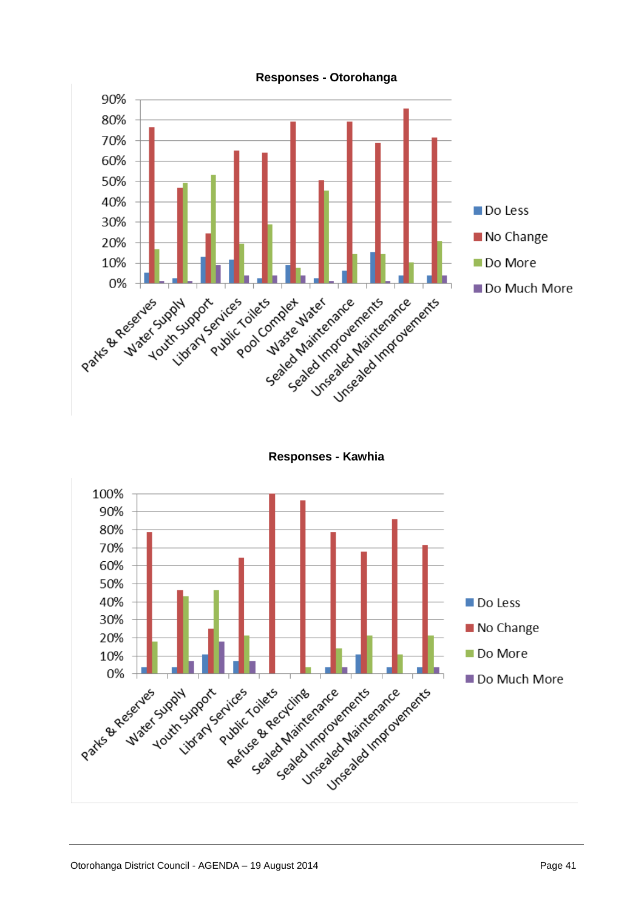**Responses - Otorohanga**

**Responses - Kawhia**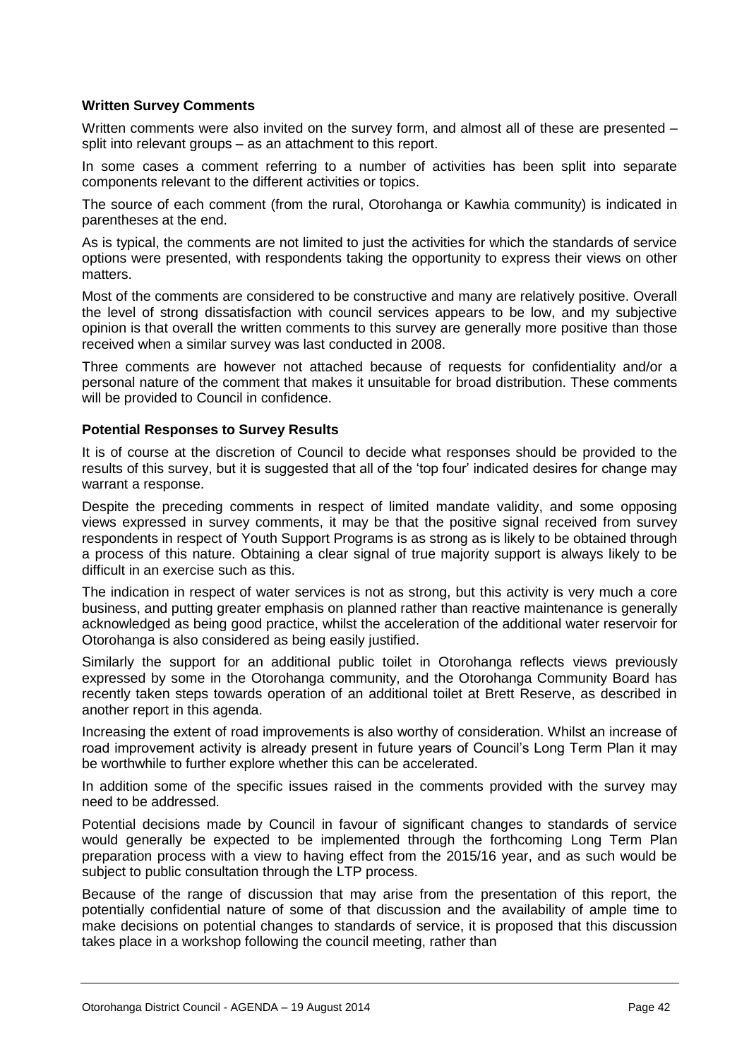**Written Survey Comments**

Written comments were also invited on the survey form, and almost all of these are presented – split into relevant groups – as an attachment to this report.

In some cases a comment referring to a number of activities has been split into separate components relevant to the different activities or topics.

The source of each comment (from the rural, Otorohanga or Kawhia community) is indicated in parentheses at the end.

As is typical, the comments are not limited to just the activities for which the standards of service options were presented, with respondents taking the opportunity to express their views on other matters.

Most of the comments are considered to be constructive and many are relatively positive. Overall the level of strong dissatisfaction with council services appears to be low, and my subjective opinion is that overall the written comments to this survey are generally more positive than those received when a similar survey was last conducted in 2008.

Three comments are however not attached because of requests for confidentiality and/or a personal nature of the comment that makes it unsuitable for broad distribution. These comments will be provided to Council in confidence.

**Potential Responses to Survey Results**

It is of course at the discretion of Council to decide what responses should be provided to the results of this survey, but it is suggested that all of the 'top four' indicated desires for change may warrant a response.

Despite the preceding comments in respect of limited mandate validity, and some opposing views expressed in survey comments, it may be that the positive signal received from survey respondents in respect of Youth Support Programs is as strong as is likely to be obtained through a process of this nature. Obtaining a clear signal of true majority support is always likely to be difficult in an exercise such as this.

The indication in respect of water services is not as strong, but this activity is very much a core business, and putting greater emphasis on planned rather than reactive maintenance is generally acknowledged as being good practice, whilst the acceleration of the additional water reservoir for Otorohanga is also considered as being easily justified.

Similarly the support for an additional public toilet in Otorohanga reflects views previously expressed by some in the Otorohanga community, and the Otorohanga Community Board has recently taken steps towards operation of an additional toilet at Brett Reserve, as described in another report in this agenda.

Increasing the extent of road improvements is also worthy of consideration. Whilst an increase of road improvement activity is already present in future years of Council's Long Term Plan it may be worthwhile to further explore whether this can be accelerated.

In addition some of the specific issues raised in the comments provided with the survey may need to be addressed.

Potential decisions made by Council in favour of significant changes to standards of service would generally be expected to be implemented through the forthcoming Long Term Plan preparation process with a view to having effect from the 2015/16 year, and as such would be subject to public consultation through the LTP process.

Because of the range of discussion that may arise from the presentation of this report, the potentially confidential nature of some of that discussion and the availability of ample time to make decisions on potential changes to standards of service, it is proposed that this discussion takes place in a workshop following the council meeting, rather than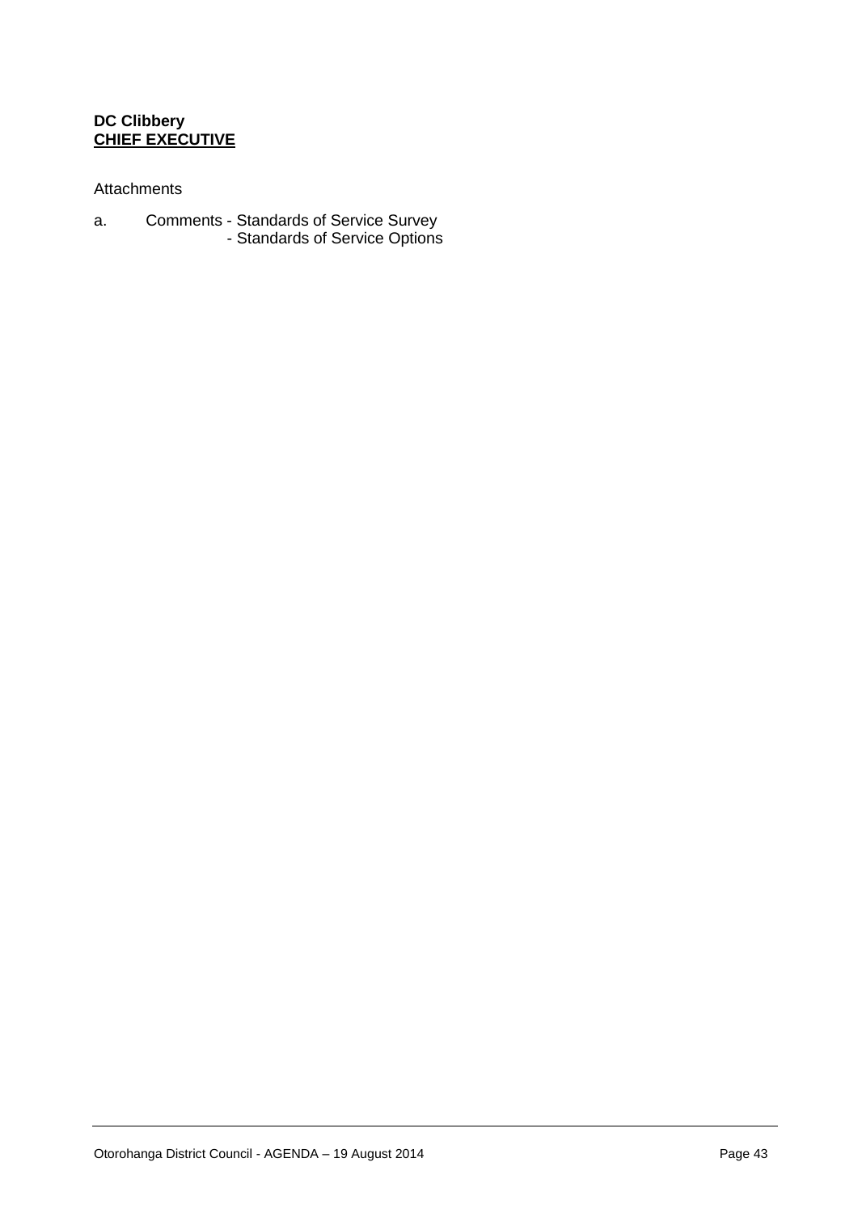**DC Clibbery**
**CHIEF EXECUTIVE**

Attachments

a. Comments - Standards of Service Survey
 - Standards of Service Options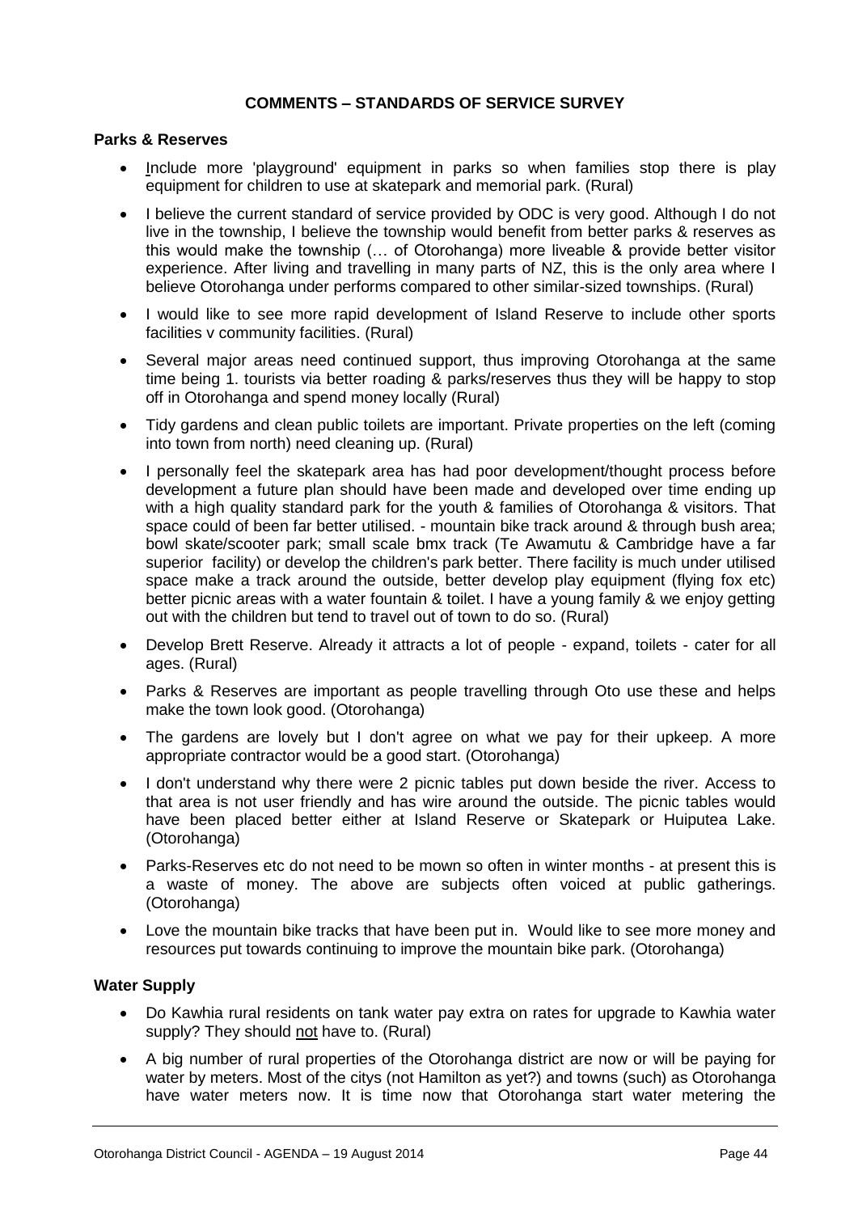# COMMENTS – STANDARDS OF SERVICE SURVEY

## Parks & Reserves

- Include more 'playground' equipment in parks so when families stop there is play equipment for children to use at skatepark and memorial park. (Rural)
- I believe the current standard of service provided by ODC is very good. Although I do not live in the township, I believe the township would benefit from better parks & reserves as this would make the township (… of Otorohanga) more liveable & provide better visitor experience. After living and travelling in many parts of NZ, this is the only area where I believe Otorohanga under performs compared to other similar-sized townships. (Rural)
- I would like to see more rapid development of Island Reserve to include other sports facilities v community facilities. (Rural)
- Several major areas need continued support, thus improving Otorohanga at the same time being 1. tourists via better roading & parks/reserves thus they will be happy to stop off in Otorohanga and spend money locally (Rural)
- Tidy gardens and clean public toilets are important. Private properties on the left (coming into town from north) need cleaning up. (Rural)
- I personally feel the skatepark area has had poor development/thought process before development a future plan should have been made and developed over time ending up with a high quality standard park for the youth & families of Otorohanga & visitors. That space could of been far better utilised. - mountain bike track around & through bush area; bowl skate/scooter park; small scale bmx track (Te Awamutu & Cambridge have a far superior facility) or develop the children's park better. There facility is much under utilised space make a track around the outside, better develop play equipment (flying fox etc) better picnic areas with a water fountain & toilet. I have a young family & we enjoy getting out with the children but tend to travel out of town to do so. (Rural)
- Develop Brett Reserve. Already it attracts a lot of people - expand, toilets - cater for all ages. (Rural)
- Parks & Reserves are important as people travelling through Oto use these and helps make the town look good. (Otorohanga)
- The gardens are lovely but I don't agree on what we pay for their upkeep. A more appropriate contractor would be a good start. (Otorohanga)
- I don't understand why there were 2 picnic tables put down beside the river. Access to that area is not user friendly and has wire around the outside. The picnic tables would have been placed better either at Island Reserve or Skatepark or Huiputea Lake. (Otorohanga)
- Parks-Reserves etc do not need to be mown so often in winter months - at present this is a waste of money. The above are subjects often voiced at public gatherings. (Otorohanga)
- Love the mountain bike tracks that have been put in. Would like to see more money and resources put towards continuing to improve the mountain bike park. (Otorohanga)

## Water Supply

- Do Kawhia rural residents on tank water pay extra on rates for upgrade to Kawhia water supply? They should <u>not</u> have to. (Rural)
- A big number of rural properties of the Otorohanga district are now or will be paying for water by meters. Most of the citys (not Hamilton as yet?) and towns (such) as Otorohanga have water meters now. It is time now that Otorohanga start water metering the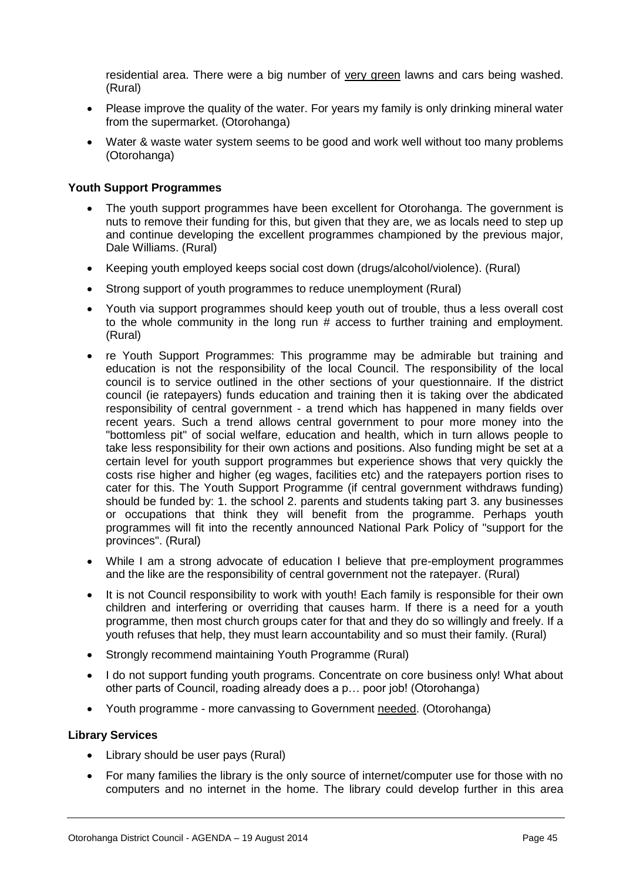residential area. There were a big number of <u>very green</u> lawns and cars being washed. (Rural)

- Please improve the quality of the water. For years my family is only drinking mineral water from the supermarket. (Otorohanga)
- Water & waste water system seems to be good and work well without too many problems (Otorohanga)

**Youth Support Programmes**

- The youth support programmes have been excellent for Otorohanga. The government is nuts to remove their funding for this, but given that they are, we as locals need to step up and continue developing the excellent programmes championed by the previous major, Dale Williams. (Rural)
- Keeping youth employed keeps social cost down (drugs/alcohol/violence). (Rural)
- Strong support of youth programmes to reduce unemployment (Rural)
- Youth via support programmes should keep youth out of trouble, thus a less overall cost to the whole community in the long run # access to further training and employment. (Rural)
- re Youth Support Programmes: This programme may be admirable but training and education is not the responsibility of the local Council. The responsibility of the local council is to service outlined in the other sections of your questionnaire. If the district council (ie ratepayers) funds education and training then it is taking over the abdicated responsibility of central government - a trend which has happened in many fields over recent years. Such a trend allows central government to pour more money into the "bottomless pit" of social welfare, education and health, which in turn allows people to take less responsibility for their own actions and positions. Also funding might be set at a certain level for youth support programmes but experience shows that very quickly the costs rise higher and higher (eg wages, facilities etc) and the ratepayers portion rises to cater for this. The Youth Support Programme (if central government withdraws funding) should be funded by: 1. the school 2. parents and students taking part 3. any businesses or occupations that think they will benefit from the programme. Perhaps youth programmes will fit into the recently announced National Park Policy of "support for the provinces". (Rural)
- While I am a strong advocate of education I believe that pre-employment programmes and the like are the responsibility of central government not the ratepayer. (Rural)
- It is not Council responsibility to work with youth! Each family is responsible for their own children and interfering or overriding that causes harm. If there is a need for a youth programme, then most church groups cater for that and they do so willingly and freely. If a youth refuses that help, they must learn accountability and so must their family. (Rural)
- Strongly recommend maintaining Youth Programme (Rural)
- I do not support funding youth programs. Concentrate on core business only! What about other parts of Council, roading already does a p… poor job! (Otorohanga)
- Youth programme - more canvassing to Government <u>needed</u>. (Otorohanga)

**Library Services**

- Library should be user pays (Rural)
- For many families the library is the only source of internet/computer use for those with no computers and no internet in the home. The library could develop further in this area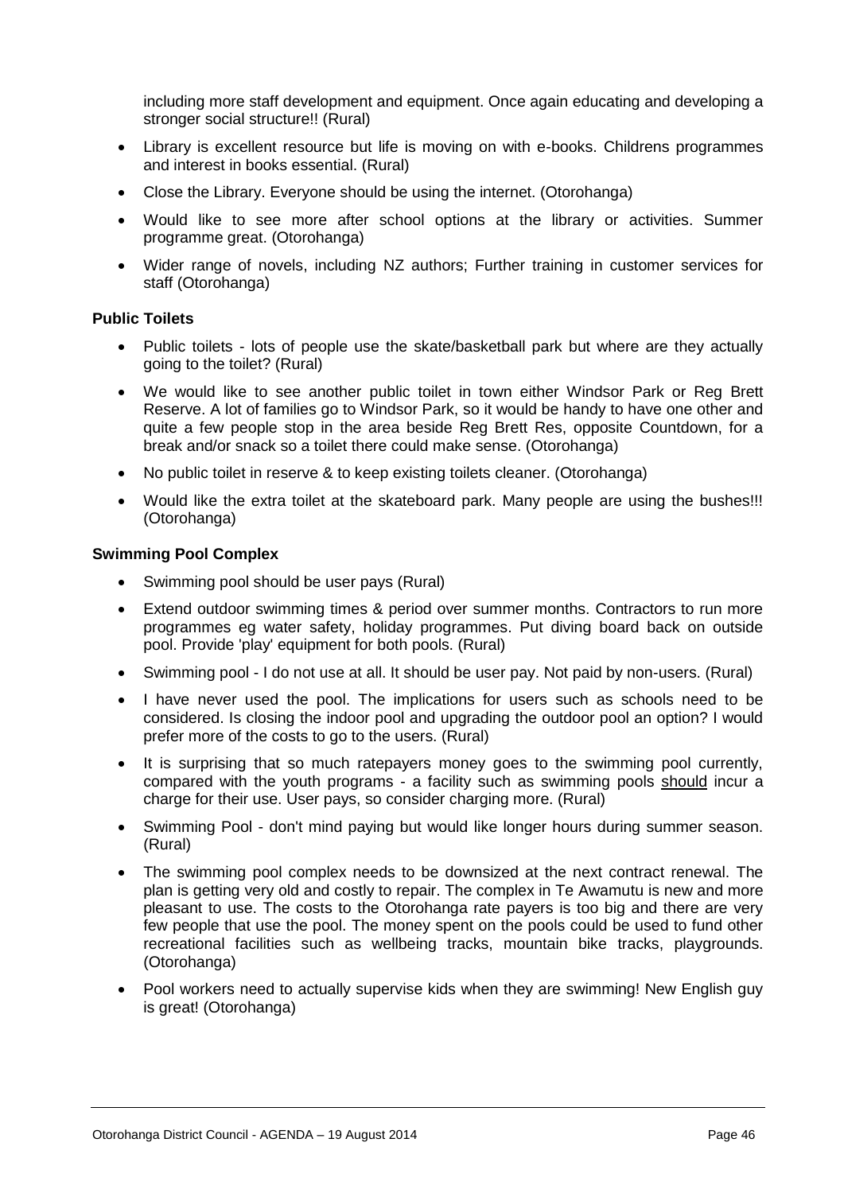including more staff development and equipment. Once again educating and developing a stronger social structure!! (Rural)

- Library is excellent resource but life is moving on with e-books. Childrens programmes and interest in books essential. (Rural)
- Close the Library. Everyone should be using the internet. (Otorohanga)
- Would like to see more after school options at the library or activities. Summer programme great. (Otorohanga)
- Wider range of novels, including NZ authors; Further training in customer services for staff (Otorohanga)

**Public Toilets**

- Public toilets - lots of people use the skate/basketball park but where are they actually going to the toilet? (Rural)
- We would like to see another public toilet in town either Windsor Park or Reg Brett Reserve. A lot of families go to Windsor Park, so it would be handy to have one other and quite a few people stop in the area beside Reg Brett Res, opposite Countdown, for a break and/or snack so a toilet there could make sense. (Otorohanga)
- No public toilet in reserve & to keep existing toilets cleaner. (Otorohanga)
- Would like the extra toilet at the skateboard park. Many people are using the bushes!!! (Otorohanga)

**Swimming Pool Complex**

- Swimming pool should be user pays (Rural)
- Extend outdoor swimming times & period over summer months. Contractors to run more programmes eg water safety, holiday programmes. Put diving board back on outside pool. Provide 'play' equipment for both pools. (Rural)
- Swimming pool - I do not use at all. It should be user pay. Not paid by non-users. (Rural)
- I have never used the pool. The implications for users such as schools need to be considered. Is closing the indoor pool and upgrading the outdoor pool an option? I would prefer more of the costs to go to the users. (Rural)
- It is surprising that so much ratepayers money goes to the swimming pool currently, compared with the youth programs - a facility such as swimming pools should incur a charge for their use. User pays, so consider charging more. (Rural)
- Swimming Pool - don't mind paying but would like longer hours during summer season. (Rural)
- The swimming pool complex needs to be downsized at the next contract renewal. The plan is getting very old and costly to repair. The complex in Te Awamutu is new and more pleasant to use. The costs to the Otorohanga rate payers is too big and there are very few people that use the pool. The money spent on the pools could be used to fund other recreational facilities such as wellbeing tracks, mountain bike tracks, playgrounds. (Otorohanga)
- Pool workers need to actually supervise kids when they are swimming! New English guy is great! (Otorohanga)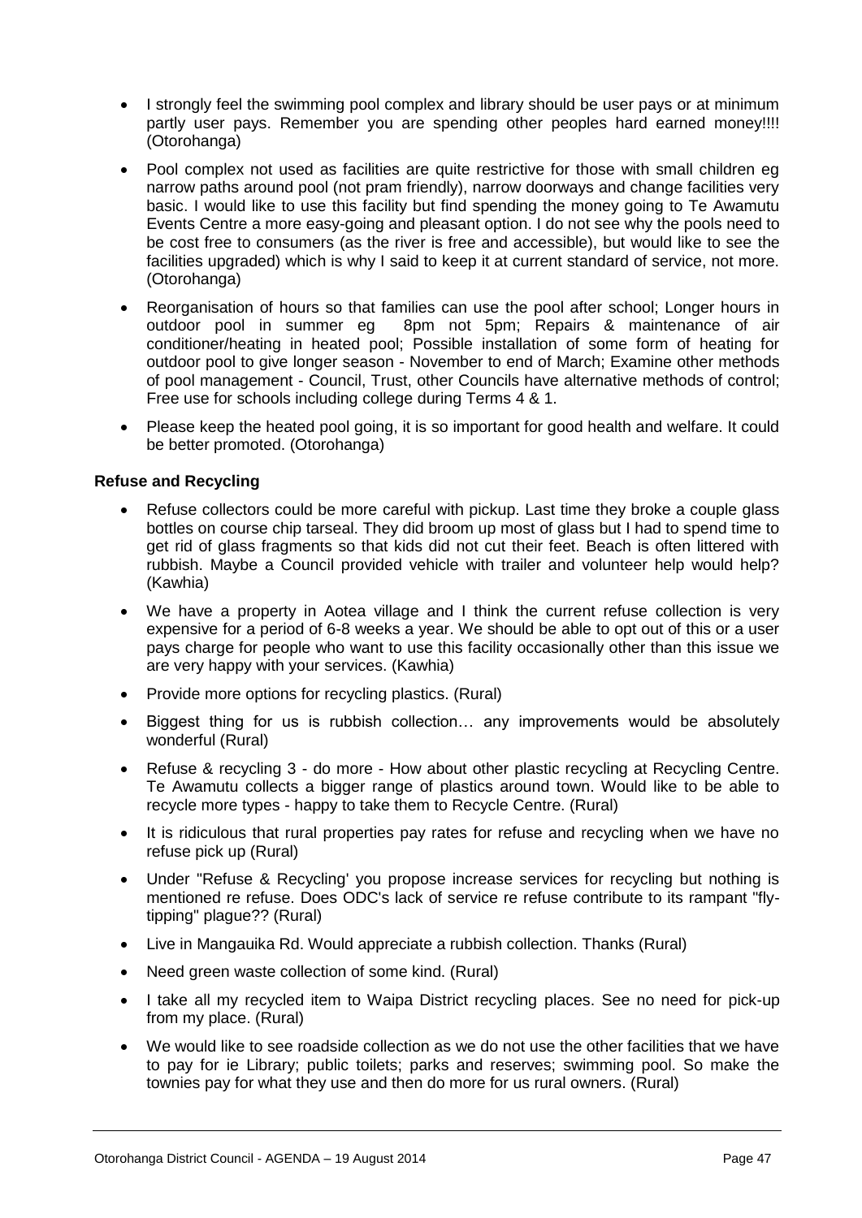- I strongly feel the swimming pool complex and library should be user pays or at minimum partly user pays. Remember you are spending other peoples hard earned money!!!! (Otorohanga)
- Pool complex not used as facilities are quite restrictive for those with small children eg narrow paths around pool (not pram friendly), narrow doorways and change facilities very basic. I would like to use this facility but find spending the money going to Te Awamutu Events Centre a more easy-going and pleasant option. I do not see why the pools need to be cost free to consumers (as the river is free and accessible), but would like to see the facilities upgraded) which is why I said to keep it at current standard of service, not more. (Otorohanga)
- Reorganisation of hours so that families can use the pool after school; Longer hours in outdoor pool in summer eg 8pm not 5pm; Repairs & maintenance of air conditioner/heating in heated pool; Possible installation of some form of heating for outdoor pool to give longer season - November to end of March; Examine other methods of pool management - Council, Trust, other Councils have alternative methods of control; Free use for schools including college during Terms 4 & 1.
- Please keep the heated pool going, it is so important for good health and welfare. It could be better promoted. (Otorohanga)

**Refuse and Recycling**

- Refuse collectors could be more careful with pickup. Last time they broke a couple glass bottles on course chip tarseal. They did broom up most of glass but I had to spend time to get rid of glass fragments so that kids did not cut their feet. Beach is often littered with rubbish. Maybe a Council provided vehicle with trailer and volunteer help would help? (Kawhia)
- We have a property in Aotea village and I think the current refuse collection is very expensive for a period of 6-8 weeks a year. We should be able to opt out of this or a user pays charge for people who want to use this facility occasionally other than this issue we are very happy with your services. (Kawhia)
- Provide more options for recycling plastics. (Rural)
- Biggest thing for us is rubbish collection… any improvements would be absolutely wonderful (Rural)
- Refuse & recycling 3 - do more - How about other plastic recycling at Recycling Centre. Te Awamutu collects a bigger range of plastics around town. Would like to be able to recycle more types - happy to take them to Recycle Centre. (Rural)
- It is ridiculous that rural properties pay rates for refuse and recycling when we have no refuse pick up (Rural)
- Under "Refuse & Recycling' you propose increase services for recycling but nothing is mentioned re refuse. Does ODC's lack of service re refuse contribute to its rampant "fly-tipping" plague?? (Rural)
- Live in Mangauika Rd. Would appreciate a rubbish collection. Thanks (Rural)
- Need green waste collection of some kind. (Rural)
- I take all my recycled item to Waipa District recycling places. See no need for pick-up from my place. (Rural)
- We would like to see roadside collection as we do not use the other facilities that we have to pay for ie Library; public toilets; parks and reserves; swimming pool. So make the townies pay for what they use and then do more for us rural owners. (Rural)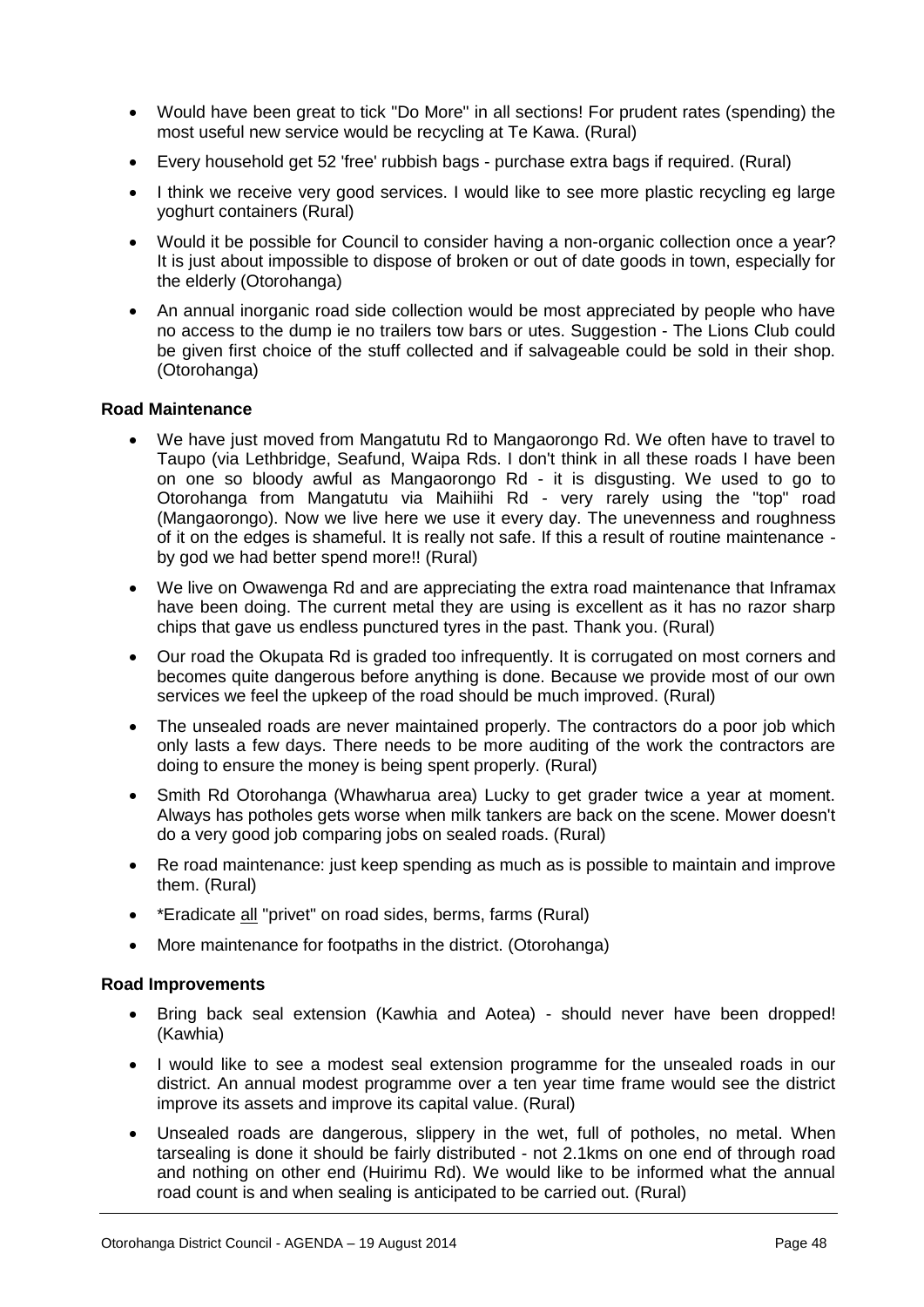- Would have been great to tick "Do More" in all sections! For prudent rates (spending) the most useful new service would be recycling at Te Kawa. (Rural)
- Every household get 52 'free' rubbish bags - purchase extra bags if required. (Rural)
- I think we receive very good services. I would like to see more plastic recycling eg large yoghurt containers (Rural)
- Would it be possible for Council to consider having a non-organic collection once a year? It is just about impossible to dispose of broken or out of date goods in town, especially for the elderly (Otorohanga)
- An annual inorganic road side collection would be most appreciated by people who have no access to the dump ie no trailers tow bars or utes. Suggestion - The Lions Club could be given first choice of the stuff collected and if salvageable could be sold in their shop. (Otorohanga)

**Road Maintenance**

- We have just moved from Mangatutu Rd to Mangaorongo Rd. We often have to travel to Taupo (via Lethbridge, Seafund, Waipa Rds. I don't think in all these roads I have been on one so bloody awful as Mangaorongo Rd - it is disgusting. We used to go to Otorohanga from Mangatutu via Maihiihi Rd - very rarely using the "top" road (Mangaorongo). Now we live here we use it every day. The unevenness and roughness of it on the edges is shameful. It is really not safe. If this a result of routine maintenance - by god we had better spend more!! (Rural)
- We live on Owawenga Rd and are appreciating the extra road maintenance that Inframax have been doing. The current metal they are using is excellent as it has no razor sharp chips that gave us endless punctured tyres in the past. Thank you. (Rural)
- Our road the Okupata Rd is graded too infrequently. It is corrugated on most corners and becomes quite dangerous before anything is done. Because we provide most of our own services we feel the upkeep of the road should be much improved. (Rural)
- The unsealed roads are never maintained properly. The contractors do a poor job which only lasts a few days. There needs to be more auditing of the work the contractors are doing to ensure the money is being spent properly. (Rural)
- Smith Rd Otorohanga (Whawharua area) Lucky to get grader twice a year at moment. Always has potholes gets worse when milk tankers are back on the scene. Mower doesn't do a very good job comparing jobs on sealed roads. (Rural)
- Re road maintenance: just keep spending as much as is possible to maintain and improve them. (Rural)
- *Eradicate <u>all</u> "privet" on road sides, berms, farms (Rural)
- More maintenance for footpaths in the district. (Otorohanga)

**Road Improvements**

- Bring back seal extension (Kawhia and Aotea) - should never have been dropped! (Kawhia)
- I would like to see a modest seal extension programme for the unsealed roads in our district. An annual modest programme over a ten year time frame would see the district improve its assets and improve its capital value. (Rural)
- Unsealed roads are dangerous, slippery in the wet, full of potholes, no metal. When tarsealing is done it should be fairly distributed - not 2.1kms on one end of through road and nothing on other end (Huirimu Rd). We would like to be informed what the annual road count is and when sealing is anticipated to be carried out. (Rural)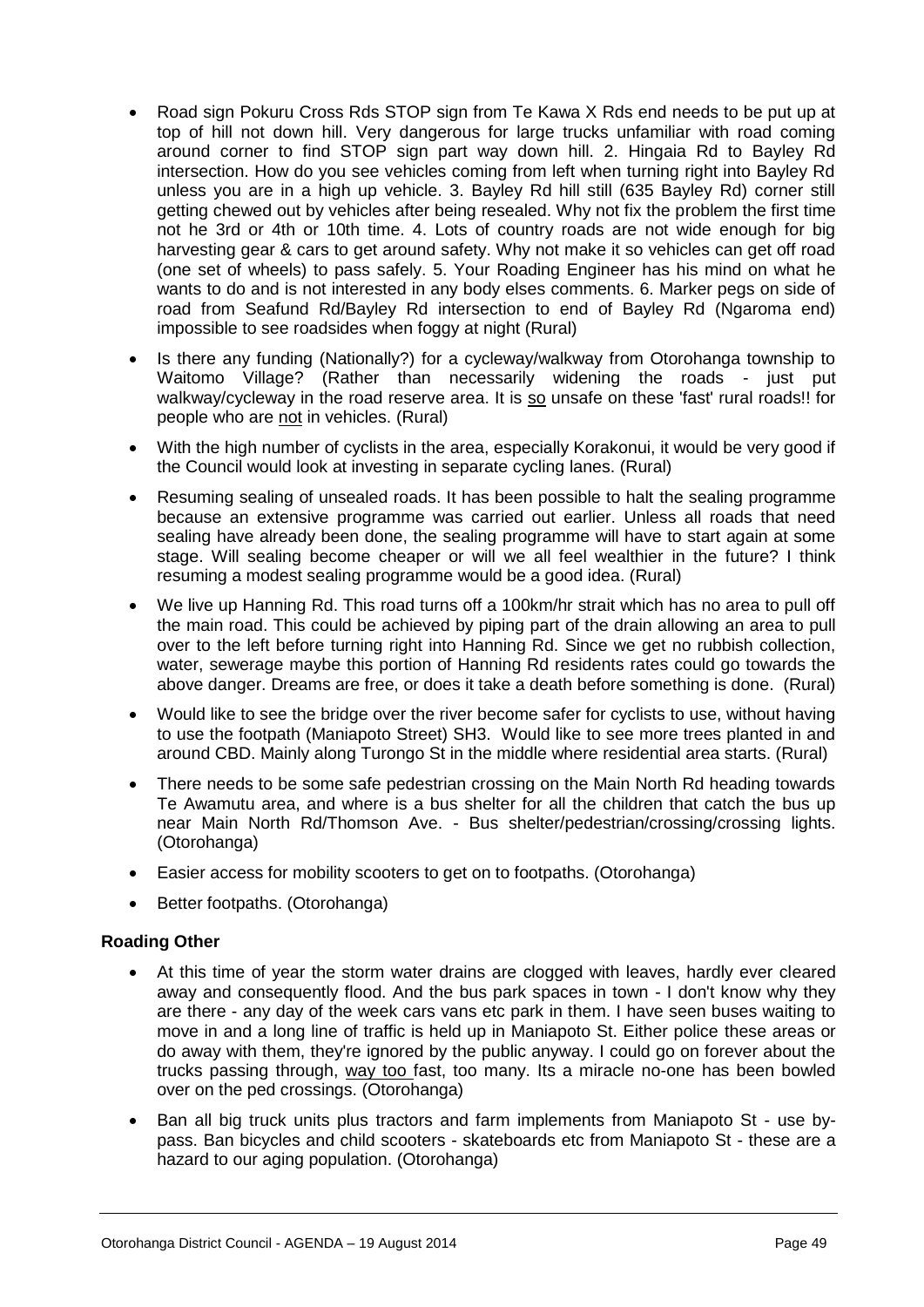- Road sign Pokuru Cross Rds STOP sign from Te Kawa X Rds end needs to be put up at top of hill not down hill. Very dangerous for large trucks unfamiliar with road coming around corner to find STOP sign part way down hill. 2. Hingaia Rd to Bayley Rd intersection. How do you see vehicles coming from left when turning right into Bayley Rd unless you are in a high up vehicle. 3. Bayley Rd hill still (635 Bayley Rd) corner still getting chewed out by vehicles after being resealed. Why not fix the problem the first time not he 3rd or 4th or 10th time. 4. Lots of country roads are not wide enough for big harvesting gear & cars to get around safety. Why not make it so vehicles can get off road (one set of wheels) to pass safely. 5. Your Roading Engineer has his mind on what he wants to do and is not interested in any body elses comments. 6. Marker pegs on side of road from Seafund Rd/Bayley Rd intersection to end of Bayley Rd (Ngaroma end) impossible to see roadsides when foggy at night (Rural)
- Is there any funding (Nationally?) for a cycleway/walkway from Otorohanga township to Waitomo Village? (Rather than necessarily widening the roads - just put walkway/cycleway in the road reserve area. It is so unsafe on these 'fast' rural roads!! for people who are not in vehicles. (Rural)
- With the high number of cyclists in the area, especially Korakonui, it would be very good if the Council would look at investing in separate cycling lanes. (Rural)
- Resuming sealing of unsealed roads. It has been possible to halt the sealing programme because an extensive programme was carried out earlier. Unless all roads that need sealing have already been done, the sealing programme will have to start again at some stage. Will sealing become cheaper or will we all feel wealthier in the future? I think resuming a modest sealing programme would be a good idea. (Rural)
- We live up Hanning Rd. This road turns off a 100km/hr strait which has no area to pull off the main road. This could be achieved by piping part of the drain allowing an area to pull over to the left before turning right into Hanning Rd. Since we get no rubbish collection, water, sewerage maybe this portion of Hanning Rd residents rates could go towards the above danger. Dreams are free, or does it take a death before something is done. (Rural)
- Would like to see the bridge over the river become safer for cyclists to use, without having to use the footpath (Maniapoto Street) SH3. Would like to see more trees planted in and around CBD. Mainly along Turongo St in the middle where residential area starts. (Rural)
- There needs to be some safe pedestrian crossing on the Main North Rd heading towards Te Awamutu area, and where is a bus shelter for all the children that catch the bus up near Main North Rd/Thomson Ave. - Bus shelter/pedestrian/crossing/crossing lights. (Otorohanga)
- Easier access for mobility scooters to get on to footpaths. (Otorohanga)
- Better footpaths. (Otorohanga)

**Roading Other**

- At this time of year the storm water drains are clogged with leaves, hardly ever cleared away and consequently flood. And the bus park spaces in town - I don't know why they are there - any day of the week cars vans etc park in them. I have seen buses waiting to move in and a long line of traffic is held up in Maniapoto St. Either police these areas or do away with them, they're ignored by the public anyway. I could go on forever about the trucks passing through, way too fast, too many. Its a miracle no-one has been bowled over on the ped crossings. (Otorohanga)
- Ban all big truck units plus tractors and farm implements from Maniapoto St - use by-pass. Ban bicycles and child scooters - skateboards etc from Maniapoto St - these are a hazard to our aging population. (Otorohanga)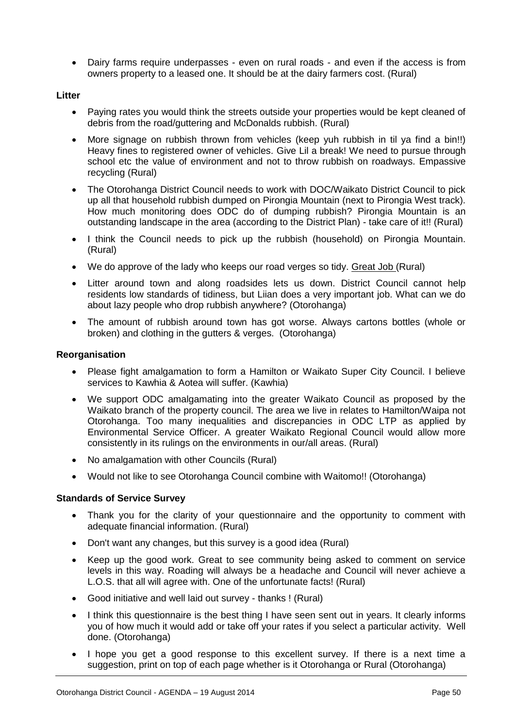- Dairy farms require underpasses - even on rural roads - and even if the access is from owners property to a leased one. It should be at the dairy farmers cost. (Rural)

**Litter**

- Paying rates you would think the streets outside your properties would be kept cleaned of debris from the road/guttering and McDonalds rubbish. (Rural)
- More signage on rubbish thrown from vehicles (keep yuh rubbish in til ya find a bin!!) Heavy fines to registered owner of vehicles. Give Lil a break! We need to pursue through school etc the value of environment and not to throw rubbish on roadways. Empassive recycling (Rural)
- The Otorohanga District Council needs to work with DOC/Waikato District Council to pick up all that household rubbish dumped on Pirongia Mountain (next to Pirongia West track). How much monitoring does ODC do of dumping rubbish? Pirongia Mountain is an outstanding landscape in the area (according to the District Plan) - take care of it!! (Rural)
- I think the Council needs to pick up the rubbish (household) on Pirongia Mountain. (Rural)
- We do approve of the lady who keeps our road verges so tidy. Great Job (Rural)
- Litter around town and along roadsides lets us down. District Council cannot help residents low standards of tidiness, but Liian does a very important job. What can we do about lazy people who drop rubbish anywhere? (Otorohanga)
- The amount of rubbish around town has got worse. Always cartons bottles (whole or broken) and clothing in the gutters & verges. (Otorohanga)

**Reorganisation**

- Please fight amalgamation to form a Hamilton or Waikato Super City Council. I believe services to Kawhia & Aotea will suffer. (Kawhia)
- We support ODC amalgamating into the greater Waikato Council as proposed by the Waikato branch of the property council. The area we live in relates to Hamilton/Waipa not Otorohanga. Too many inequalities and discrepancies in ODC LTP as applied by Environmental Service Officer. A greater Waikato Regional Council would allow more consistently in its rulings on the environments in our/all areas. (Rural)
- No amalgamation with other Councils (Rural)
- Would not like to see Otorohanga Council combine with Waitomo!! (Otorohanga)

**Standards of Service Survey**

- Thank you for the clarity of your questionnaire and the opportunity to comment with adequate financial information. (Rural)
- Don't want any changes, but this survey is a good idea (Rural)
- Keep up the good work. Great to see community being asked to comment on service levels in this way. Roading will always be a headache and Council will never achieve a L.O.S. that all will agree with. One of the unfortunate facts! (Rural)
- Good initiative and well laid out survey - thanks ! (Rural)
- I think this questionnaire is the best thing I have seen sent out in years. It clearly informs you of how much it would add or take off your rates if you select a particular activity. Well done. (Otorohanga)
- I hope you get a good response to this excellent survey. If there is a next time a suggestion, print on top of each page whether is it Otorohanga or Rural (Otorohanga)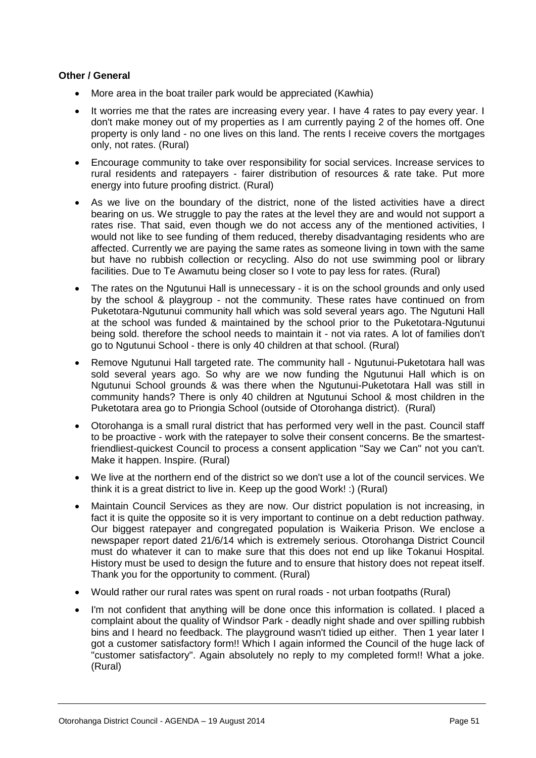**Other / General**

- More area in the boat trailer park would be appreciated (Kawhia)
- It worries me that the rates are increasing every year. I have 4 rates to pay every year. I don't make money out of my properties as I am currently paying 2 of the homes off. One property is only land - no one lives on this land. The rents I receive covers the mortgages only, not rates. (Rural)
- Encourage community to take over responsibility for social services. Increase services to rural residents and ratepayers - fairer distribution of resources & rate take. Put more energy into future proofing district. (Rural)
- As we live on the boundary of the district, none of the listed activities have a direct bearing on us. We struggle to pay the rates at the level they are and would not support a rates rise. That said, even though we do not access any of the mentioned activities, I would not like to see funding of them reduced, thereby disadvantaging residents who are affected. Currently we are paying the same rates as someone living in town with the same but have no rubbish collection or recycling. Also do not use swimming pool or library facilities. Due to Te Awamutu being closer so I vote to pay less for rates. (Rural)
- The rates on the Ngutunui Hall is unnecessary - it is on the school grounds and only used by the school & playgroup - not the community. These rates have continued on from Puketotara-Ngutunui community hall which was sold several years ago. The Ngutuni Hall at the school was funded & maintained by the school prior to the Puketotara-Ngutunui being sold. therefore the school needs to maintain it - not via rates. A lot of families don't go to Ngutunui School - there is only 40 children at that school. (Rural)
- Remove Ngutunui Hall targeted rate. The community hall - Ngutunui-Puketotara hall was sold several years ago. So why are we now funding the Ngutunui Hall which is on Ngutunui School grounds & was there when the Ngutunui-Puketotara Hall was still in community hands? There is only 40 children at Ngutunui School & most children in the Puketotara area go to Priongia School (outside of Otorohanga district). (Rural)
- Otorohanga is a small rural district that has performed very well in the past. Council staff to be proactive - work with the ratepayer to solve their consent concerns. Be the smartest-friendliest-quickest Council to process a consent application "Say we Can" not you can't. Make it happen. Inspire. (Rural)
- We live at the northern end of the district so we don't use a lot of the council services. We think it is a great district to live in. Keep up the good Work! :) (Rural)
- Maintain Council Services as they are now. Our district population is not increasing, in fact it is quite the opposite so it is very important to continue on a debt reduction pathway. Our biggest ratepayer and congregated population is Waikeria Prison. We enclose a newspaper report dated 21/6/14 which is extremely serious. Otorohanga District Council must do whatever it can to make sure that this does not end up like Tokanui Hospital. History must be used to design the future and to ensure that history does not repeat itself. Thank you for the opportunity to comment. (Rural)
- Would rather our rural rates was spent on rural roads - not urban footpaths (Rural)
- I'm not confident that anything will be done once this information is collated. I placed a complaint about the quality of Windsor Park - deadly night shade and over spilling rubbish bins and I heard no feedback. The playground wasn't tidied up either. Then 1 year later I got a customer satisfactory form!! Which I again informed the Council of the huge lack of "customer satisfactory". Again absolutely no reply to my completed form!! What a joke. (Rural)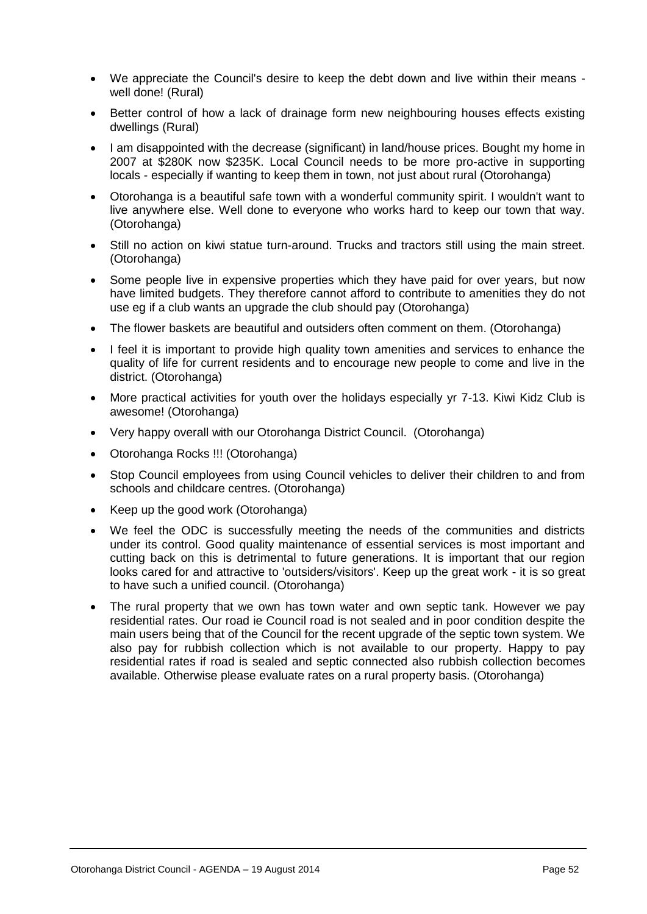- We appreciate the Council's desire to keep the debt down and live within their means - well done! (Rural)
- Better control of how a lack of drainage form new neighbouring houses effects existing dwellings (Rural)
- I am disappointed with the decrease (significant) in land/house prices. Bought my home in 2007 at $280K now $235K. Local Council needs to be more pro-active in supporting locals - especially if wanting to keep them in town, not just about rural (Otorohanga)
- Otorohanga is a beautiful safe town with a wonderful community spirit. I wouldn't want to live anywhere else. Well done to everyone who works hard to keep our town that way. (Otorohanga)
- Still no action on kiwi statue turn-around. Trucks and tractors still using the main street. (Otorohanga)
- Some people live in expensive properties which they have paid for over years, but now have limited budgets. They therefore cannot afford to contribute to amenities they do not use eg if a club wants an upgrade the club should pay (Otorohanga)
- The flower baskets are beautiful and outsiders often comment on them. (Otorohanga)
- I feel it is important to provide high quality town amenities and services to enhance the quality of life for current residents and to encourage new people to come and live in the district. (Otorohanga)
- More practical activities for youth over the holidays especially yr 7-13. Kiwi Kidz Club is awesome! (Otorohanga)
- Very happy overall with our Otorohanga District Council. (Otorohanga)
- Otorohanga Rocks !!! (Otorohanga)
- Stop Council employees from using Council vehicles to deliver their children to and from schools and childcare centres. (Otorohanga)
- Keep up the good work (Otorohanga)
- We feel the ODC is successfully meeting the needs of the communities and districts under its control. Good quality maintenance of essential services is most important and cutting back on this is detrimental to future generations. It is important that our region looks cared for and attractive to 'outsiders/visitors'. Keep up the great work - it is so great to have such a unified council. (Otorohanga)
- The rural property that we own has town water and own septic tank. However we pay residential rates. Our road ie Council road is not sealed and in poor condition despite the main users being that of the Council for the recent upgrade of the septic town system. We also pay for rubbish collection which is not available to our property. Happy to pay residential rates if road is sealed and septic connected also rubbish collection becomes available. Otherwise please evaluate rates on a rural property basis. (Otorohanga)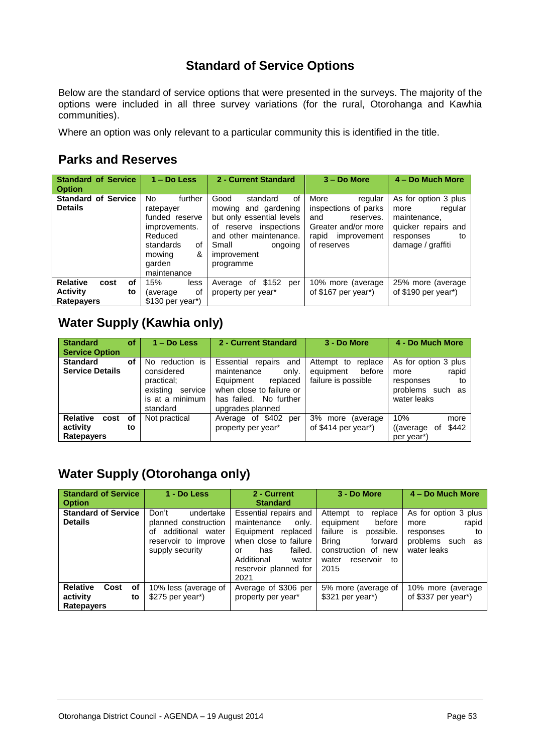# Standard of Service Options

Below are the standard of service options that were presented in the surveys. The majority of the options were included in all three survey variations (for the rural, Otorohanga and Kawhia communities).

Where an option was only relevant to a particular community this is identified in the title.

## Parks and Reserves

| Standard of Service Option | 1 – Do Less | 2 - Current Standard | 3 – Do More | 4 – Do Much More |
|---|---|---|---|---|
| **Standard of Service Details** | No further ratepayer funded reserve improvements. Reduced standards of mowing & garden maintenance | Good standard of mowing and gardening but only essential levels of reserve inspections and other maintenance. Small ongoing improvement programme | More regular inspections of parks and reserves. Greater and/or more rapid improvement of reserves | As for option 3 plus more regular maintenance, quicker repairs and responses to damage / graffiti |
| **Relative cost of Activity to Ratepayers** | 15% less (average of $130 per year*) | Average of $152 per property per year* | 10% more (average of $167 per year*) | 25% more (average of $190 per year*) |

## Water Supply (Kawhia only)

| Standard of Service Option | 1 – Do Less | 2 - Current Standard | 3 - Do More | 4 - Do Much More |
|---|---|---|---|---|
| **Standard of Service Details** | No reduction is considered practical; existing service is at a minimum standard | Essential repairs and maintenance only. Equipment replaced when close to failure or has failed. No further upgrades planned | Attempt to replace equipment before failure is possible | As for option 3 plus more rapid responses to problems such as water leaks |
| **Relative cost of activity to Ratepayers** | Not practical | Average of $402 per property per year* | 3% more (average of $414 per year*) | 10% more ((average of $442 per year*) |

## Water Supply (Otorohanga only)

| Standard of Service Option | 1 - Do Less | 2 - Current Standard | 3 - Do More | 4 – Do Much More |
|---|---|---|---|---|
| **Standard of Service Details** | Don't undertake planned construction of additional water reservoir to improve supply security | Essential repairs and maintenance only. Equipment replaced when close to failure or has failed. Additional water reservoir planned for 2021 | Attempt to replace equipment before failure is possible. Bring forward construction of new water reservoir to 2015 | As for option 3 plus more rapid responses to problems such as water leaks |
| **Relative Cost of activity to Ratepayers** | 10% less (average of $275 per year*) | Average of $306 per property per year* | 5% more (average of $321 per year*) | 10% more (average of $337 per year*) |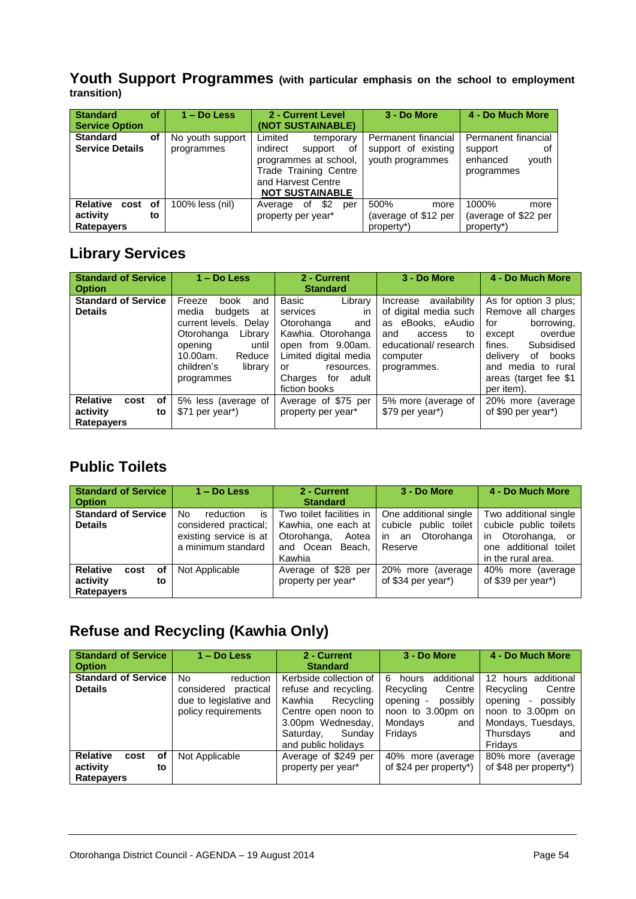## Youth Support Programmes (with particular emphasis on the school to employment transition)

| Standard of Service Option | 1 – Do Less | 2 - Current Level (NOT SUSTAINABLE) | 3 - Do More | 4 - Do Much More |
|---|---|---|---|---|
| Standard of Service Details | No youth support programmes | Limited temporary indirect support of programmes at school, Trade Training Centre and Harvest Centre **NOT SUSTAINABLE** | Permanent financial support of existing youth programmes | Permanent financial support of enhanced youth programmes |
| Relative cost of activity to Ratepayers | 100% less (nil) | Average of $2 per property per year* | 500% more (average of $12 per property*) | 1000% more (average of $22 per property*) |

## Library Services

| Standard of Service Option | 1 – Do Less | 2 - Current Standard | 3 - Do More | 4 - Do Much More |
|---|---|---|---|---|
| Standard of Service Details | Freeze book and media budgets at current levels. Delay Otorohanga Library opening until 10.00am. Reduce children's library programmes | Basic Library services in Otorohanga and Kawhia. Otorohanga open from 9.00am. Limited digital media or resources. Charges for adult fiction books | Increase availability of digital media such as eBooks, eAudio and access to educational/ research computer programmes. | As for option 3 plus; Remove all charges for borrowing, except overdue fines. Subsidised delivery of books and media to rural areas (target fee $1 per item). |
| Relative cost of activity to Ratepayers | 5% less (average of $71 per year*) | Average of $75 per property per year* | 5% more (average of $79 per year*) | 20% more (average of $90 per year*) |

## Public Toilets

| Standard of Service Option | 1 – Do Less | 2 - Current Standard | 3 - Do More | 4 - Do Much More |
|---|---|---|---|---|
| Standard of Service Details | No reduction is considered practical; existing service is at a minimum standard | Two toilet facilities in Kawhia, one each at Otorohanga, Aotea and Ocean Beach, Kawhia | One additional single cubicle public toilet in an Otorohanga Reserve | Two additional single cubicle public toilets in Otorohanga, or one additional toilet in the rural area. |
| Relative cost of activity to Ratepayers | Not Applicable | Average of $28 per property per year* | 20% more (average of $34 per year*) | 40% more (average of $39 per year*) |

## Refuse and Recycling (Kawhia Only)

| Standard of Service Option | 1 – Do Less | 2 - Current Standard | 3 - Do More | 4 - Do Much More |
|---|---|---|---|---|
| Standard of Service Details | No reduction considered practical due to legislative and policy requirements | Kerbside collection of refuse and recycling. Kawhia Recycling Centre open noon to 3.00pm Wednesday, Saturday, Sunday and public holidays | 6 hours additional Recycling Centre opening - possibly noon to 3.00pm on Mondays and Fridays | 12 hours additional Recycling Centre opening - possibly noon to 3.00pm on Mondays, Tuesdays, Thursdays and Fridays |
| Relative cost of activity to Ratepayers | Not Applicable | Average of $249 per property per year* | 40% more (average of $24 per property*) | 80% more (average of $48 per property*) |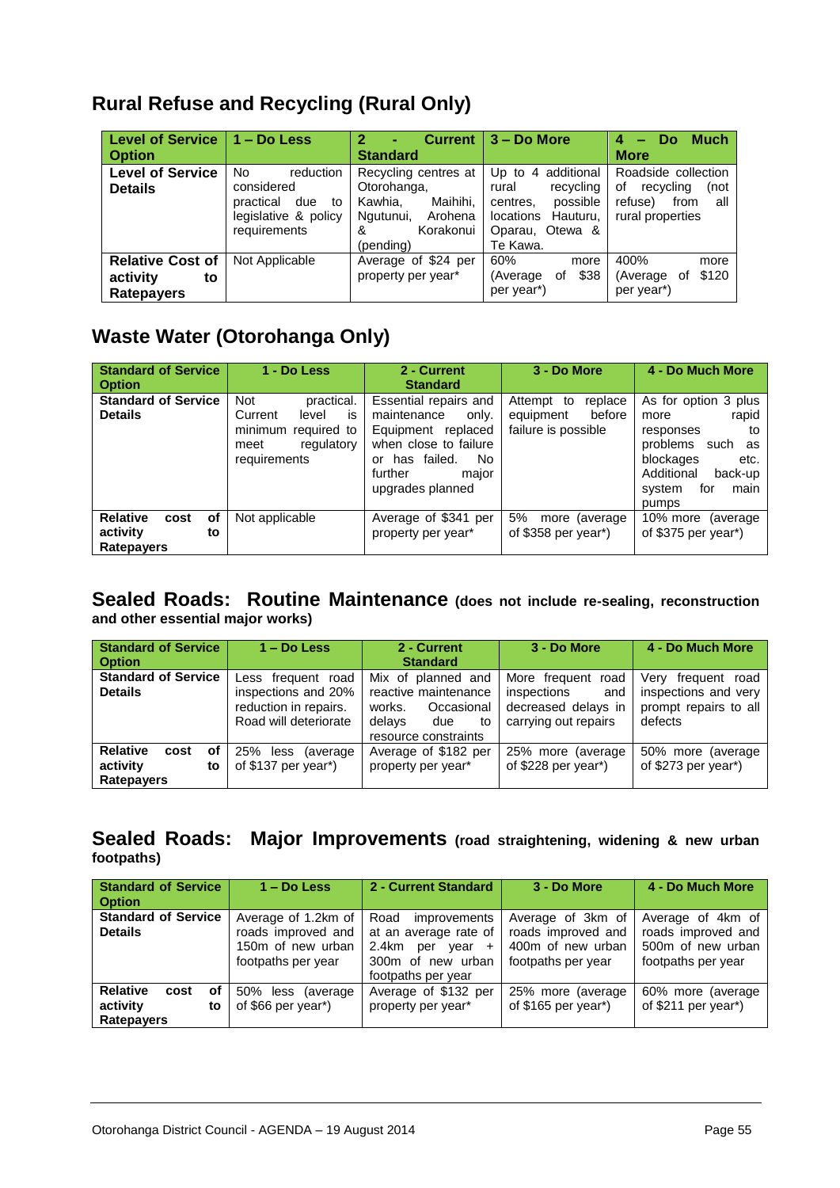## Rural Refuse and Recycling (Rural Only)

| Level of Service Option | 1 – Do Less | 2 - Current Standard | 3 – Do More | 4 – Do Much More |
|---|---|---|---|---|
| **Level of Service Details** | No reduction considered practical due to legislative & policy requirements | Recycling centres at Otorohanga, Kawhia, Maihihi, Ngutunui, Arohena & Korakonui (pending) | Up to 4 additional rural recycling centres, possible locations Hauturu, Oparau, Otewa & Te Kawa. | Roadside collection of recycling (not refuse) from all rural properties |
| **Relative Cost of activity to Ratepayers** | Not Applicable | Average of $24 per property per year* | 60% more (Average of $38 per year*) | 400% more (Average of $120 per year*) |

## Waste Water (Otorohanga Only)

| Standard of Service Option | 1 - Do Less | 2 - Current Standard | 3 - Do More | 4 - Do Much More |
|---|---|---|---|---|
| **Standard of Service Details** | Not practical. Current level is minimum required to meet regulatory requirements | Essential repairs and maintenance only. Equipment replaced when close to failure or has failed. No further major upgrades planned | Attempt to replace equipment before failure is possible | As for option 3 plus more rapid responses to problems such as blockages etc. Additional back-up system for main pumps |
| **Relative cost of activity to Ratepayers** | Not applicable | Average of $341 per property per year* | 5% more (average of $358 per year*) | 10% more (average of $375 per year*) |

## Sealed Roads: Routine Maintenance (does not include re-sealing, reconstruction and other essential major works)

| Standard of Service Option | 1 – Do Less | 2 - Current Standard | 3 - Do More | 4 - Do Much More |
|---|---|---|---|---|
| **Standard of Service Details** | Less frequent road inspections and 20% reduction in repairs. Road will deteriorate | Mix of planned and reactive maintenance works. Occasional delays due to resource constraints | More frequent road inspections and decreased delays in carrying out repairs | Very frequent road inspections and very prompt repairs to all defects |
| **Relative cost of activity to Ratepayers** | 25% less (average of $137 per year*) | Average of $182 per property per year* | 25% more (average of $228 per year*) | 50% more (average of $273 per year*) |

## Sealed Roads: Major Improvements (road straightening, widening & new urban footpaths)

| Standard of Service Option | 1 – Do Less | 2 - Current Standard | 3 - Do More | 4 - Do Much More |
|---|---|---|---|---|
| **Standard of Service Details** | Average of 1.2km of roads improved and 150m of new urban footpaths per year | Road improvements at an average rate of 2.4km per year + 300m of new urban footpaths per year | Average of 3km of roads improved and 400m of new urban footpaths per year | Average of 4km of roads improved and 500m of new urban footpaths per year |
| **Relative cost of activity to Ratepayers** | 50% less (average of $66 per year*) | Average of $132 per property per year* | 25% more (average of $165 per year*) | 60% more (average of $211 per year*) |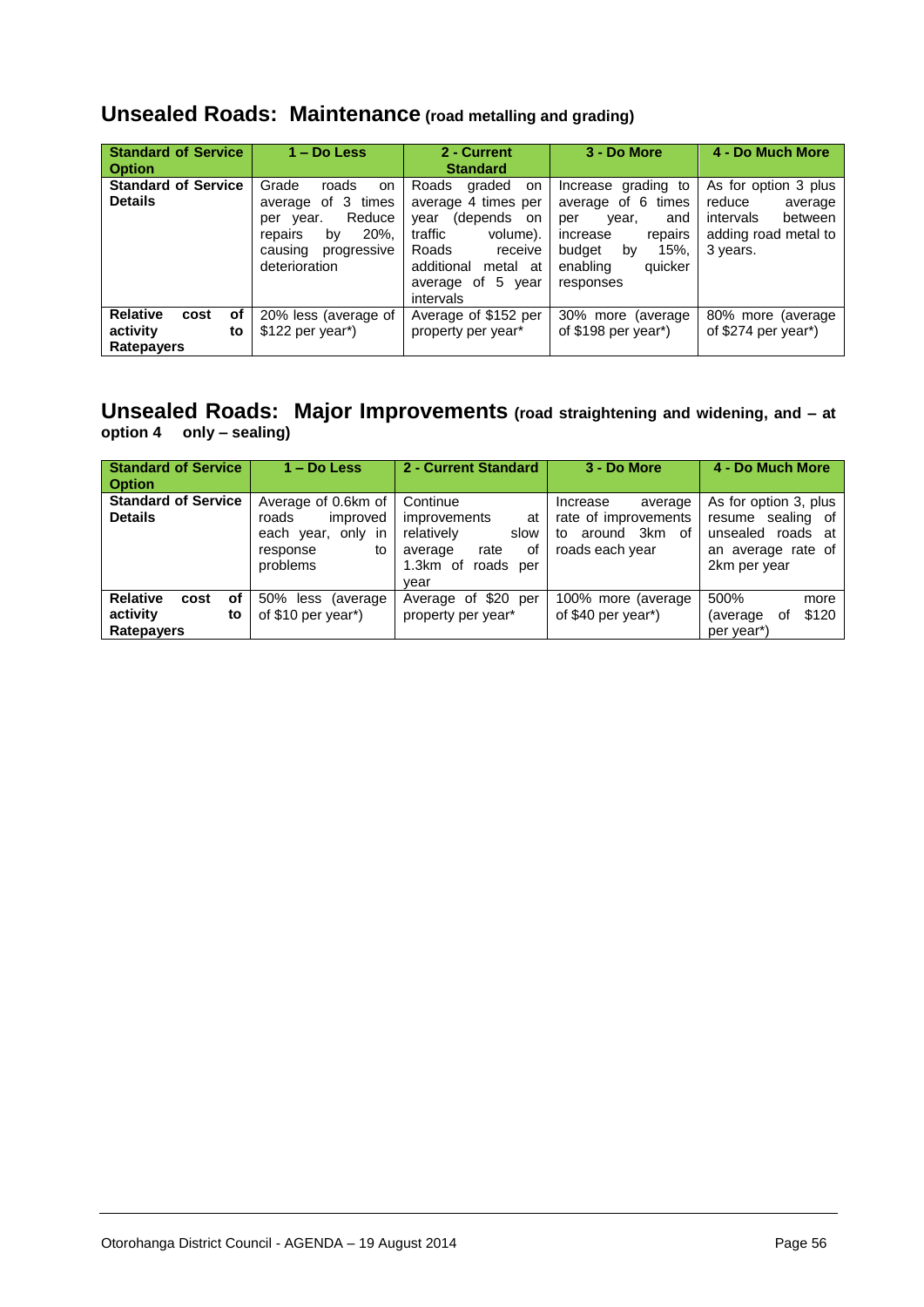## Unsealed Roads: Maintenance (road metalling and grading)

| Standard of Service Option | 1 – Do Less | 2 - Current Standard | 3 - Do More | 4 - Do Much More |
|---|---|---|---|---|
| **Standard of Service Details** | Grade roads on average of 3 times per year. Reduce repairs by 20%, causing progressive deterioration | Roads graded on average 4 times per year (depends on traffic volume). Roads receive additional metal at average of 5 year intervals | Increase grading to average of 6 times per year, and increase repairs budget by 15%, enabling quicker responses | As for option 3 plus reduce average intervals between adding road metal to 3 years. |
| **Relative cost of activity to Ratepayers** | 20% less (average of $122 per year*) | Average of $152 per property per year* | 30% more (average of $198 per year*) | 80% more (average of $274 per year*) |

## Unsealed Roads: Major Improvements (road straightening and widening, and – at option 4 only – sealing)

| Standard of Service Option | 1 – Do Less | 2 - Current Standard | 3 - Do More | 4 - Do Much More |
|---|---|---|---|---|
| **Standard of Service Details** | Average of 0.6km of roads improved each year, only in response to problems | Continue improvements at relatively slow average rate of 1.3km of roads per year | Increase average rate of improvements to around 3km of roads each year | As for option 3, plus resume sealing of unsealed roads at an average rate of 2km per year |
| **Relative cost of activity to Ratepayers** | 50% less (average of $10 per year*) | Average of $20 per property per year* | 100% more (average of $40 per year*) | 500% more (average of $120 per year*) |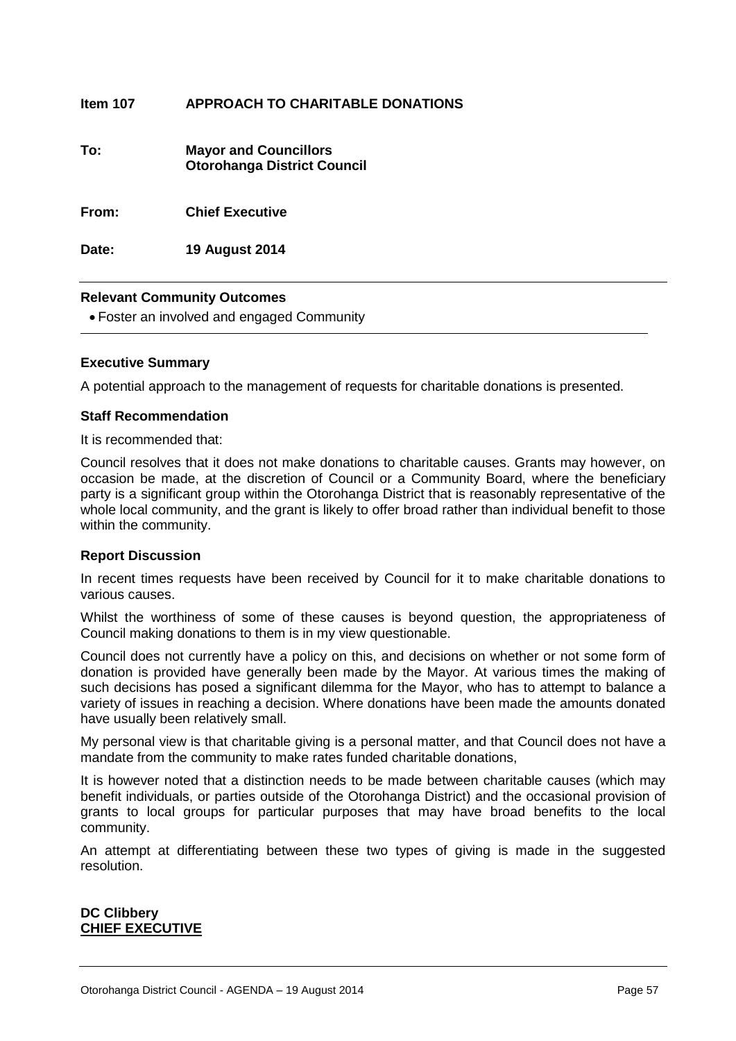## Item 107 APPROACH TO CHARITABLE DONATIONS

**To:** **Mayor and Councillors**
**Otorohanga District Council**

**From:** **Chief Executive**

**Date:** **19 August 2014**

---

**Relevant Community Outcomes**

- Foster an involved and engaged Community

---

### Executive Summary

A potential approach to the management of requests for charitable donations is presented.

### Staff Recommendation

It is recommended that:

Council resolves that it does not make donations to charitable causes. Grants may however, on occasion be made, at the discretion of Council or a Community Board, where the beneficiary party is a significant group within the Otorohanga District that is reasonably representative of the whole local community, and the grant is likely to offer broad rather than individual benefit to those within the community.

### Report Discussion

In recent times requests have been received by Council for it to make charitable donations to various causes.

Whilst the worthiness of some of these causes is beyond question, the appropriateness of Council making donations to them is in my view questionable.

Council does not currently have a policy on this, and decisions on whether or not some form of donation is provided have generally been made by the Mayor. At various times the making of such decisions has posed a significant dilemma for the Mayor, who has to attempt to balance a variety of issues in reaching a decision. Where donations have been made the amounts donated have usually been relatively small.

My personal view is that charitable giving is a personal matter, and that Council does not have a mandate from the community to make rates funded charitable donations,

It is however noted that a distinction needs to be made between charitable causes (which may benefit individuals, or parties outside of the Otorohanga District) and the occasional provision of grants to local groups for particular purposes that may have broad benefits to the local community.

An attempt at differentiating between these two types of giving is made in the suggested resolution.

**DC Clibbery**
**CHIEF EXECUTIVE**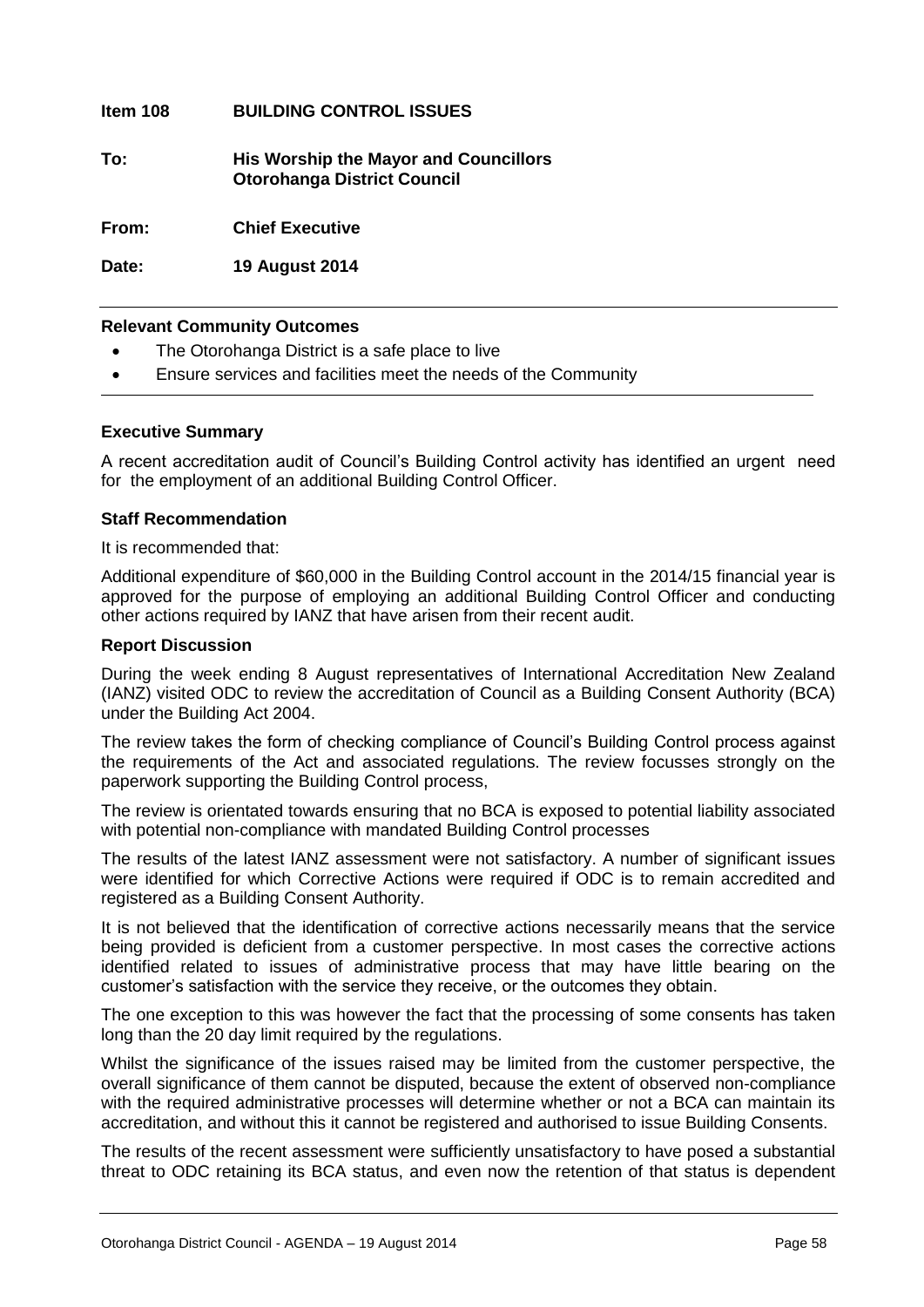**Item 108 BUILDING CONTROL ISSUES**

**To: His Worship the Mayor and Councillors**
**Otorohanga District Council**

**From: Chief Executive**

**Date: 19 August 2014**

---

**Relevant Community Outcomes**

- The Otorohanga District is a safe place to live
- Ensure services and facilities meet the needs of the Community

---

**Executive Summary**

A recent accreditation audit of Council's Building Control activity has identified an urgent need for the employment of an additional Building Control Officer.

**Staff Recommendation**

It is recommended that:

Additional expenditure of $60,000 in the Building Control account in the 2014/15 financial year is approved for the purpose of employing an additional Building Control Officer and conducting other actions required by IANZ that have arisen from their recent audit.

**Report Discussion**

During the week ending 8 August representatives of International Accreditation New Zealand (IANZ) visited ODC to review the accreditation of Council as a Building Consent Authority (BCA) under the Building Act 2004.

The review takes the form of checking compliance of Council's Building Control process against the requirements of the Act and associated regulations. The review focusses strongly on the paperwork supporting the Building Control process,

The review is orientated towards ensuring that no BCA is exposed to potential liability associated with potential non-compliance with mandated Building Control processes

The results of the latest IANZ assessment were not satisfactory. A number of significant issues were identified for which Corrective Actions were required if ODC is to remain accredited and registered as a Building Consent Authority.

It is not believed that the identification of corrective actions necessarily means that the service being provided is deficient from a customer perspective. In most cases the corrective actions identified related to issues of administrative process that may have little bearing on the customer's satisfaction with the service they receive, or the outcomes they obtain.

The one exception to this was however the fact that the processing of some consents has taken long than the 20 day limit required by the regulations.

Whilst the significance of the issues raised may be limited from the customer perspective, the overall significance of them cannot be disputed, because the extent of observed non-compliance with the required administrative processes will determine whether or not a BCA can maintain its accreditation, and without this it cannot be registered and authorised to issue Building Consents.

The results of the recent assessment were sufficiently unsatisfactory to have posed a substantial threat to ODC retaining its BCA status, and even now the retention of that status is dependent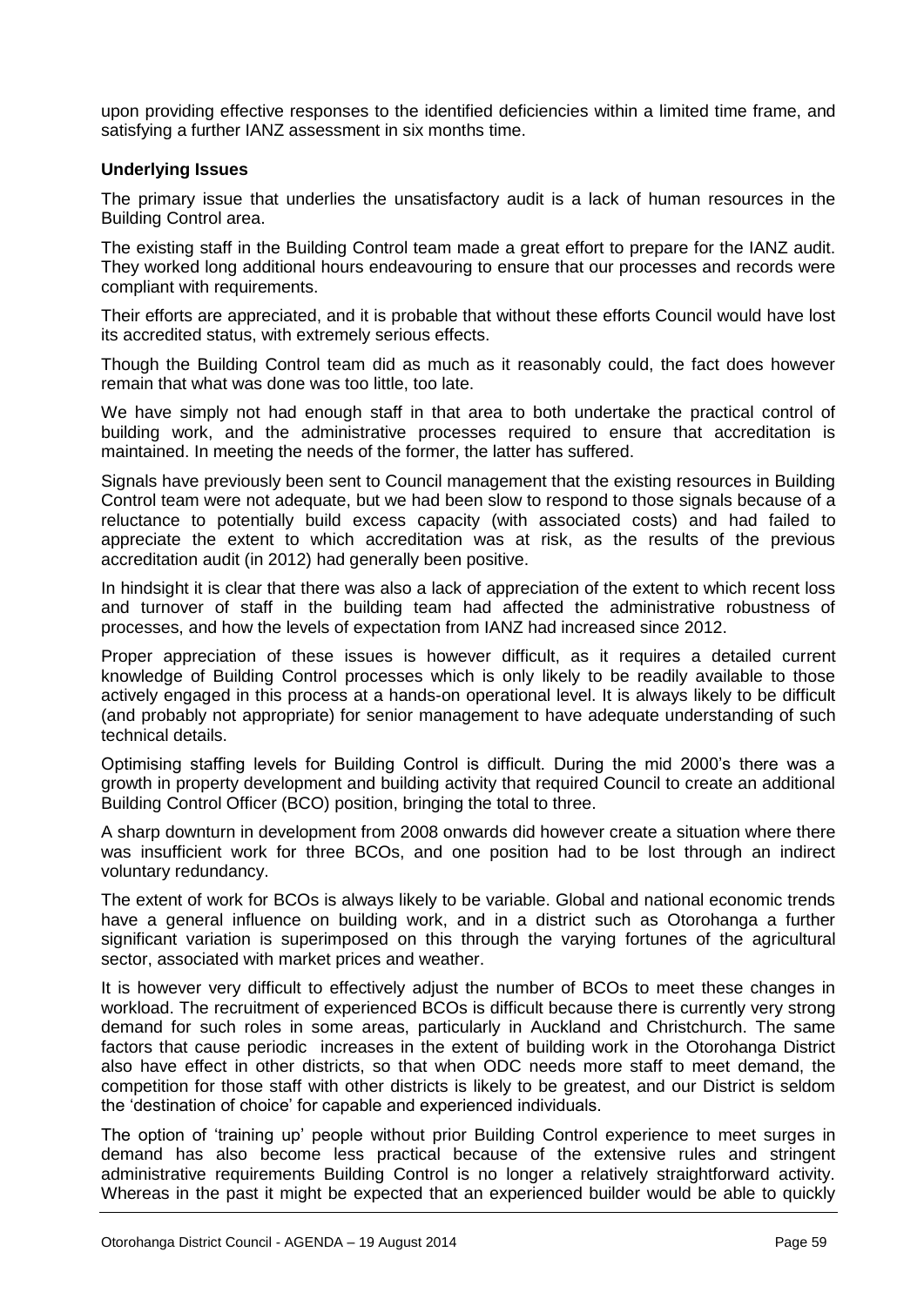upon providing effective responses to the identified deficiencies within a limited time frame, and satisfying a further IANZ assessment in six months time.

**Underlying Issues**

The primary issue that underlies the unsatisfactory audit is a lack of human resources in the Building Control area.

The existing staff in the Building Control team made a great effort to prepare for the IANZ audit. They worked long additional hours endeavouring to ensure that our processes and records were compliant with requirements.

Their efforts are appreciated, and it is probable that without these efforts Council would have lost its accredited status, with extremely serious effects.

Though the Building Control team did as much as it reasonably could, the fact does however remain that what was done was too little, too late.

We have simply not had enough staff in that area to both undertake the practical control of building work, and the administrative processes required to ensure that accreditation is maintained. In meeting the needs of the former, the latter has suffered.

Signals have previously been sent to Council management that the existing resources in Building Control team were not adequate, but we had been slow to respond to those signals because of a reluctance to potentially build excess capacity (with associated costs) and had failed to appreciate the extent to which accreditation was at risk, as the results of the previous accreditation audit (in 2012) had generally been positive.

In hindsight it is clear that there was also a lack of appreciation of the extent to which recent loss and turnover of staff in the building team had affected the administrative robustness of processes, and how the levels of expectation from IANZ had increased since 2012.

Proper appreciation of these issues is however difficult, as it requires a detailed current knowledge of Building Control processes which is only likely to be readily available to those actively engaged in this process at a hands-on operational level. It is always likely to be difficult (and probably not appropriate) for senior management to have adequate understanding of such technical details.

Optimising staffing levels for Building Control is difficult. During the mid 2000's there was a growth in property development and building activity that required Council to create an additional Building Control Officer (BCO) position, bringing the total to three.

A sharp downturn in development from 2008 onwards did however create a situation where there was insufficient work for three BCOs, and one position had to be lost through an indirect voluntary redundancy.

The extent of work for BCOs is always likely to be variable. Global and national economic trends have a general influence on building work, and in a district such as Otorohanga a further significant variation is superimposed on this through the varying fortunes of the agricultural sector, associated with market prices and weather.

It is however very difficult to effectively adjust the number of BCOs to meet these changes in workload. The recruitment of experienced BCOs is difficult because there is currently very strong demand for such roles in some areas, particularly in Auckland and Christchurch. The same factors that cause periodic increases in the extent of building work in the Otorohanga District also have effect in other districts, so that when ODC needs more staff to meet demand, the competition for those staff with other districts is likely to be greatest, and our District is seldom the 'destination of choice' for capable and experienced individuals.

The option of 'training up' people without prior Building Control experience to meet surges in demand has also become less practical because of the extensive rules and stringent administrative requirements Building Control is no longer a relatively straightforward activity. Whereas in the past it might be expected that an experienced builder would be able to quickly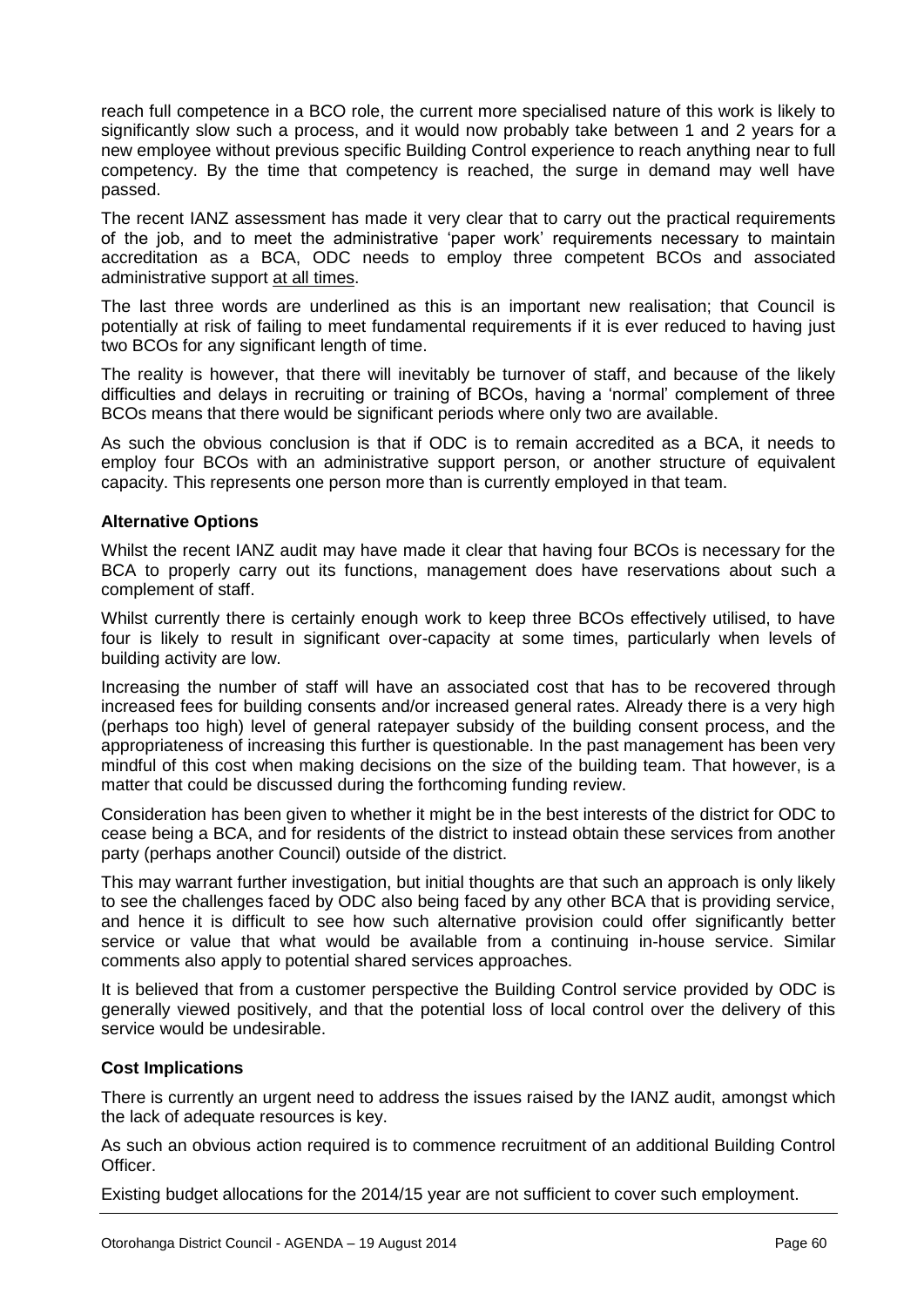reach full competence in a BCO role, the current more specialised nature of this work is likely to significantly slow such a process, and it would now probably take between 1 and 2 years for a new employee without previous specific Building Control experience to reach anything near to full competency. By the time that competency is reached, the surge in demand may well have passed.

The recent IANZ assessment has made it very clear that to carry out the practical requirements of the job, and to meet the administrative 'paper work' requirements necessary to maintain accreditation as a BCA, ODC needs to employ three competent BCOs and associated administrative support <u>at all times</u>.

The last three words are underlined as this is an important new realisation; that Council is potentially at risk of failing to meet fundamental requirements if it is ever reduced to having just two BCOs for any significant length of time.

The reality is however, that there will inevitably be turnover of staff, and because of the likely difficulties and delays in recruiting or training of BCOs, having a 'normal' complement of three BCOs means that there would be significant periods where only two are available.

As such the obvious conclusion is that if ODC is to remain accredited as a BCA, it needs to employ four BCOs with an administrative support person, or another structure of equivalent capacity. This represents one person more than is currently employed in that team.

**Alternative Options**

Whilst the recent IANZ audit may have made it clear that having four BCOs is necessary for the BCA to properly carry out its functions, management does have reservations about such a complement of staff.

Whilst currently there is certainly enough work to keep three BCOs effectively utilised, to have four is likely to result in significant over-capacity at some times, particularly when levels of building activity are low.

Increasing the number of staff will have an associated cost that has to be recovered through increased fees for building consents and/or increased general rates. Already there is a very high (perhaps too high) level of general ratepayer subsidy of the building consent process, and the appropriateness of increasing this further is questionable. In the past management has been very mindful of this cost when making decisions on the size of the building team. That however, is a matter that could be discussed during the forthcoming funding review.

Consideration has been given to whether it might be in the best interests of the district for ODC to cease being a BCA, and for residents of the district to instead obtain these services from another party (perhaps another Council) outside of the district.

This may warrant further investigation, but initial thoughts are that such an approach is only likely to see the challenges faced by ODC also being faced by any other BCA that is providing service, and hence it is difficult to see how such alternative provision could offer significantly better service or value that what would be available from a continuing in-house service. Similar comments also apply to potential shared services approaches.

It is believed that from a customer perspective the Building Control service provided by ODC is generally viewed positively, and that the potential loss of local control over the delivery of this service would be undesirable.

**Cost Implications**

There is currently an urgent need to address the issues raised by the IANZ audit, amongst which the lack of adequate resources is key.

As such an obvious action required is to commence recruitment of an additional Building Control Officer.

Existing budget allocations for the 2014/15 year are not sufficient to cover such employment.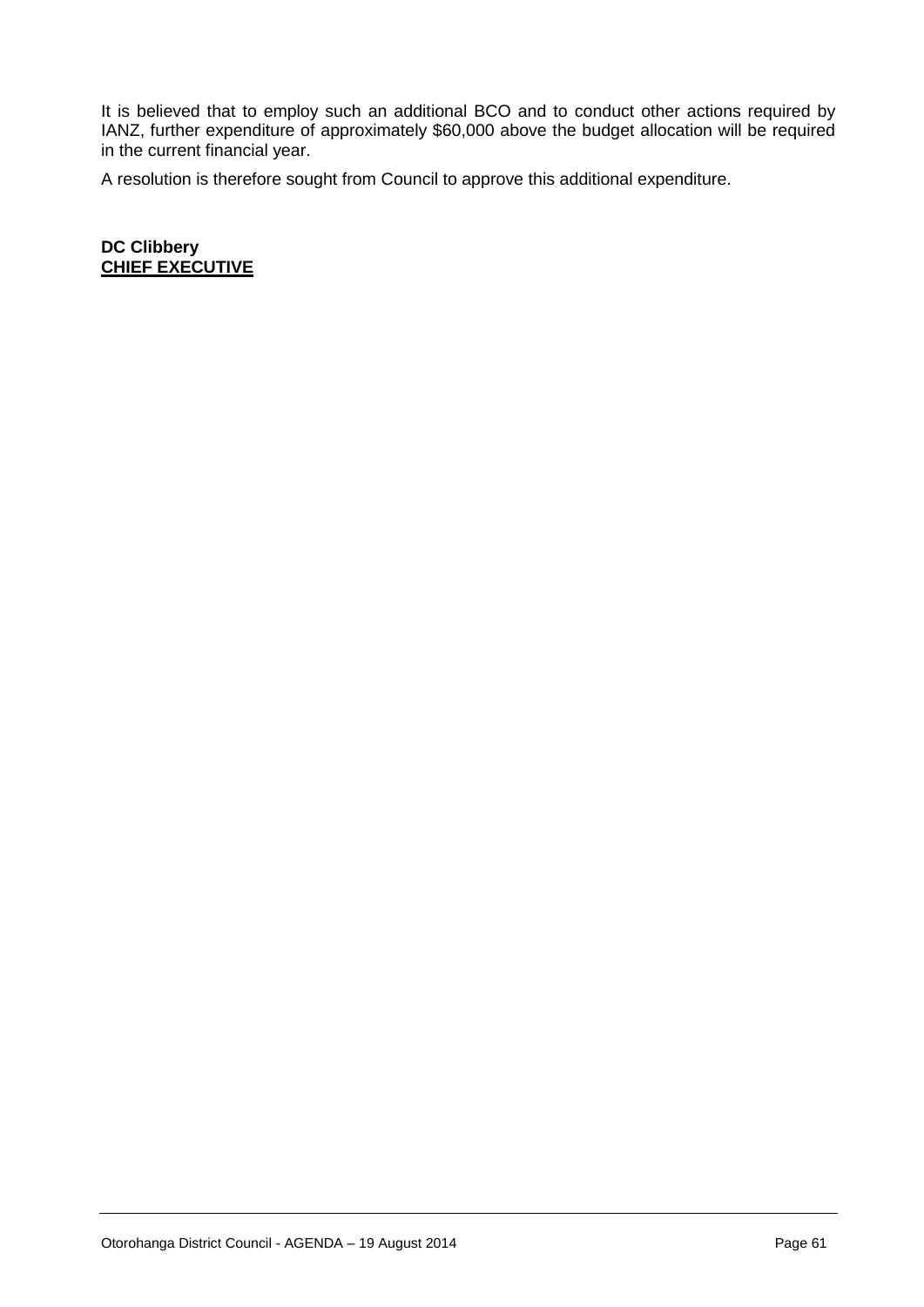It is believed that to employ such an additional BCO and to conduct other actions required by IANZ, further expenditure of approximately $60,000 above the budget allocation will be required in the current financial year.

A resolution is therefore sought from Council to approve this additional expenditure.

**DC Clibbery**
**<u>CHIEF EXECUTIVE</u>**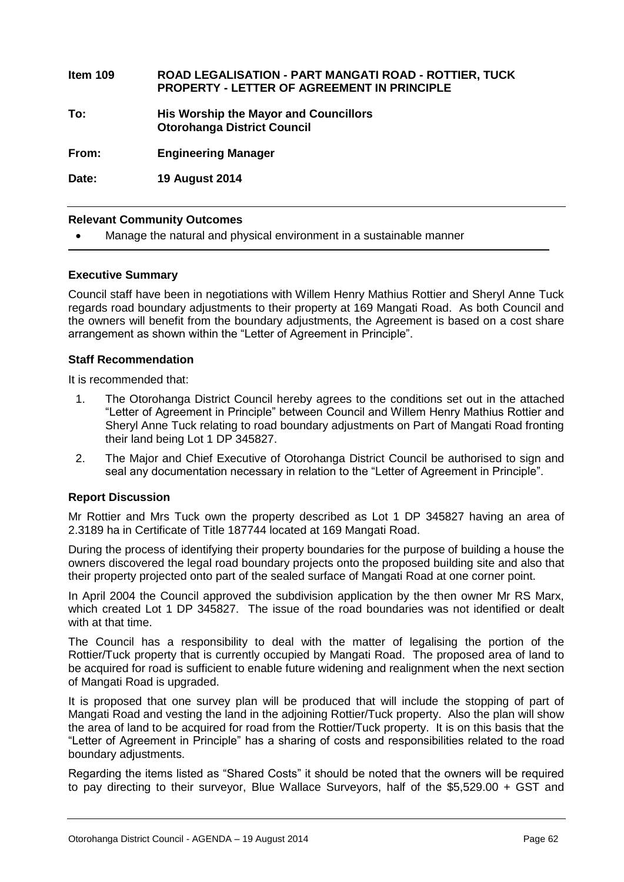| | |
|---|---|
| **Item 109** | **ROAD LEGALISATION - PART MANGATI ROAD - ROTTIER, TUCK PROPERTY - LETTER OF AGREEMENT IN PRINCIPLE** |
| **To:** | **His Worship the Mayor and Councillors Otorohanga District Council** |
| **From:** | **Engineering Manager** |
| **Date:** | **19 August 2014** |

---

**Relevant Community Outcomes**

- Manage the natural and physical environment in a sustainable manner

---

**Executive Summary**

Council staff have been in negotiations with Willem Henry Mathius Rottier and Sheryl Anne Tuck regards road boundary adjustments to their property at 169 Mangati Road. As both Council and the owners will benefit from the boundary adjustments, the Agreement is based on a cost share arrangement as shown within the "Letter of Agreement in Principle".

**Staff Recommendation**

It is recommended that:

1. The Otorohanga District Council hereby agrees to the conditions set out in the attached "Letter of Agreement in Principle" between Council and Willem Henry Mathius Rottier and Sheryl Anne Tuck relating to road boundary adjustments on Part of Mangati Road fronting their land being Lot 1 DP 345827.
2. The Major and Chief Executive of Otorohanga District Council be authorised to sign and seal any documentation necessary in relation to the "Letter of Agreement in Principle".

**Report Discussion**

Mr Rottier and Mrs Tuck own the property described as Lot 1 DP 345827 having an area of 2.3189 ha in Certificate of Title 187744 located at 169 Mangati Road.

During the process of identifying their property boundaries for the purpose of building a house the owners discovered the legal road boundary projects onto the proposed building site and also that their property projected onto part of the sealed surface of Mangati Road at one corner point.

In April 2004 the Council approved the subdivision application by the then owner Mr RS Marx, which created Lot 1 DP 345827. The issue of the road boundaries was not identified or dealt with at that time.

The Council has a responsibility to deal with the matter of legalising the portion of the Rottier/Tuck property that is currently occupied by Mangati Road. The proposed area of land to be acquired for road is sufficient to enable future widening and realignment when the next section of Mangati Road is upgraded.

It is proposed that one survey plan will be produced that will include the stopping of part of Mangati Road and vesting the land in the adjoining Rottier/Tuck property. Also the plan will show the area of land to be acquired for road from the Rottier/Tuck property. It is on this basis that the "Letter of Agreement in Principle" has a sharing of costs and responsibilities related to the road boundary adjustments.

Regarding the items listed as "Shared Costs" it should be noted that the owners will be required to pay directing to their surveyor, Blue Wallace Surveyors, half of the $5,529.00 + GST and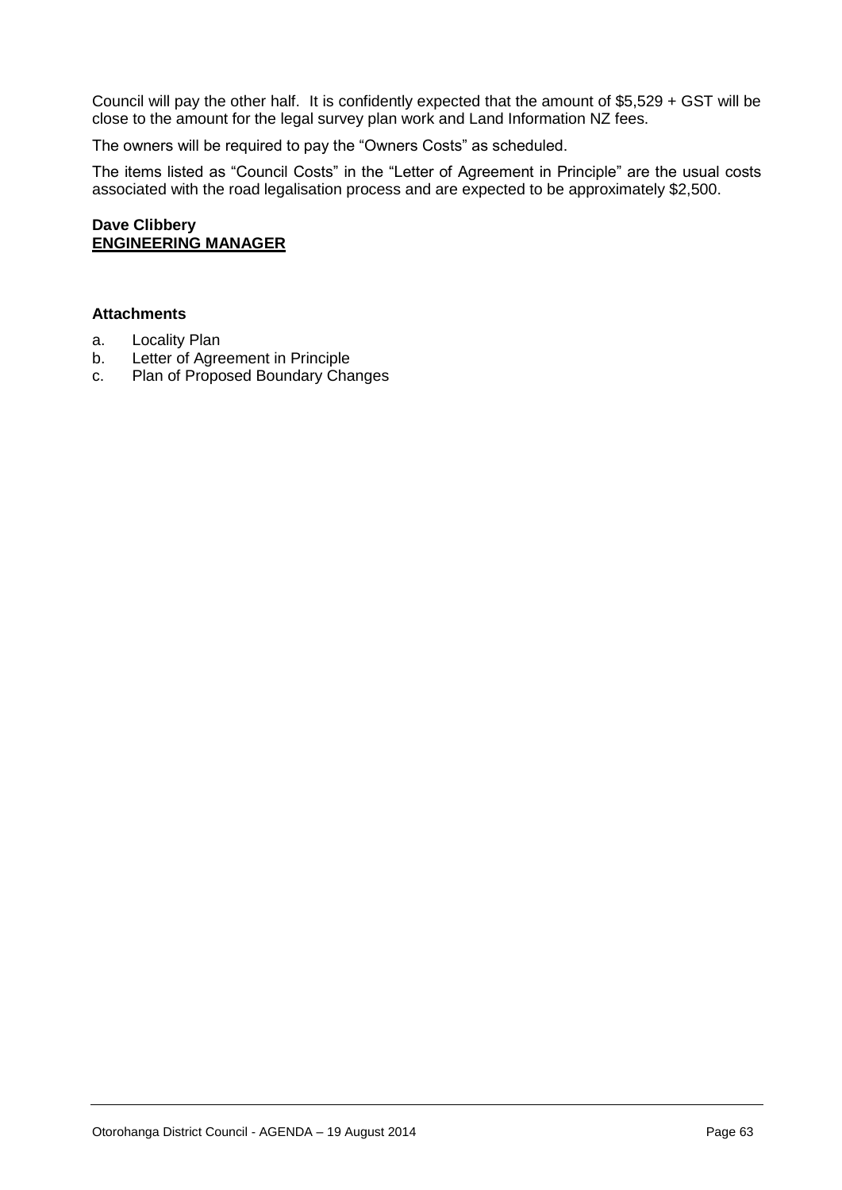Council will pay the other half. It is confidently expected that the amount of $5,529 + GST will be close to the amount for the legal survey plan work and Land Information NZ fees.

The owners will be required to pay the "Owners Costs" as scheduled.

The items listed as "Council Costs" in the "Letter of Agreement in Principle" are the usual costs associated with the road legalisation process and are expected to be approximately $2,500.

**Dave Clibbery**
**ENGINEERING MANAGER**

**Attachments**

a. Locality Plan
b. Letter of Agreement in Principle
c. Plan of Proposed Boundary Changes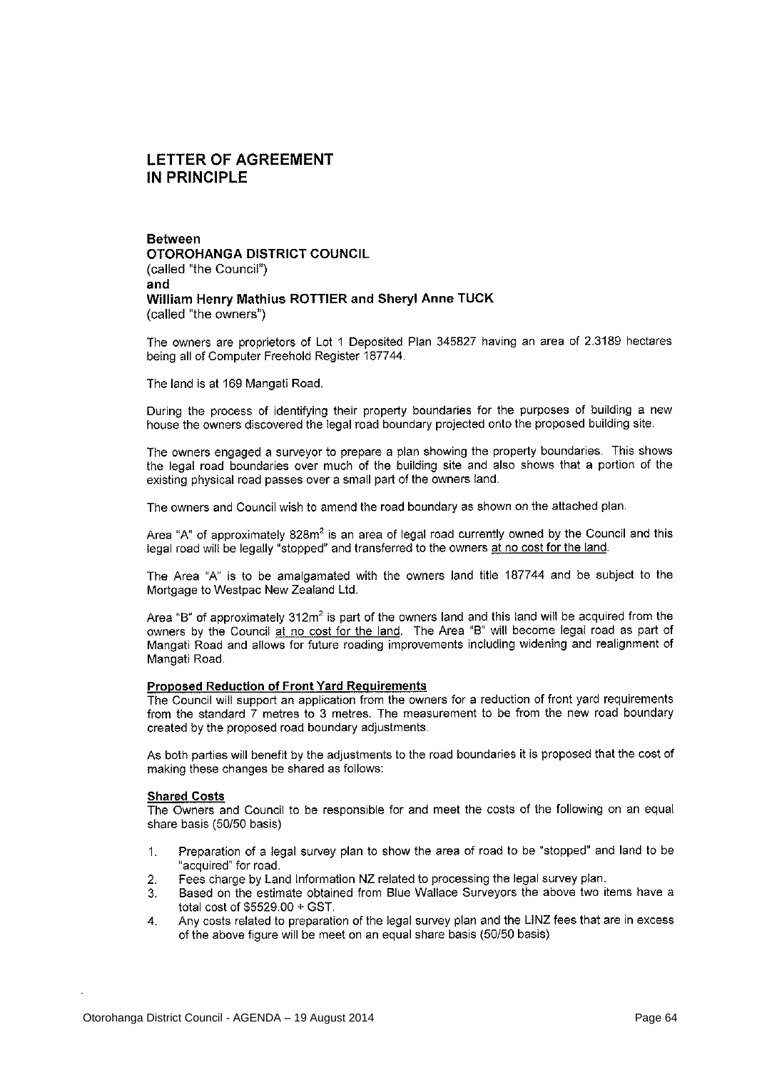# LETTER OF AGREEMENT IN PRINCIPLE

**Between**
**OTOROHANGA DISTRICT COUNCIL**
(called "the Council")
**and**
**William Henry Mathius ROTTIER and Sheryl Anne TUCK**
(called "the owners")

The owners are proprietors of Lot 1 Deposited Plan 345827 having an area of 2.3189 hectares being all of Computer Freehold Register 187744.

The land is at 169 Mangati Road.

During the process of identifying their property boundaries for the purposes of building a new house the owners discovered the legal road boundary projected onto the proposed building site.

The owners engaged a surveyor to prepare a plan showing the property boundaries. This shows the legal road boundaries over much of the building site and also shows that a portion of the existing physical road passes over a small part of the owners land.

The owners and Council wish to amend the road boundary as shown on the attached plan.

Area "A" of approximately 828m$^2$ is an area of legal road currently owned by the Council and this legal road will be legally "stopped" and transferred to the owners at no cost for the land.

The Area "A" is to be amalgamated with the owners land title 187744 and be subject to the Mortgage to Westpac New Zealand Ltd.

Area "B" of approximately 312m$^2$ is part of the owners land and this land will be acquired from the owners by the Council at no cost for the land. The Area "B" will become legal road as part of Mangati Road and allows for future roading improvements including widening and realignment of Mangati Road.

**Proposed Reduction of Front Yard Requirements**
The Council will support an application from the owners for a reduction of front yard requirements from the standard 7 metres to 3 metres. The measurement to be from the new road boundary created by the proposed road boundary adjustments.

As both parties will benefit by the adjustments to the road boundaries it is proposed that the cost of making these changes be shared as follows:

**Shared Costs**
The Owners and Council to be responsible for and meet the costs of the following on an equal share basis (50/50 basis)

1. Preparation of a legal survey plan to show the area of road to be "stopped" and land to be "acquired" for road.
2. Fees charge by Land Information NZ related to processing the legal survey plan.
3. Based on the estimate obtained from Blue Wallace Surveyors the above two items have a total cost of $5529.00 + GST.
4. Any costs related to preparation of the legal survey plan and the LINZ fees that are in excess of the above figure will be meet on an equal share basis (50/50 basis)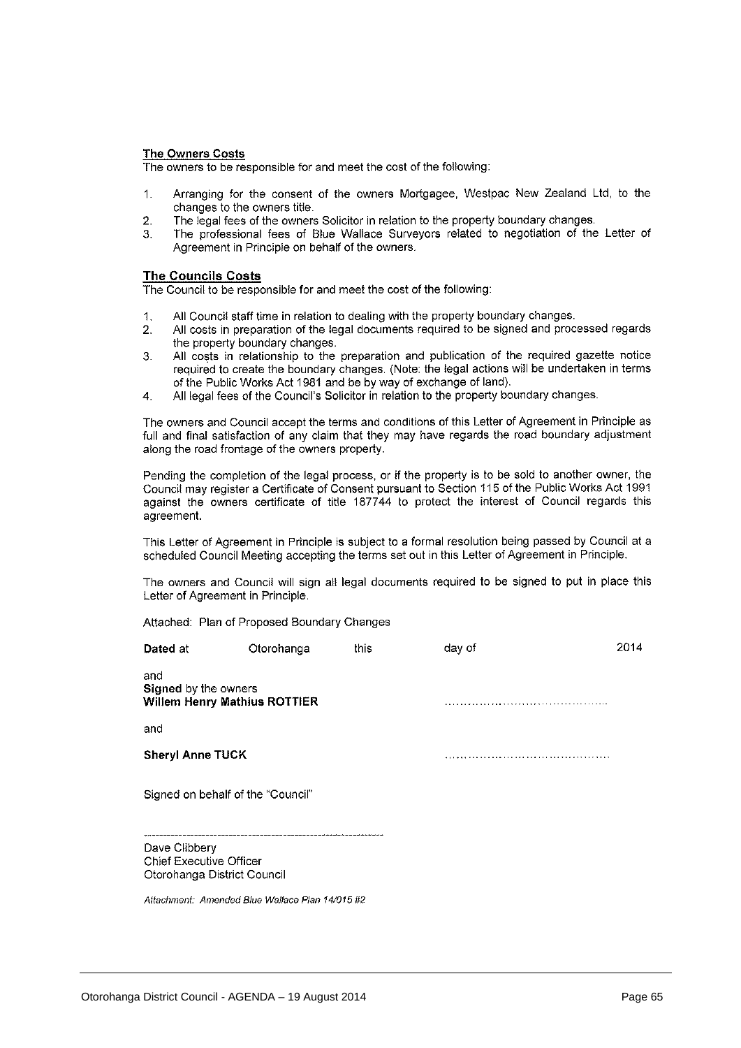**The Owners Costs**

The owners to be responsible for and meet the cost of the following:

1. Arranging for the consent of the owners Mortgagee, Westpac New Zealand Ltd, to the changes to the owners title.
2. The legal fees of the owners Solicitor in relation to the property boundary changes.
3. The professional fees of Blue Wallace Surveyors related to negotiation of the Letter of Agreement in Principle on behalf of the owners.

**The Councils Costs**

The Council to be responsible for and meet the cost of the following:

1. All Council staff time in relation to dealing with the property boundary changes.
2. All costs in preparation of the legal documents required to be signed and processed regards the property boundary changes.
3. All costs in relationship to the preparation and publication of the required gazette notice required to create the boundary changes. (Note: the legal actions will be undertaken in terms of the Public Works Act 1981 and be by way of exchange of land).
4. All legal fees of the Council's Solicitor in relation to the property boundary changes.

The owners and Council accept the terms and conditions of this Letter of Agreement in Principle as full and final satisfaction of any claim that they may have regards the road boundary adjustment along the road frontage of the owners property.

Pending the completion of the legal process, or if the property is to be sold to another owner, the Council may register a Certificate of Consent pursuant to Section 115 of the Public Works Act 1991 against the owners certificate of title 187744 to protect the interest of Council regards this agreement.

This Letter of Agreement in Principle is subject to a formal resolution being passed by Council at a scheduled Council Meeting accepting the terms set out in this Letter of Agreement in Principle.

The owners and Council will sign all legal documents required to be signed to put in place this Letter of Agreement in Principle.

Attached: Plan of Proposed Boundary Changes

**Dated** at Otorohanga this day of 2014

and
**Signed** by the owners
**Willem Henry Mathius ROTTIER** ……………………………………

and

**Sheryl Anne TUCK** ……………………………………

Signed on behalf of the "Council"

---

Dave Clibbery
Chief Executive Officer
Otorohanga District Council

*Attachment: Amended Blue Wallace Plan 14/015 #2*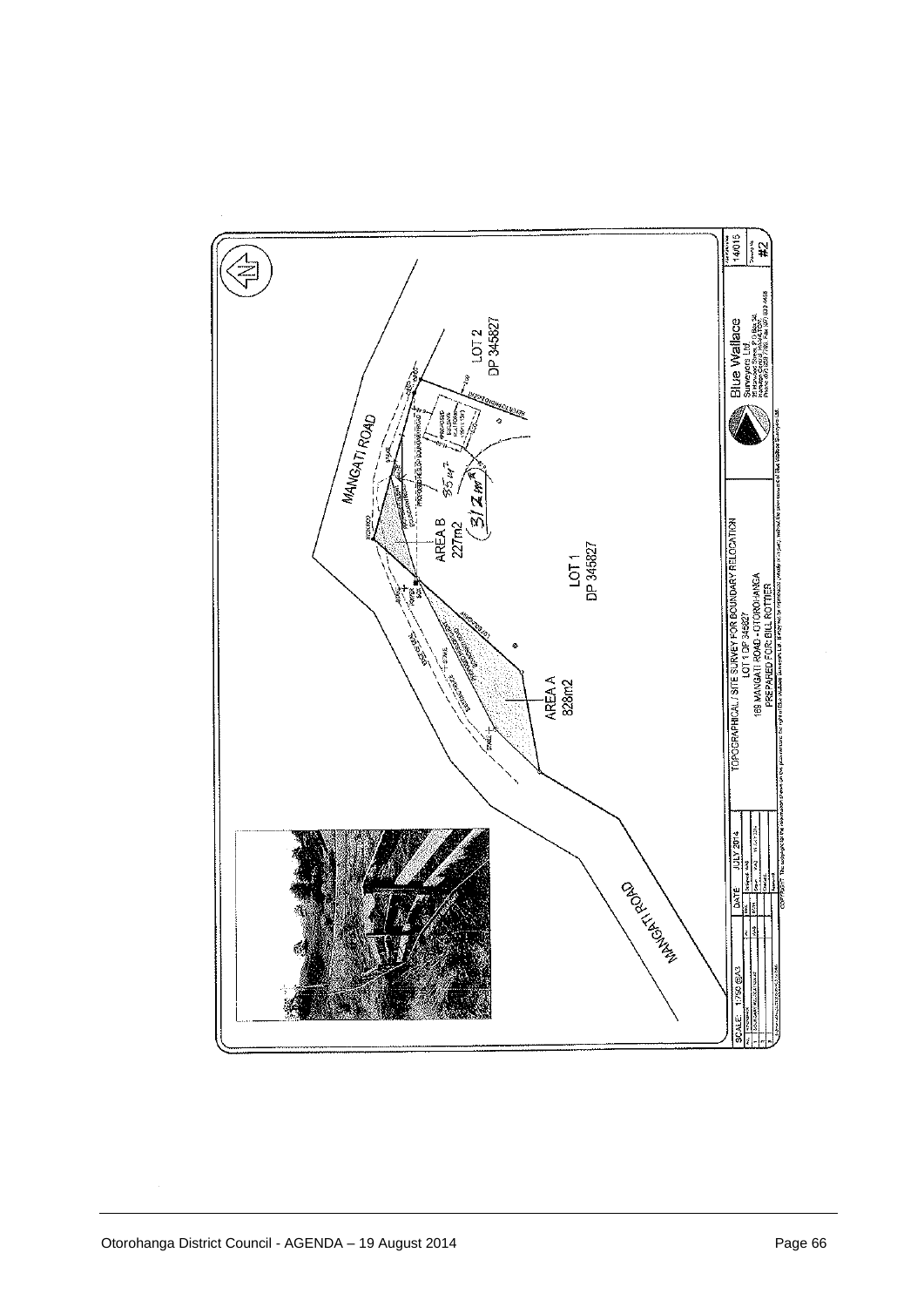MANGATI ROAD

AREA B
227m2

LOT 1
DP 345827

LOT 2
DP 345827

AREA A
828m2

MANGATI ROAD

SCALE: 1:750 @A3

DATE: JULY 2014

TOPOGRAPHICAL / SITE SURVEY FOR BOUNDARY RELOCATION
LOT 1 DP 345827
169 MANGATI ROAD - OTOROHANGA
PREPARED FOR: BILL ROTTIER

Blue Wallace Surveyors Ltd

14015

#2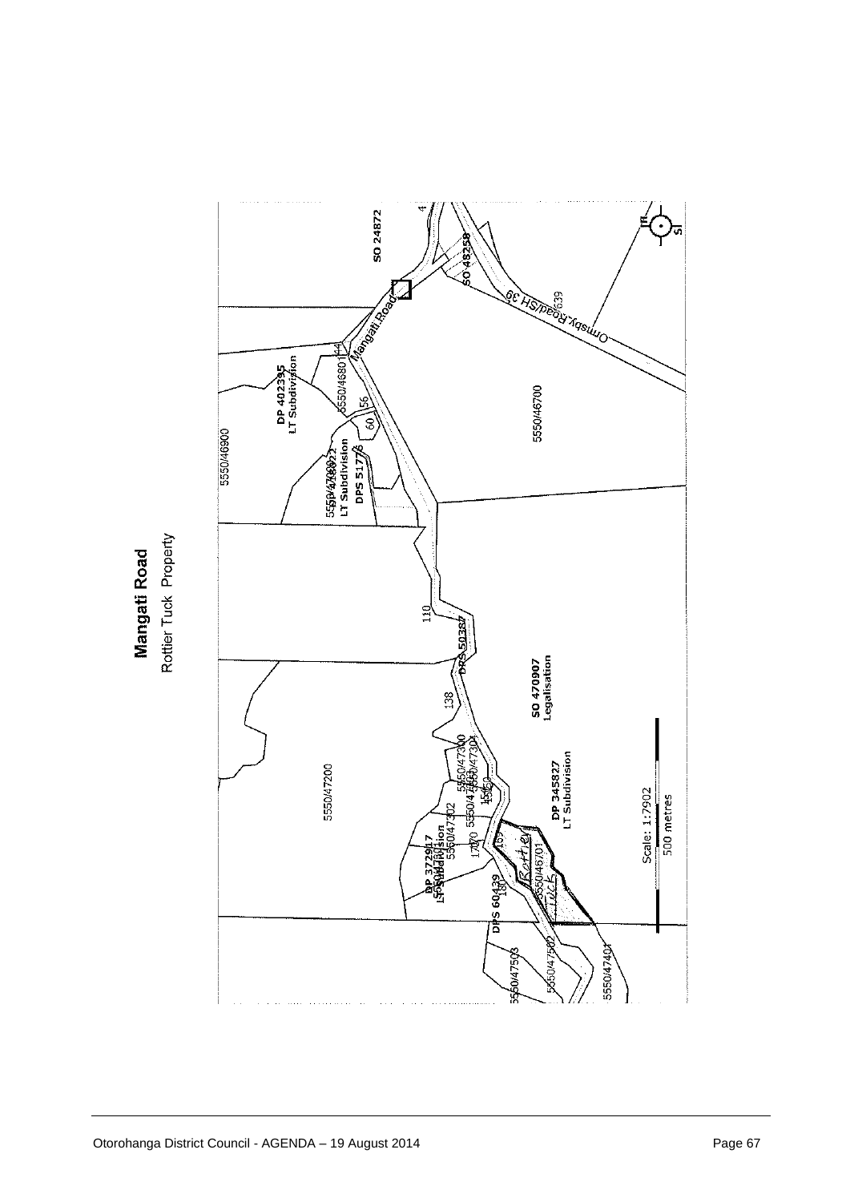# Mangati Road

Rottier Tuck Property

SO 24872

SO 48258

Mangati Road

Ormsby Road/SH 39

639

4

DP 402395
LT Subdivision

5550/46801

44

56

60

5550/46900

5550/46700

5550/47000

5550/47002

LT Subdivision

DPS 51778

110

DPS 50387

138

SO 470907
Legalisation

5550/47200

5550/47300

5550/47303

5550/47304

1550

DP 345827
LT Subdivision

DP 372917
LT Subdivision

5550/47302

1700

157

Rottier

5550/46701

Tuck

180

DPS 60439

5550/47503

5550/47502

5550/47401

Scale: 1:7902

500 metres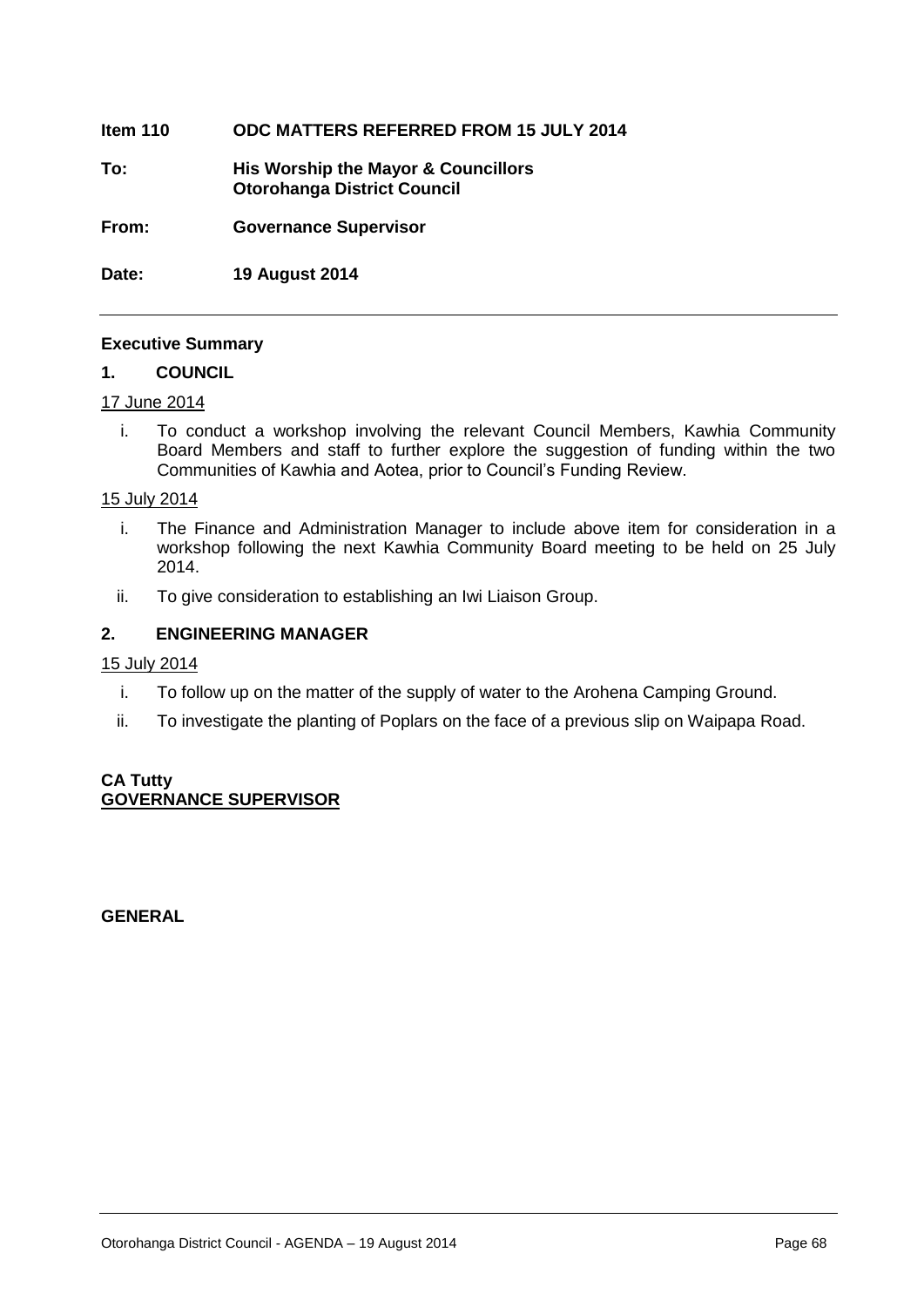**Item 110 ODC MATTERS REFERRED FROM 15 JULY 2014**

**To: His Worship the Mayor & Councillors**
**Otorohanga District Council**

**From: Governance Supervisor**

**Date: 19 August 2014**

---

**Executive Summary**

## 1. COUNCIL

17 June 2014

i. To conduct a workshop involving the relevant Council Members, Kawhia Community Board Members and staff to further explore the suggestion of funding within the two Communities of Kawhia and Aotea, prior to Council's Funding Review.

15 July 2014

i. The Finance and Administration Manager to include above item for consideration in a workshop following the next Kawhia Community Board meeting to be held on 25 July 2014.

ii. To give consideration to establishing an Iwi Liaison Group.

## 2. ENGINEERING MANAGER

15 July 2014

i. To follow up on the matter of the supply of water to the Arohena Camping Ground.

ii. To investigate the planting of Poplars on the face of a previous slip on Waipapa Road.

**CA Tutty**
**GOVERNANCE SUPERVISOR**

**GENERAL**